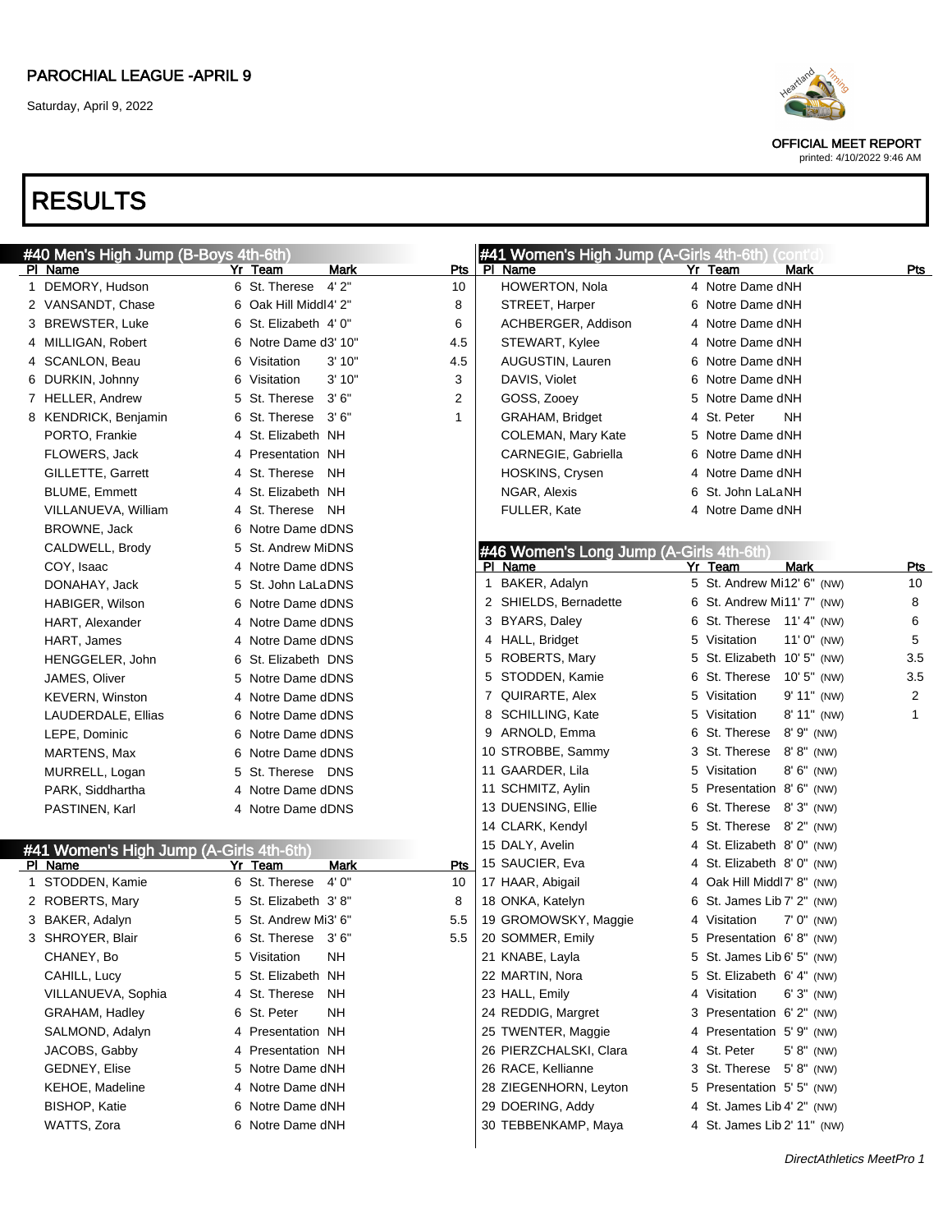PAROCHIAL LEAGUE -APRIL 9

Saturday, April 9, 2022

OFFICIAL MEET REPORT
printed: 4/10/2022 9:46 AM

# RESULTS

## #40 Men's High Jump (B-Boys 4th-6th)

| Pl | Name | Yr | Team | Mark | Pts |
|---|---|---|---|---|---|
| 1 | DEMORY, Hudson | 6 | St. Therese | 4' 2" | 10 |
| 2 | VANSANDT, Chase | 6 | Oak Hill Middl | 4' 2" | 8 |
| 3 | BREWSTER, Luke | 6 | St. Elizabeth | 4' 0" | 6 |
| 4 | MILLIGAN, Robert | 6 | Notre Dame d | 3' 10" | 4.5 |
| 4 | SCANLON, Beau | 6 | Visitation | 3' 10" | 4.5 |
| 6 | DURKIN, Johnny | 6 | Visitation | 3' 10" | 3 |
| 7 | HELLER, Andrew | 5 | St. Therese | 3' 6" | 2 |
| 8 | KENDRICK, Benjamin | 6 | St. Therese | 3' 6" | 1 |
| | PORTO, Frankie | 4 | St. Elizabeth | NH | |
| | FLOWERS, Jack | 4 | Presentation | NH | |
| | GILLETTE, Garrett | 4 | St. Therese | NH | |
| | BLUME, Emmett | 4 | St. Elizabeth | NH | |
| | VILLANUEVA, William | 4 | St. Therese | NH | |
| | BROWNE, Jack | 6 | Notre Dame d | DNS | |
| | CALDWELL, Brody | 5 | St. Andrew Mi | DNS | |
| | COY, Isaac | 4 | Notre Dame d | DNS | |
| | DONAHAY, Jack | 5 | St. John LaLa | DNS | |
| | HABIGER, Wilson | 6 | Notre Dame d | DNS | |
| | HART, Alexander | 4 | Notre Dame d | DNS | |
| | HART, James | 4 | Notre Dame d | DNS | |
| | HENGGELER, John | 6 | St. Elizabeth | DNS | |
| | JAMES, Oliver | 5 | Notre Dame d | DNS | |
| | KEVERN, Winston | 4 | Notre Dame d | DNS | |
| | LAUDERDALE, Ellias | 6 | Notre Dame d | DNS | |
| | LEPE, Dominic | 6 | Notre Dame d | DNS | |
| | MARTENS, Max | 6 | Notre Dame d | DNS | |
| | MURRELL, Logan | 5 | St. Therese | DNS | |
| | PARK, Siddhartha | 4 | Notre Dame d | DNS | |
| | PASTINEN, Karl | 4 | Notre Dame d | DNS | |

## #41 Women's High Jump (A-Girls 4th-6th)

| Pl | Name | Yr | Team | Mark | Pts |
|---|---|---|---|---|---|
| 1 | STODDEN, Kamie | 6 | St. Therese | 4' 0" | 10 |
| 2 | ROBERTS, Mary | 5 | St. Elizabeth | 3' 8" | 8 |
| 3 | BAKER, Adalyn | 5 | St. Andrew Mi | 3' 6" | 5.5 |
| 3 | SHROYER, Blair | 6 | St. Therese | 3' 6" | 5.5 |
| | CHANEY, Bo | 5 | Visitation | NH | |
| | CAHILL, Lucy | 5 | St. Elizabeth | NH | |
| | VILLANUEVA, Sophia | 4 | St. Therese | NH | |
| | GRAHAM, Hadley | 6 | St. Peter | NH | |
| | SALMOND, Adalyn | 4 | Presentation | NH | |
| | JACOBS, Gabby | 4 | Presentation | NH | |
| | GEDNEY, Elise | 5 | Notre Dame d | NH | |
| | KEHOE, Madeline | 4 | Notre Dame d | NH | |
| | BISHOP, Katie | 6 | Notre Dame d | NH | |
| | WATTS, Zora | 6 | Notre Dame d | NH | |
| | HOWERTON, Nola | 4 | Notre Dame d | NH | |
| | STREET, Harper | 6 | Notre Dame d | NH | |
| | ACHBERGER, Addison | 4 | Notre Dame d | NH | |
| | STEWART, Kylee | 4 | Notre Dame d | NH | |
| | AUGUSTIN, Lauren | 6 | Notre Dame d | NH | |
| | DAVIS, Violet | 6 | Notre Dame d | NH | |
| | GOSS, Zooey | 5 | Notre Dame d | NH | |
| | GRAHAM, Bridget | 4 | St. Peter | NH | |
| | COLEMAN, Mary Kate | 5 | Notre Dame d | NH | |
| | CARNEGIE, Gabriella | 6 | Notre Dame d | NH | |
| | HOSKINS, Crysen | 4 | Notre Dame d | NH | |
| | NGAR, Alexis | 6 | St. John LaLa | NH | |
| | FULLER, Kate | 4 | Notre Dame d | NH | |

## #46 Women's Long Jump (A-Girls 4th-6th)

| Pl | Name | Yr | Team | Mark | Pts |
|---|---|---|---|---|---|
| 1 | BAKER, Adalyn | 5 | St. Andrew Mi | 12' 6" (NW) | 10 |
| 2 | SHIELDS, Bernadette | 6 | St. Andrew Mi | 11' 7" (NW) | 8 |
| 3 | BYARS, Daley | 6 | St. Therese | 11' 4" (NW) | 6 |
| 4 | HALL, Bridget | 5 | Visitation | 11' 0" (NW) | 5 |
| 5 | ROBERTS, Mary | 5 | St. Elizabeth | 10' 5" (NW) | 3.5 |
| 5 | STODDEN, Kamie | 6 | St. Therese | 10' 5" (NW) | 3.5 |
| 7 | QUIRARTE, Alex | 5 | Visitation | 9' 11" (NW) | 2 |
| 8 | SCHILLING, Kate | 5 | Visitation | 8' 11" (NW) | 1 |
| 9 | ARNOLD, Emma | 6 | St. Therese | 8' 9" (NW) | |
| 10 | STROBBE, Sammy | 3 | St. Therese | 8' 8" (NW) | |
| 11 | GAARDER, Lila | 5 | Visitation | 8' 6" (NW) | |
| 11 | SCHMITZ, Aylin | 5 | Presentation | 8' 6" (NW) | |
| 13 | DUENSING, Ellie | 6 | St. Therese | 8' 3" (NW) | |
| 14 | CLARK, Kendyl | 5 | St. Therese | 8' 2" (NW) | |
| 15 | DALY, Avelin | 4 | St. Elizabeth | 8' 0" (NW) | |
| 15 | SAUCIER, Eva | 4 | St. Elizabeth | 8' 0" (NW) | |
| 17 | HAAR, Abigail | 4 | Oak Hill Middl | 7' 8" (NW) | |
| 18 | ONKA, Katelyn | 6 | St. James Lib | 7' 2" (NW) | |
| 19 | GROMOWSKY, Maggie | 4 | Visitation | 7' 0" (NW) | |
| 20 | SOMMER, Emily | 5 | Presentation | 6' 8" (NW) | |
| 21 | KNABE, Layla | 5 | St. James Lib | 6' 5" (NW) | |
| 22 | MARTIN, Nora | 5 | St. Elizabeth | 6' 4" (NW) | |
| 23 | HALL, Emily | 4 | Visitation | 6' 3" (NW) | |
| 24 | REDDIG, Margret | 3 | Presentation | 6' 2" (NW) | |
| 25 | TWENTER, Maggie | 4 | Presentation | 5' 9" (NW) | |
| 26 | PIERZCHALSKI, Clara | 4 | St. Peter | 5' 8" (NW) | |
| 26 | RACE, Kellianne | 3 | St. Therese | 5' 8" (NW) | |
| 28 | ZIEGENHORN, Leyton | 5 | Presentation | 5' 5" (NW) | |
| 29 | DOERING, Addy | 4 | St. James Lib | 4' 2" (NW) | |
| 30 | TEBBENKAMP, Maya | 4 | St. James Lib | 2' 11" (NW) | |

DirectAthletics MeetPro 1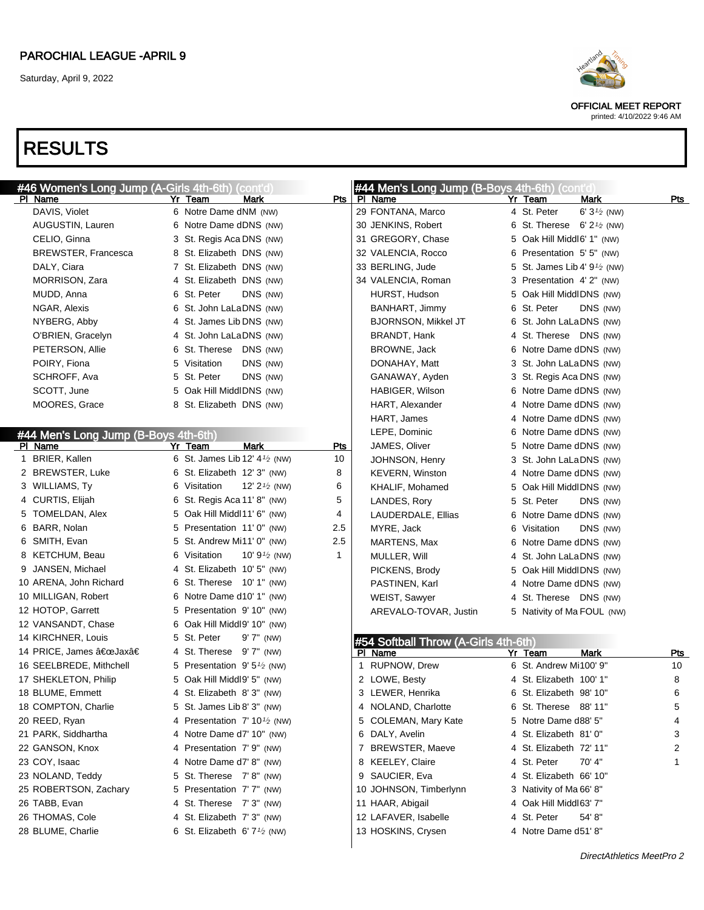# PAROCHIAL LEAGUE -APRIL 9

Saturday, April 9, 2022

OFFICIAL MEET REPORT
printed: 4/10/2022 9:46 AM

# RESULTS

## #46 Women's Long Jump (A-Girls 4th-6th) (cont'd)

| Pl | Name | Yr | Team | Mark | Pts |
|---|---|---|---|---|---|
| | DAVIS, Violet | 6 | Notre Dame d | NM (NW) | |
| | AUGUSTIN, Lauren | 6 | Notre Dame d | DNS (NW) | |
| | CELIO, Ginna | 3 | St. Regis Aca | DNS (NW) | |
| | BREWSTER, Francesca | 8 | St. Elizabeth | DNS (NW) | |
| | DALY, Ciara | 7 | St. Elizabeth | DNS (NW) | |
| | MORRISON, Zara | 4 | St. Elizabeth | DNS (NW) | |
| | MUDD, Anna | 6 | St. Peter | DNS (NW) | |
| | NGAR, Alexis | 6 | St. John LaLa | DNS (NW) | |
| | NYBERG, Abby | 4 | St. James Lib | DNS (NW) | |
| | O'BRIEN, Gracelyn | 4 | St. John LaLa | DNS (NW) | |
| | PETERSON, Allie | 6 | St. Therese | DNS (NW) | |
| | POIRY, Fiona | 5 | Visitation | DNS (NW) | |
| | SCHROFF, Ava | 5 | St. Peter | DNS (NW) | |
| | SCOTT, June | 5 | Oak Hill Middl | DNS (NW) | |
| | MOORES, Grace | 8 | St. Elizabeth | DNS (NW) | |

## #44 Men's Long Jump (B-Boys 4th-6th)

| Pl | Name | Yr | Team | Mark | Pts |
|---|---|---|---|---|---|
| 1 | BRIER, Kallen | 6 | St. James Lib | 12' 4½ (NW) | 10 |
| 2 | BREWSTER, Luke | 6 | St. Elizabeth | 12' 3" (NW) | 8 |
| 3 | WILLIAMS, Ty | 6 | Visitation | 12' 2½ (NW) | 6 |
| 4 | CURTIS, Elijah | 6 | St. Regis Aca | 11' 8" (NW) | 5 |
| 5 | TOMELDAN, Alex | 5 | Oak Hill Middl | 11' 6" (NW) | 4 |
| 6 | BARR, Nolan | 5 | Presentation | 11' 0" (NW) | 2.5 |
| 6 | SMITH, Evan | 5 | St. Andrew Mi | 11' 0" (NW) | 2.5 |
| 8 | KETCHUM, Beau | 6 | Visitation | 10' 9½ (NW) | 1 |
| 9 | JANSEN, Michael | 4 | St. Elizabeth | 10' 5" (NW) | |
| 10 | ARENA, John Richard | 6 | St. Therese | 10' 1" (NW) | |
| 10 | MILLIGAN, Robert | 6 | Notre Dame d | 10' 1" (NW) | |
| 12 | HOTOP, Garrett | 5 | Presentation | 9' 10" (NW) | |
| 12 | VANSANDT, Chase | 6 | Oak Hill Middl | 9' 10" (NW) | |
| 14 | KIRCHNER, Louis | 5 | St. Peter | 9' 7" (NW) | |
| 14 | PRICE, James â€œJaxâ€ | 4 | St. Therese | 9' 7" (NW) | |
| 16 | SEELBREDE, Mithchell | 5 | Presentation | 9' 5½ (NW) | |
| 17 | SHEKLETON, Philip | 5 | Oak Hill Middl | 9' 5" (NW) | |
| 18 | BLUME, Emmett | 4 | St. Elizabeth | 8' 3" (NW) | |
| 18 | COMPTON, Charlie | 5 | St. James Lib | 8' 3" (NW) | |
| 20 | REED, Ryan | 4 | Presentation | 7' 10½ (NW) | |
| 21 | PARK, Siddhartha | 4 | Notre Dame d | 7' 10" (NW) | |
| 22 | GANSON, Knox | 4 | Presentation | 7' 9" (NW) | |
| 23 | COY, Isaac | 4 | Notre Dame d | 7' 8" (NW) | |
| 23 | NOLAND, Teddy | 5 | St. Therese | 7' 8" (NW) | |
| 25 | ROBERTSON, Zachary | 5 | Presentation | 7' 7" (NW) | |
| 26 | TABB, Evan | 4 | St. Therese | 7' 3" (NW) | |
| 26 | TOMLINSON, Cole | 4 | St. Elizabeth | 7' 3" (NW) | |
| 28 | BLUME, Charlie | 6 | St. Elizabeth | 6' 7½ (NW) | |
| 29 | FONTANA, Marco | 4 | St. Peter | 6' 3½ (NW) | |
| 30 | JENKINS, Robert | 6 | St. Therese | 6' 2½ (NW) | |
| 31 | GREGORY, Chase | 5 | Oak Hill Middl | 6' 1" (NW) | |
| 32 | VALENCIA, Rocco | 6 | Presentation | 5' 5" (NW) | |
| 33 | BERLING, Jude | 5 | St. James Lib | 4' 9½ (NW) | |
| 34 | VALENCIA, Roman | 3 | Presentation | 4' 2" (NW) | |
| | HURST, Hudson | 5 | Oak Hill Middl | DNS (NW) | |
| | BANHART, Jimmy | 6 | St. Peter | DNS (NW) | |
| | BJORNSON, Mikkel JT | 6 | St. John LaLa | DNS (NW) | |
| | BRANDT, Hank | 4 | St. Therese | DNS (NW) | |
| | BROWNE, Jack | 6 | Notre Dame d | DNS (NW) | |
| | DONAHAY, Matt | 3 | St. John LaLa | DNS (NW) | |
| | GANAWAY, Ayden | 3 | St. Regis Aca | DNS (NW) | |
| | HABIGER, Wilson | 6 | Notre Dame d | DNS (NW) | |
| | HART, Alexander | 4 | Notre Dame d | DNS (NW) | |
| | HART, James | 4 | Notre Dame d | DNS (NW) | |
| | LEPE, Dominic | 6 | Notre Dame d | DNS (NW) | |
| | JAMES, Oliver | 5 | Notre Dame d | DNS (NW) | |
| | JOHNSON, Henry | 3 | St. John LaLa | DNS (NW) | |
| | KEVERN, Winston | 4 | Notre Dame d | DNS (NW) | |
| | KHALIF, Mohamed | 5 | Oak Hill Middl | DNS (NW) | |
| | LANDES, Rory | 5 | St. Peter | DNS (NW) | |
| | LAUDERDALE, Ellias | 6 | Notre Dame d | DNS (NW) | |
| | MYRE, Jack | 6 | Visitation | DNS (NW) | |
| | MARTENS, Max | 6 | Notre Dame d | DNS (NW) | |
| | MULLER, Will | 4 | St. John LaLa | DNS (NW) | |
| | PICKENS, Brody | 5 | Oak Hill Middl | DNS (NW) | |
| | PASTINEN, Karl | 4 | Notre Dame d | DNS (NW) | |
| | WEIST, Sawyer | 4 | St. Therese | DNS (NW) | |
| | AREVALO-TOVAR, Justin | 5 | Nativity of Ma | FOUL (NW) | |

## #54 Softball Throw (A-Girls 4th-6th)

| Pl | Name | Yr | Team | Mark | Pts |
|---|---|---|---|---|---|
| 1 | RUPNOW, Drew | 6 | St. Andrew Mi | 100' 9" | 10 |
| 2 | LOWE, Besty | 4 | St. Elizabeth | 100' 1" | 8 |
| 3 | LEWER, Henrika | 6 | St. Elizabeth | 98' 10" | 6 |
| 4 | NOLAND, Charlotte | 6 | St. Therese | 88' 11" | 5 |
| 5 | COLEMAN, Mary Kate | 5 | Notre Dame d | 88' 5" | 4 |
| 6 | DALY, Avelin | 4 | St. Elizabeth | 81' 0" | 3 |
| 7 | BREWSTER, Maeve | 4 | St. Elizabeth | 72' 11" | 2 |
| 8 | KEELEY, Claire | 4 | St. Peter | 70' 4" | 1 |
| 9 | SAUCIER, Eva | 4 | St. Elizabeth | 66' 10" | |
| 10 | JOHNSON, Timberlynn | 3 | Nativity of Ma | 66' 8" | |
| 11 | HAAR, Abigail | 4 | Oak Hill Middl | 63' 7" | |
| 12 | LAFAVER, Isabelle | 4 | St. Peter | 54' 8" | |
| 13 | HOSKINS, Crysen | 4 | Notre Dame d | 51' 8" | |

DirectAthletics MeetPro 2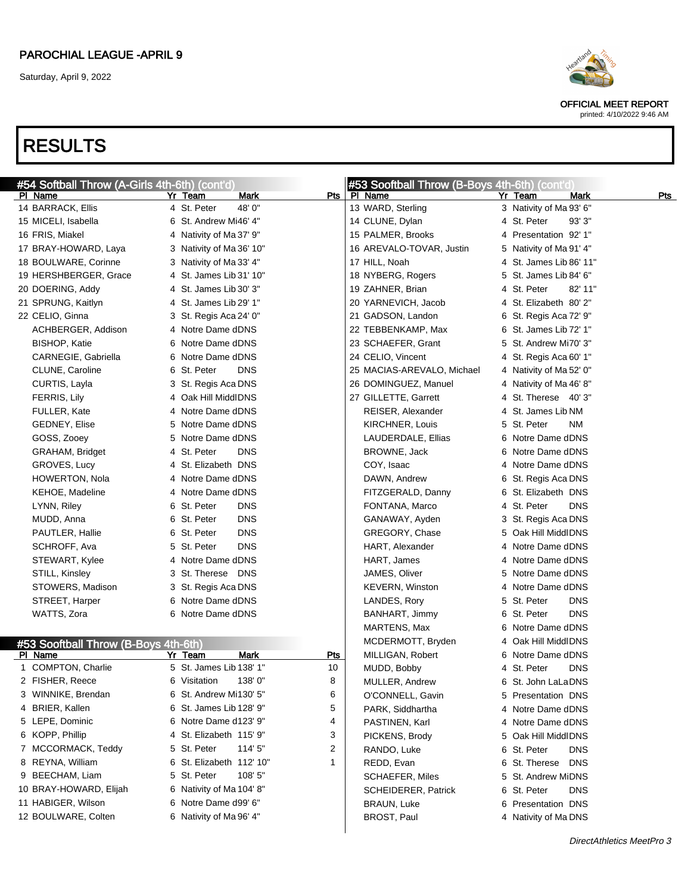PAROCHIAL LEAGUE -APRIL 9

Saturday, April 9, 2022

OFFICIAL MEET REPORT
printed: 4/10/2022 9:46 AM

# RESULTS

## #54 Softball Throw (A-Girls 4th-6th) (cont'd)

| Pl | Name | Yr | Team | Mark | Pts |
|---|---|---|---|---|---|
| 14 | BARRACK, Ellis | 4 | St. Peter | 48' 0" | |
| 15 | MICELI, Isabella | 6 | St. Andrew Mi | 46' 4" | |
| 16 | FRIS, Miakel | 4 | Nativity of Ma | 37' 9" | |
| 17 | BRAY-HOWARD, Laya | 3 | Nativity of Ma | 36' 10" | |
| 18 | BOULWARE, Corinne | 3 | Nativity of Ma | 33' 4" | |
| 19 | HERSHBERGER, Grace | 4 | St. James Lib | 31' 10" | |
| 20 | DOERING, Addy | 4 | St. James Lib | 30' 3" | |
| 21 | SPRUNG, Kaitlyn | 4 | St. James Lib | 29' 1" | |
| 22 | CELIO, Ginna | 3 | St. Regis Aca | 24' 0" | |
| | ACHBERGER, Addison | 4 | Notre Dame d | DNS | |
| | BISHOP, Katie | 6 | Notre Dame d | DNS | |
| | CARNEGIE, Gabriella | 6 | Notre Dame d | DNS | |
| | CLUNE, Caroline | 6 | St. Peter | DNS | |
| | CURTIS, Layla | 3 | St. Regis Aca | DNS | |
| | FERRIS, Lily | 4 | Oak Hill Middl | DNS | |
| | FULLER, Kate | 4 | Notre Dame d | DNS | |
| | GEDNEY, Elise | 5 | Notre Dame d | DNS | |
| | GOSS, Zooey | 5 | Notre Dame d | DNS | |
| | GRAHAM, Bridget | 4 | St. Peter | DNS | |
| | GROVES, Lucy | 4 | St. Elizabeth | DNS | |
| | HOWERTON, Nola | 4 | Notre Dame d | DNS | |
| | KEHOE, Madeline | 4 | Notre Dame d | DNS | |
| | LYNN, Riley | 6 | St. Peter | DNS | |
| | MUDD, Anna | 6 | St. Peter | DNS | |
| | PAUTLER, Hallie | 6 | St. Peter | DNS | |
| | SCHROFF, Ava | 5 | St. Peter | DNS | |
| | STEWART, Kylee | 4 | Notre Dame d | DNS | |
| | STILL, Kinsley | 3 | St. Therese | DNS | |
| | STOWERS, Madison | 3 | St. Regis Aca | DNS | |
| | STREET, Harper | 6 | Notre Dame d | DNS | |
| | WATTS, Zora | 6 | Notre Dame d | DNS | |

## #53 Softball Throw (B-Boys 4th-6th)

| Pl | Name | Yr | Team | Mark | Pts |
|---|---|---|---|---|---|
| 1 | COMPTON, Charlie | 5 | St. James Lib | 138' 1" | 10 |
| 2 | FISHER, Reece | 6 | Visitation | 138' 0" | 8 |
| 3 | WINNIKE, Brendan | 6 | St. Andrew Mi | 130' 5" | 6 |
| 4 | BRIER, Kallen | 6 | St. James Lib | 128' 9" | 5 |
| 5 | LEPE, Dominic | 6 | Notre Dame d | 123' 9" | 4 |
| 6 | KOPP, Phillip | 4 | St. Elizabeth | 115' 9" | 3 |
| 7 | MCCORMACK, Teddy | 5 | St. Peter | 114' 5" | 2 |
| 8 | REYNA, William | 6 | St. Elizabeth | 112' 10" | 1 |
| 9 | BEECHAM, Liam | 5 | St. Peter | 108' 5" | |
| 10 | BRAY-HOWARD, Elijah | 6 | Nativity of Ma | 104' 8" | |
| 11 | HABIGER, Wilson | 6 | Notre Dame d | 99' 6" | |
| 12 | BOULWARE, Colten | 6 | Nativity of Ma | 96' 4" | |
| 13 | WARD, Sterling | 3 | Nativity of Ma | 93' 6" | |
| 14 | CLUNE, Dylan | 4 | St. Peter | 93' 3" | |
| 15 | PALMER, Brooks | 4 | Presentation | 92' 1" | |
| 16 | AREVALO-TOVAR, Justin | 5 | Nativity of Ma | 91' 4" | |
| 17 | HILL, Noah | 4 | St. James Lib | 86' 11" | |
| 18 | NYBERG, Rogers | 5 | St. James Lib | 84' 6" | |
| 19 | ZAHNER, Brian | 4 | St. Peter | 82' 11" | |
| 20 | YARNEVICH, Jacob | 4 | St. Elizabeth | 80' 2" | |
| 21 | GADSON, Landon | 6 | St. Regis Aca | 72' 9" | |
| 22 | TEBBENKAMP, Max | 6 | St. James Lib | 72' 1" | |
| 23 | SCHAEFER, Grant | 5 | St. Andrew Mi | 70' 3" | |
| 24 | CELIO, Vincent | 4 | St. Regis Aca | 60' 1" | |
| 25 | MACIAS-AREVALO, Michael | 4 | Nativity of Ma | 52' 0" | |
| 26 | DOMINGUEZ, Manuel | 4 | Nativity of Ma | 46' 8" | |
| 27 | GILLETTE, Garrett | 4 | St. Therese | 40' 3" | |
| | REISER, Alexander | 4 | St. James Lib | NM | |
| | KIRCHNER, Louis | 5 | St. Peter | NM | |
| | LAUDERDALE, Ellias | 6 | Notre Dame d | DNS | |
| | BROWNE, Jack | 6 | Notre Dame d | DNS | |
| | COY, Isaac | 4 | Notre Dame d | DNS | |
| | DAWN, Andrew | 6 | St. Regis Aca | DNS | |
| | FITZGERALD, Danny | 6 | St. Elizabeth | DNS | |
| | FONTANA, Marco | 4 | St. Peter | DNS | |
| | GANAWAY, Ayden | 3 | St. Regis Aca | DNS | |
| | GREGORY, Chase | 5 | Oak Hill Middl | DNS | |
| | HART, Alexander | 4 | Notre Dame d | DNS | |
| | HART, James | 4 | Notre Dame d | DNS | |
| | JAMES, Oliver | 5 | Notre Dame d | DNS | |
| | KEVERN, Winston | 4 | Notre Dame d | DNS | |
| | LANDES, Rory | 5 | St. Peter | DNS | |
| | BANHART, Jimmy | 6 | St. Peter | DNS | |
| | MARTENS, Max | 6 | Notre Dame d | DNS | |
| | MCDERMOTT, Bryden | 4 | Oak Hill Middl | DNS | |
| | MILLIGAN, Robert | 6 | Notre Dame d | DNS | |
| | MUDD, Bobby | 4 | St. Peter | DNS | |
| | MULLER, Andrew | 6 | St. John LaLa | DNS | |
| | O'CONNELL, Gavin | 5 | Presentation | DNS | |
| | PARK, Siddhartha | 4 | Notre Dame d | DNS | |
| | PASTINEN, Karl | 4 | Notre Dame d | DNS | |
| | PICKENS, Brody | 5 | Oak Hill Middl | DNS | |
| | RANDO, Luke | 6 | St. Peter | DNS | |
| | REDD, Evan | 6 | St. Therese | DNS | |
| | SCHAEFER, Miles | 5 | St. Andrew Mi | DNS | |
| | SCHEIDERER, Patrick | 6 | St. Peter | DNS | |
| | BRAUN, Luke | 6 | Presentation | DNS | |
| | BROST, Paul | 4 | Nativity of Ma | DNS | |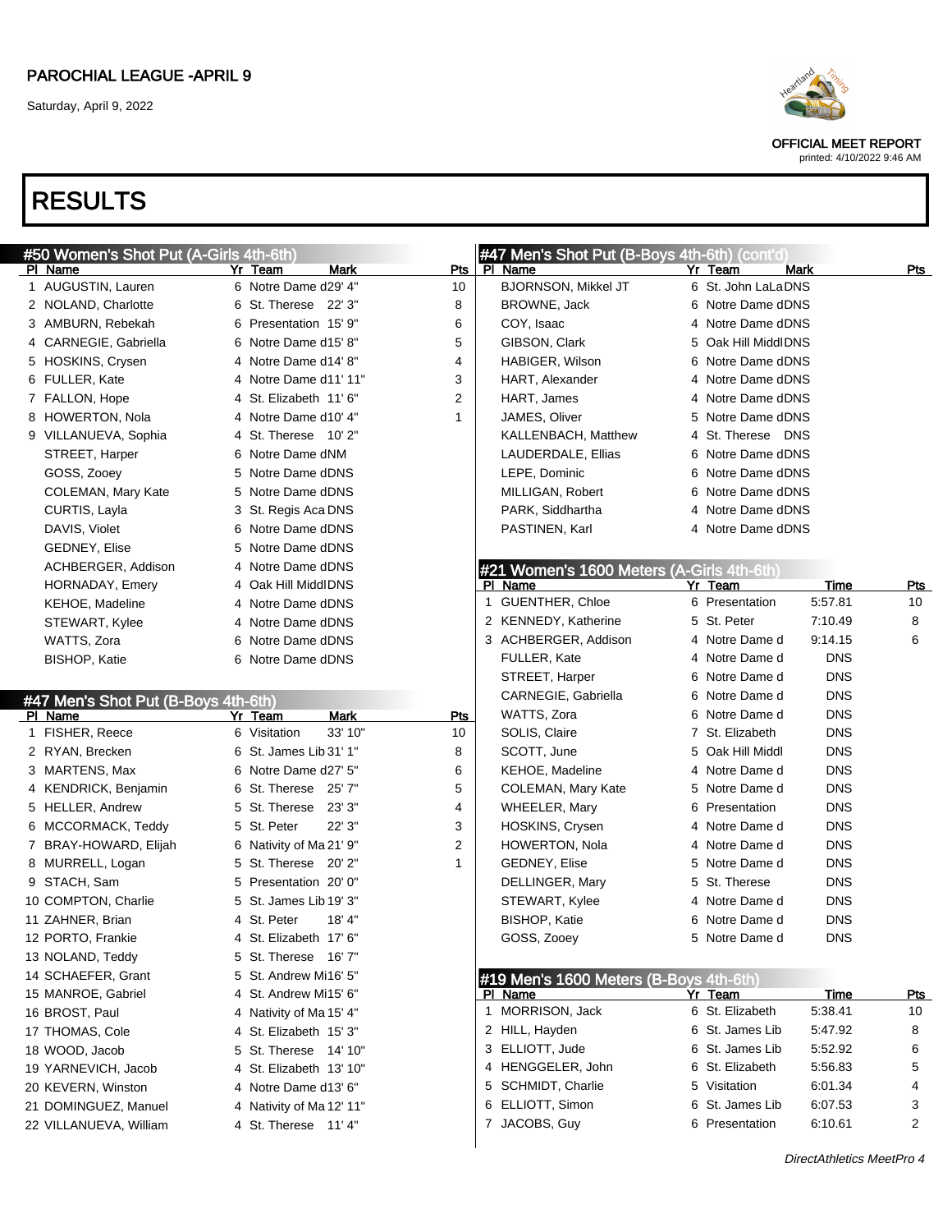# RESULTS

## #50 Women's Shot Put (A-Girls 4th-6th)

| Pl | Name | Yr | Team | Mark | Pts |
|---|---|---|---|---|---|
| 1 | AUGUSTIN, Lauren | 6 | Notre Dame d | 29' 4" | 10 |
| 2 | NOLAND, Charlotte | 6 | St. Therese | 22' 3" | 8 |
| 3 | AMBURN, Rebekah | 6 | Presentation | 15' 9" | 6 |
| 4 | CARNEGIE, Gabriella | 6 | Notre Dame d | 15' 8" | 5 |
| 5 | HOSKINS, Crysen | 4 | Notre Dame d | 14' 8" | 4 |
| 6 | FULLER, Kate | 4 | Notre Dame d | 11' 11" | 3 |
| 7 | FALLON, Hope | 4 | St. Elizabeth | 11' 6" | 2 |
| 8 | HOWERTON, Nola | 4 | Notre Dame d | 10' 4" | 1 |
| 9 | VILLANUEVA, Sophia | 4 | St. Therese | 10' 2" | |
| | STREET, Harper | 6 | Notre Dame d | NM | |
| | GOSS, Zooey | 5 | Notre Dame d | DNS | |
| | COLEMAN, Mary Kate | 5 | Notre Dame d | DNS | |
| | CURTIS, Layla | 3 | St. Regis Aca | DNS | |
| | DAVIS, Violet | 6 | Notre Dame d | DNS | |
| | GEDNEY, Elise | 5 | Notre Dame d | DNS | |
| | ACHBERGER, Addison | 4 | Notre Dame d | DNS | |
| | HORNADAY, Emery | 4 | Oak Hill Middl | DNS | |
| | KEHOE, Madeline | 4 | Notre Dame d | DNS | |
| | STEWART, Kylee | 4 | Notre Dame d | DNS | |
| | WATTS, Zora | 6 | Notre Dame d | DNS | |
| | BISHOP, Katie | 6 | Notre Dame d | DNS | |

## #47 Men's Shot Put (B-Boys 4th-6th)

| Pl | Name | Yr | Team | Mark | Pts |
|---|---|---|---|---|---|
| 1 | FISHER, Reece | 6 | Visitation | 33' 10" | 10 |
| 2 | RYAN, Brecken | 6 | St. James Lib | 31' 1" | 8 |
| 3 | MARTENS, Max | 6 | Notre Dame d | 27' 5" | 6 |
| 4 | KENDRICK, Benjamin | 6 | St. Therese | 25' 7" | 5 |
| 5 | HELLER, Andrew | 5 | St. Therese | 23' 3" | 4 |
| 6 | MCCORMACK, Teddy | 5 | St. Peter | 22' 3" | 3 |
| 7 | BRAY-HOWARD, Elijah | 6 | Nativity of Ma | 21' 9" | 2 |
| 8 | MURRELL, Logan | 5 | St. Therese | 20' 2" | 1 |
| 9 | STACH, Sam | 5 | Presentation | 20' 0" | |
| 10 | COMPTON, Charlie | 5 | St. James Lib | 19' 3" | |
| 11 | ZAHNER, Brian | 4 | St. Peter | 18' 4" | |
| 12 | PORTO, Frankie | 4 | St. Elizabeth | 17' 6" | |
| 13 | NOLAND, Teddy | 5 | St. Therese | 16' 7" | |
| 14 | SCHAEFER, Grant | 5 | St. Andrew Mi | 16' 5" | |
| 15 | MANROE, Gabriel | 4 | St. Andrew Mi | 15' 6" | |
| 16 | BROST, Paul | 4 | Nativity of Ma | 15' 4" | |
| 17 | THOMAS, Cole | 4 | St. Elizabeth | 15' 3" | |
| 18 | WOOD, Jacob | 5 | St. Therese | 14' 10" | |
| 19 | YARNEVICH, Jacob | 4 | St. Elizabeth | 13' 10" | |
| 20 | KEVERN, Winston | 4 | Notre Dame d | 13' 6" | |
| 21 | DOMINGUEZ, Manuel | 4 | Nativity of Ma | 12' 11" | |
| 22 | VILLANUEVA, William | 4 | St. Therese | 11' 4" | |
| | BJORNSON, Mikkel JT | 6 | St. John LaLa | DNS | |
| | BROWNE, Jack | 6 | Notre Dame d | DNS | |
| | COY, Isaac | 4 | Notre Dame d | DNS | |
| | GIBSON, Clark | 5 | Oak Hill Middl | DNS | |
| | HABIGER, Wilson | 6 | Notre Dame d | DNS | |
| | HART, Alexander | 4 | Notre Dame d | DNS | |
| | HART, James | 4 | Notre Dame d | DNS | |
| | JAMES, Oliver | 5 | Notre Dame d | DNS | |
| | KALLENBACH, Matthew | 4 | St. Therese | DNS | |
| | LAUDERDALE, Ellias | 6 | Notre Dame d | DNS | |
| | LEPE, Dominic | 6 | Notre Dame d | DNS | |
| | MILLIGAN, Robert | 6 | Notre Dame d | DNS | |
| | PARK, Siddhartha | 4 | Notre Dame d | DNS | |
| | PASTINEN, Karl | 4 | Notre Dame d | DNS | |

## #21 Women's 1600 Meters (A-Girls 4th-6th)

| Pl | Name | Yr | Team | Time | Pts |
|---|---|---|---|---|---|
| 1 | GUENTHER, Chloe | 6 | Presentation | 5:57.81 | 10 |
| 2 | KENNEDY, Katherine | 5 | St. Peter | 7:10.49 | 8 |
| 3 | ACHBERGER, Addison | 4 | Notre Dame d | 9:14.15 | 6 |
| | FULLER, Kate | 4 | Notre Dame d | DNS | |
| | STREET, Harper | 6 | Notre Dame d | DNS | |
| | CARNEGIE, Gabriella | 6 | Notre Dame d | DNS | |
| | WATTS, Zora | 6 | Notre Dame d | DNS | |
| | SOLIS, Claire | 7 | St. Elizabeth | DNS | |
| | SCOTT, June | 5 | Oak Hill Middl | DNS | |
| | KEHOE, Madeline | 4 | Notre Dame d | DNS | |
| | COLEMAN, Mary Kate | 5 | Notre Dame d | DNS | |
| | WHEELER, Mary | 6 | Presentation | DNS | |
| | HOSKINS, Crysen | 4 | Notre Dame d | DNS | |
| | HOWERTON, Nola | 4 | Notre Dame d | DNS | |
| | GEDNEY, Elise | 5 | Notre Dame d | DNS | |
| | DELLINGER, Mary | 5 | St. Therese | DNS | |
| | STEWART, Kylee | 4 | Notre Dame d | DNS | |
| | BISHOP, Katie | 6 | Notre Dame d | DNS | |
| | GOSS, Zooey | 5 | Notre Dame d | DNS | |

## #19 Men's 1600 Meters (B-Boys 4th-6th)

| Pl | Name | Yr | Team | Time | Pts |
|---|---|---|---|---|---|
| 1 | MORRISON, Jack | 6 | St. Elizabeth | 5:38.41 | 10 |
| 2 | HILL, Hayden | 6 | St. James Lib | 5:47.92 | 8 |
| 3 | ELLIOTT, Jude | 6 | St. James Lib | 5:52.92 | 6 |
| 4 | HENGGELER, John | 6 | St. Elizabeth | 5:56.83 | 5 |
| 5 | SCHMIDT, Charlie | 5 | Visitation | 6:01.34 | 4 |
| 6 | ELLIOTT, Simon | 6 | St. James Lib | 6:07.53 | 3 |
| 7 | JACOBS, Guy | 6 | Presentation | 6:10.61 | 2 |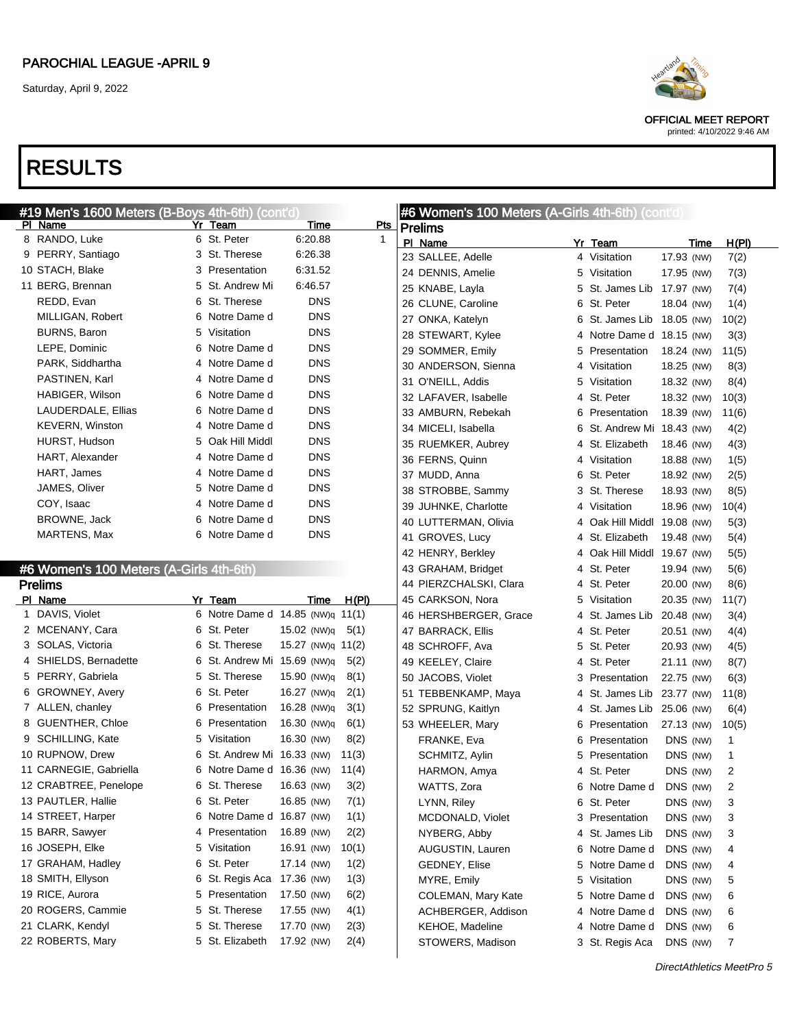# RESULTS

## #19 Men's 1600 Meters (B-Boys 4th-6th) (cont'd)

| Pl | Name | Yr | Team | Time | Pts |
|---|---|---|---|---|---|
| 8 | RANDO, Luke | 6 | St. Peter | 6:20.88 | 1 |
| 9 | PERRY, Santiago | 3 | St. Therese | 6:26.38 | |
| 10 | STACH, Blake | 3 | Presentation | 6:31.52 | |
| 11 | BERG, Brennan | 5 | St. Andrew Mi | 6:46.57 | |
| | REDD, Evan | 6 | St. Therese | DNS | |
| | MILLIGAN, Robert | 6 | Notre Dame d | DNS | |
| | BURNS, Baron | 5 | Visitation | DNS | |
| | LEPE, Dominic | 6 | Notre Dame d | DNS | |
| | PARK, Siddhartha | 4 | Notre Dame d | DNS | |
| | PASTINEN, Karl | 4 | Notre Dame d | DNS | |
| | HABIGER, Wilson | 6 | Notre Dame d | DNS | |
| | LAUDERDALE, Ellias | 6 | Notre Dame d | DNS | |
| | KEVERN, Winston | 4 | Notre Dame d | DNS | |
| | HURST, Hudson | 5 | Oak Hill Middl | DNS | |
| | HART, Alexander | 4 | Notre Dame d | DNS | |
| | HART, James | 4 | Notre Dame d | DNS | |
| | JAMES, Oliver | 5 | Notre Dame d | DNS | |
| | COY, Isaac | 4 | Notre Dame d | DNS | |
| | BROWNE, Jack | 6 | Notre Dame d | DNS | |
| | MARTENS, Max | 6 | Notre Dame d | DNS | |

## #6 Women's 100 Meters (A-Girls 4th-6th)

### Prelims

| Pl | Name | Yr | Team | Time | H(Pl) |
|---|---|---|---|---|---|
| 1 | DAVIS, Violet | 6 | Notre Dame d | 14.85 (NW)q | 11(1) |
| 2 | MCENANY, Cara | 6 | St. Peter | 15.02 (NW)q | 5(1) |
| 3 | SOLAS, Victoria | 6 | St. Therese | 15.27 (NW)q | 11(2) |
| 4 | SHIELDS, Bernadette | 6 | St. Andrew Mi | 15.69 (NW)q | 5(2) |
| 5 | PERRY, Gabriela | 5 | St. Therese | 15.90 (NW)q | 8(1) |
| 6 | GROWNEY, Avery | 6 | St. Peter | 16.27 (NW)q | 2(1) |
| 7 | ALLEN, chanley | 6 | Presentation | 16.28 (NW)q | 3(1) |
| 8 | GUENTHER, Chloe | 6 | Presentation | 16.30 (NW)q | 6(1) |
| 9 | SCHILLING, Kate | 5 | Visitation | 16.30 (NW) | 8(2) |
| 10 | RUPNOW, Drew | 6 | St. Andrew Mi | 16.33 (NW) | 11(3) |
| 11 | CARNEGIE, Gabriella | 6 | Notre Dame d | 16.36 (NW) | 11(4) |
| 12 | CRABTREE, Penelope | 6 | St. Therese | 16.63 (NW) | 3(2) |
| 13 | PAUTLER, Hallie | 6 | St. Peter | 16.85 (NW) | 7(1) |
| 14 | STREET, Harper | 6 | Notre Dame d | 16.87 (NW) | 1(1) |
| 15 | BARR, Sawyer | 4 | Presentation | 16.89 (NW) | 2(2) |
| 16 | JOSEPH, Elke | 5 | Visitation | 16.91 (NW) | 10(1) |
| 17 | GRAHAM, Hadley | 6 | St. Peter | 17.14 (NW) | 1(2) |
| 18 | SMITH, Ellyson | 6 | St. Regis Aca | 17.36 (NW) | 1(3) |
| 19 | RICE, Aurora | 5 | Presentation | 17.50 (NW) | 6(2) |
| 20 | ROGERS, Cammie | 5 | St. Therese | 17.55 (NW) | 4(1) |
| 21 | CLARK, Kendyl | 5 | St. Therese | 17.70 (NW) | 2(3) |
| 22 | ROBERTS, Mary | 5 | St. Elizabeth | 17.92 (NW) | 2(4) |
| 23 | SALLEE, Adelle | 4 | Visitation | 17.93 (NW) | 7(2) |
| 24 | DENNIS, Amelie | 5 | Visitation | 17.95 (NW) | 7(3) |
| 25 | KNABE, Layla | 5 | St. James Lib | 17.97 (NW) | 7(4) |
| 26 | CLUNE, Caroline | 6 | St. Peter | 18.04 (NW) | 1(4) |
| 27 | ONKA, Katelyn | 6 | St. James Lib | 18.05 (NW) | 10(2) |
| 28 | STEWART, Kylee | 4 | Notre Dame d | 18.15 (NW) | 3(3) |
| 29 | SOMMER, Emily | 5 | Presentation | 18.24 (NW) | 11(5) |
| 30 | ANDERSON, Sienna | 4 | Visitation | 18.25 (NW) | 8(3) |
| 31 | O'NEILL, Addis | 5 | Visitation | 18.32 (NW) | 8(4) |
| 32 | LAFAVER, Isabelle | 4 | St. Peter | 18.32 (NW) | 10(3) |
| 33 | AMBURN, Rebekah | 6 | Presentation | 18.39 (NW) | 11(6) |
| 34 | MICELI, Isabella | 6 | St. Andrew Mi | 18.43 (NW) | 4(2) |
| 35 | RUEMKER, Aubrey | 4 | St. Elizabeth | 18.46 (NW) | 4(3) |
| 36 | FERNS, Quinn | 4 | Visitation | 18.88 (NW) | 1(5) |
| 37 | MUDD, Anna | 6 | St. Peter | 18.92 (NW) | 2(5) |
| 38 | STROBBE, Sammy | 3 | St. Therese | 18.93 (NW) | 8(5) |
| 39 | JUHNKE, Charlotte | 4 | Visitation | 18.96 (NW) | 10(4) |
| 40 | LUTTERMAN, Olivia | 4 | Oak Hill Middl | 19.08 (NW) | 5(3) |
| 41 | GROVES, Lucy | 4 | St. Elizabeth | 19.48 (NW) | 5(4) |
| 42 | HENRY, Berkley | 4 | Oak Hill Middl | 19.67 (NW) | 5(5) |
| 43 | GRAHAM, Bridget | 4 | St. Peter | 19.94 (NW) | 5(6) |
| 44 | PIERZCHALSKI, Clara | 4 | St. Peter | 20.00 (NW) | 8(6) |
| 45 | CARKSON, Nora | 5 | Visitation | 20.35 (NW) | 11(7) |
| 46 | HERSHBERGER, Grace | 4 | St. James Lib | 20.48 (NW) | 3(4) |
| 47 | BARRACK, Ellis | 4 | St. Peter | 20.51 (NW) | 4(4) |
| 48 | SCHROFF, Ava | 5 | St. Peter | 20.93 (NW) | 4(5) |
| 49 | KEELEY, Claire | 4 | St. Peter | 21.11 (NW) | 8(7) |
| 50 | JACOBS, Violet | 3 | Presentation | 22.75 (NW) | 6(3) |
| 51 | TEBBENKAMP, Maya | 4 | St. James Lib | 23.77 (NW) | 11(8) |
| 52 | SPRUNG, Kaitlyn | 4 | St. James Lib | 25.06 (NW) | 6(4) |
| 53 | WHEELER, Mary | 6 | Presentation | 27.13 (NW) | 10(5) |
| | FRANKE, Eva | 6 | Presentation | DNS (NW) | 1 |
| | SCHMITZ, Aylin | 5 | Presentation | DNS (NW) | 1 |
| | HARMON, Amya | 4 | St. Peter | DNS (NW) | 2 |
| | WATTS, Zora | 6 | Notre Dame d | DNS (NW) | 2 |
| | LYNN, Riley | 6 | St. Peter | DNS (NW) | 3 |
| | MCDONALD, Violet | 3 | Presentation | DNS (NW) | 3 |
| | NYBERG, Abby | 4 | St. James Lib | DNS (NW) | 3 |
| | AUGUSTIN, Lauren | 6 | Notre Dame d | DNS (NW) | 4 |
| | GEDNEY, Elise | 5 | Notre Dame d | DNS (NW) | 4 |
| | MYRE, Emily | 5 | Visitation | DNS (NW) | 5 |
| | COLEMAN, Mary Kate | 5 | Notre Dame d | DNS (NW) | 6 |
| | ACHBERGER, Addison | 4 | Notre Dame d | DNS (NW) | 6 |
| | KEHOE, Madeline | 4 | Notre Dame d | DNS (NW) | 6 |
| | STOWERS, Madison | 3 | St. Regis Aca | DNS (NW) | 7 |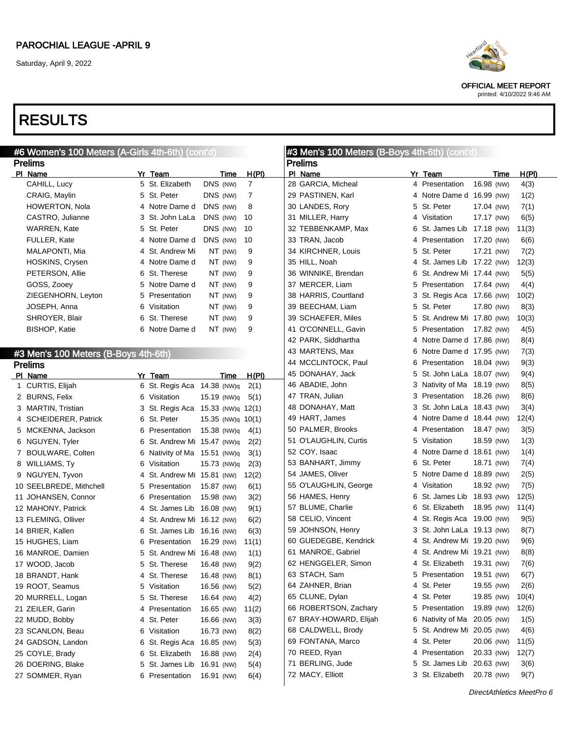PAROCHIAL LEAGUE -APRIL 9

Saturday, April 9, 2022

OFFICIAL MEET REPORT
printed: 4/10/2022 9:46 AM

# RESULTS

## #6 Women's 100 Meters (A-Girls 4th-6th) (cont'd)

### Prelims

| Pl | Name | Yr | Team | Time | H(Pl) |
|---|---|---|---|---|---|
| | CAHILL, Lucy | 5 | St. Elizabeth | DNS (NW) | 7 |
| | CRAIG, Maylin | 5 | St. Peter | DNS (NW) | 7 |
| | HOWERTON, Nola | 4 | Notre Dame d | DNS (NW) | 8 |
| | CASTRO, Julianne | 3 | St. John LaLa | DNS (NW) | 10 |
| | WARREN, Kate | 5 | St. Peter | DNS (NW) | 10 |
| | FULLER, Kate | 4 | Notre Dame d | DNS (NW) | 10 |
| | MALAPONTI, Mia | 4 | St. Andrew Mi | NT (NW) | 9 |
| | HOSKINS, Crysen | 4 | Notre Dame d | NT (NW) | 9 |
| | PETERSON, Allie | 6 | St. Therese | NT (NW) | 9 |
| | GOSS, Zooey | 5 | Notre Dame d | NT (NW) | 9 |
| | ZIEGENHORN, Leyton | 5 | Presentation | NT (NW) | 9 |
| | JOSEPH, Anna | 6 | Visitation | NT (NW) | 9 |
| | SHROYER, Blair | 6 | St. Therese | NT (NW) | 9 |
| | BISHOP, Katie | 6 | Notre Dame d | NT (NW) | 9 |

## #3 Men's 100 Meters (B-Boys 4th-6th)

### Prelims

| Pl | Name | Yr | Team | Time | H(Pl) |
|---|---|---|---|---|---|
| 1 | CURTIS, Elijah | 6 | St. Regis Aca | 14.38 (NW)q | 2(1) |
| 2 | BURNS, Felix | 6 | Visitation | 15.19 (NW)q | 5(1) |
| 3 | MARTIN, Tristian | 3 | St. Regis Aca | 15.33 (NW)q | 12(1) |
| 4 | SCHEIDERER, Patrick | 6 | St. Peter | 15.35 (NW)q | 10(1) |
| 5 | MCKENNA, Jackson | 6 | Presentation | 15.38 (NW)q | 4(1) |
| 6 | NGUYEN, Tyler | 6 | St. Andrew Mi | 15.47 (NW)q | 2(2) |
| 7 | BOULWARE, Colten | 6 | Nativity of Ma | 15.51 (NW)q | 3(1) |
| 8 | WILLIAMS, Ty | 6 | Visitation | 15.73 (NW)q | 2(3) |
| 9 | NGUYEN, Tyvon | 4 | St. Andrew Mi | 15.81 (NW) | 12(2) |
| 10 | SEELBREDE, Mithchell | 5 | Presentation | 15.87 (NW) | 6(1) |
| 11 | JOHANSEN, Connor | 6 | Presentation | 15.98 (NW) | 3(2) |
| 12 | MAHONY, Patrick | 4 | St. James Lib | 16.08 (NW) | 9(1) |
| 13 | FLEMING, Olliver | 4 | St. Andrew Mi | 16.12 (NW) | 6(2) |
| 14 | BRIER, Kallen | 6 | St. James Lib | 16.16 (NW) | 6(3) |
| 15 | HUGHES, Liam | 6 | Presentation | 16.29 (NW) | 11(1) |
| 16 | MANROE, Damien | 5 | St. Andrew Mi | 16.48 (NW) | 1(1) |
| 17 | WOOD, Jacob | 5 | St. Therese | 16.48 (NW) | 9(2) |
| 18 | BRANDT, Hank | 4 | St. Therese | 16.48 (NW) | 8(1) |
| 19 | ROOT, Seamus | 5 | Visitation | 16.56 (NW) | 5(2) |
| 20 | MURRELL, Logan | 5 | St. Therese | 16.64 (NW) | 4(2) |
| 21 | ZEILER, Garin | 4 | Presentation | 16.65 (NW) | 11(2) |
| 22 | MUDD, Bobby | 4 | St. Peter | 16.66 (NW) | 3(3) |
| 23 | SCANLON, Beau | 6 | Visitation | 16.73 (NW) | 8(2) |
| 24 | GADSON, Landon | 6 | St. Regis Aca | 16.85 (NW) | 5(3) |
| 25 | COYLE, Brady | 6 | St. Elizabeth | 16.88 (NW) | 2(4) |
| 26 | DOERING, Blake | 5 | St. James Lib | 16.91 (NW) | 5(4) |
| 27 | SOMMER, Ryan | 6 | Presentation | 16.91 (NW) | 6(4) |
| 28 | GARCIA, Micheal | 4 | Presentation | 16.98 (NW) | 4(3) |
| 29 | PASTINEN, Karl | 4 | Notre Dame d | 16.99 (NW) | 1(2) |
| 30 | LANDES, Rory | 5 | St. Peter | 17.04 (NW) | 7(1) |
| 31 | MILLER, Harry | 4 | Visitation | 17.17 (NW) | 6(5) |
| 32 | TEBBENKAMP, Max | 6 | St. James Lib | 17.18 (NW) | 11(3) |
| 33 | TRAN, Jacob | 4 | Presentation | 17.20 (NW) | 6(6) |
| 34 | KIRCHNER, Louis | 5 | St. Peter | 17.21 (NW) | 7(2) |
| 35 | HILL, Noah | 4 | St. James Lib | 17.22 (NW) | 12(3) |
| 36 | WINNIKE, Brendan | 6 | St. Andrew Mi | 17.44 (NW) | 5(5) |
| 37 | MERCER, Liam | 5 | Presentation | 17.64 (NW) | 4(4) |
| 38 | HARRIS, Courtland | 3 | St. Regis Aca | 17.66 (NW) | 10(2) |
| 39 | BEECHAM, Liam | 5 | St. Peter | 17.80 (NW) | 8(3) |
| 39 | SCHAEFER, Miles | 5 | St. Andrew Mi | 17.80 (NW) | 10(3) |
| 41 | O'CONNELL, Gavin | 5 | Presentation | 17.82 (NW) | 4(5) |
| 42 | PARK, Siddhartha | 4 | Notre Dame d | 17.86 (NW) | 8(4) |
| 43 | MARTENS, Max | 6 | Notre Dame d | 17.95 (NW) | 7(3) |
| 44 | MCCLINTOCK, Paul | 6 | Presentation | 18.04 (NW) | 9(3) |
| 45 | DONAHAY, Jack | 5 | St. John LaLa | 18.07 (NW) | 9(4) |
| 46 | ABADIE, John | 3 | Nativity of Ma | 18.19 (NW) | 8(5) |
| 47 | TRAN, Julian | 3 | Presentation | 18.26 (NW) | 8(6) |
| 48 | DONAHAY, Matt | 3 | St. John LaLa | 18.43 (NW) | 3(4) |
| 49 | HART, James | 4 | Notre Dame d | 18.44 (NW) | 12(4) |
| 50 | PALMER, Brooks | 4 | Presentation | 18.47 (NW) | 3(5) |
| 51 | O'LAUGHLIN, Curtis | 5 | Visitation | 18.59 (NW) | 1(3) |
| 52 | COY, Isaac | 4 | Notre Dame d | 18.61 (NW) | 1(4) |
| 53 | BANHART, Jimmy | 6 | St. Peter | 18.71 (NW) | 7(4) |
| 54 | JAMES, Oliver | 5 | Notre Dame d | 18.89 (NW) | 2(5) |
| 55 | O'LAUGHLIN, George | 4 | Visitation | 18.92 (NW) | 7(5) |
| 56 | HAMES, Henry | 6 | St. James Lib | 18.93 (NW) | 12(5) |
| 57 | BLUME, Charlie | 6 | St. Elizabeth | 18.95 (NW) | 11(4) |
| 58 | CELIO, Vincent | 4 | St. Regis Aca | 19.00 (NW) | 9(5) |
| 59 | JOHNSON, Henry | 3 | St. John LaLa | 19.13 (NW) | 8(7) |
| 60 | GUEDEGBE, Kendrick | 4 | St. Andrew Mi | 19.20 (NW) | 9(6) |
| 61 | MANROE, Gabriel | 4 | St. Andrew Mi | 19.21 (NW) | 8(8) |
| 62 | HENGGELER, Simon | 4 | St. Elizabeth | 19.31 (NW) | 7(6) |
| 63 | STACH, Sam | 5 | Presentation | 19.51 (NW) | 6(7) |
| 64 | ZAHNER, Brian | 4 | St. Peter | 19.55 (NW) | 2(6) |
| 65 | CLUNE, Dylan | 4 | St. Peter | 19.85 (NW) | 10(4) |
| 66 | ROBERTSON, Zachary | 5 | Presentation | 19.89 (NW) | 12(6) |
| 67 | BRAY-HOWARD, Elijah | 6 | Nativity of Ma | 20.05 (NW) | 1(5) |
| 68 | CALDWELL, Brody | 5 | St. Andrew Mi | 20.05 (NW) | 4(6) |
| 69 | FONTANA, Marco | 4 | St. Peter | 20.06 (NW) | 11(5) |
| 70 | REED, Ryan | 4 | Presentation | 20.33 (NW) | 12(7) |
| 71 | BERLING, Jude | 5 | St. James Lib | 20.63 (NW) | 3(6) |
| 72 | MACY, Elliott | 3 | St. Elizabeth | 20.78 (NW) | 9(7) |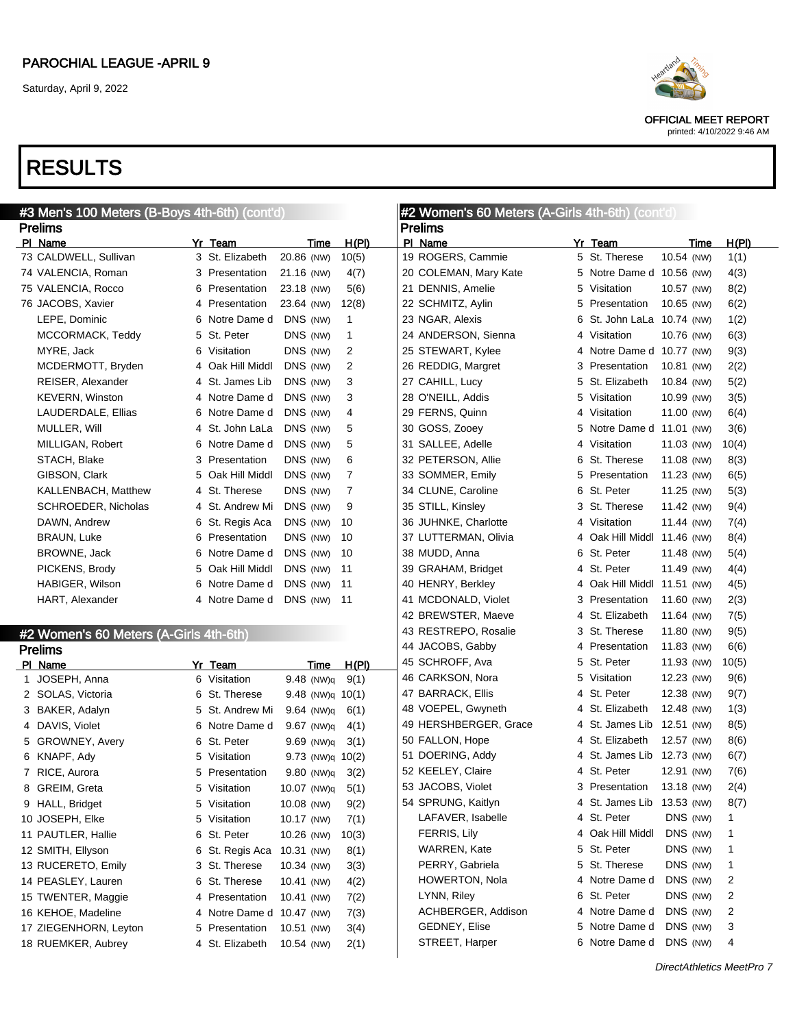PAROCHIAL LEAGUE -APRIL 9

Saturday, April 9, 2022

OFFICIAL MEET REPORT
printed: 4/10/2022 9:46 AM

# RESULTS

## #3 Men's 100 Meters (B-Boys 4th-6th) (cont'd)

### Prelims

| Pl | Name | Yr | Team | Time | | H(Pl) |
|---|---|---|---|---|---|---|
| 73 | CALDWELL, Sullivan | 3 | St. Elizabeth | 20.86 | (NW) | 10(5) |
| 74 | VALENCIA, Roman | 3 | Presentation | 21.16 | (NW) | 4(7) |
| 75 | VALENCIA, Rocco | 6 | Presentation | 23.18 | (NW) | 5(6) |
| 76 | JACOBS, Xavier | 4 | Presentation | 23.64 | (NW) | 12(8) |
| | LEPE, Dominic | 6 | Notre Dame d | DNS | (NW) | 1 |
| | MCCORMACK, Teddy | 5 | St. Peter | DNS | (NW) | 1 |
| | MYRE, Jack | 6 | Visitation | DNS | (NW) | 2 |
| | MCDERMOTT, Bryden | 4 | Oak Hill Middl | DNS | (NW) | 2 |
| | REISER, Alexander | 4 | St. James Lib | DNS | (NW) | 3 |
| | KEVERN, Winston | 4 | Notre Dame d | DNS | (NW) | 3 |
| | LAUDERDALE, Ellias | 6 | Notre Dame d | DNS | (NW) | 4 |
| | MULLER, Will | 4 | St. John LaLa | DNS | (NW) | 5 |
| | MILLIGAN, Robert | 6 | Notre Dame d | DNS | (NW) | 5 |
| | STACH, Blake | 3 | Presentation | DNS | (NW) | 6 |
| | GIBSON, Clark | 5 | Oak Hill Middl | DNS | (NW) | 7 |
| | KALLENBACH, Matthew | 4 | St. Therese | DNS | (NW) | 7 |
| | SCHROEDER, Nicholas | 4 | St. Andrew Mi | DNS | (NW) | 9 |
| | DAWN, Andrew | 6 | St. Regis Aca | DNS | (NW) | 10 |
| | BRAUN, Luke | 6 | Presentation | DNS | (NW) | 10 |
| | BROWNE, Jack | 6 | Notre Dame d | DNS | (NW) | 10 |
| | PICKENS, Brody | 5 | Oak Hill Middl | DNS | (NW) | 11 |
| | HABIGER, Wilson | 6 | Notre Dame d | DNS | (NW) | 11 |
| | HART, Alexander | 4 | Notre Dame d | DNS | (NW) | 11 |

## #2 Women's 60 Meters (A-Girls 4th-6th)

### Prelims

| Pl | Name | Yr | Team | Time | | H(Pl) |
|---|---|---|---|---|---|---|
| 1 | JOSEPH, Anna | 6 | Visitation | 9.48 | (NW)q | 9(1) |
| 2 | SOLAS, Victoria | 6 | St. Therese | 9.48 | (NW)q | 10(1) |
| 3 | BAKER, Adalyn | 5 | St. Andrew Mi | 9.64 | (NW)q | 6(1) |
| 4 | DAVIS, Violet | 6 | Notre Dame d | 9.67 | (NW)q | 4(1) |
| 5 | GROWNEY, Avery | 6 | St. Peter | 9.69 | (NW)q | 3(1) |
| 6 | KNAPF, Ady | 5 | Visitation | 9.73 | (NW)q | 10(2) |
| 7 | RICE, Aurora | 5 | Presentation | 9.80 | (NW)q | 3(2) |
| 8 | GREIM, Greta | 5 | Visitation | 10.07 | (NW)q | 5(1) |
| 9 | HALL, Bridget | 5 | Visitation | 10.08 | (NW) | 9(2) |
| 10 | JOSEPH, Elke | 5 | Visitation | 10.17 | (NW) | 7(1) |
| 11 | PAUTLER, Hallie | 6 | St. Peter | 10.26 | (NW) | 10(3) |
| 12 | SMITH, Ellyson | 6 | St. Regis Aca | 10.31 | (NW) | 8(1) |
| 13 | RUCERETO, Emily | 3 | St. Therese | 10.34 | (NW) | 3(3) |
| 14 | PEASLEY, Lauren | 6 | St. Therese | 10.41 | (NW) | 4(2) |
| 15 | TWENTER, Maggie | 4 | Presentation | 10.41 | (NW) | 7(2) |
| 16 | KEHOE, Madeline | 4 | Notre Dame d | 10.47 | (NW) | 7(3) |
| 17 | ZIEGENHORN, Leyton | 5 | Presentation | 10.51 | (NW) | 3(4) |
| 18 | RUEMKER, Aubrey | 4 | St. Elizabeth | 10.54 | (NW) | 2(1) |
| 19 | ROGERS, Cammie | 5 | St. Therese | 10.54 | (NW) | 1(1) |
| 20 | COLEMAN, Mary Kate | 5 | Notre Dame d | 10.56 | (NW) | 4(3) |
| 21 | DENNIS, Amelie | 5 | Visitation | 10.57 | (NW) | 8(2) |
| 22 | SCHMITZ, Aylin | 5 | Presentation | 10.65 | (NW) | 6(2) |
| 23 | NGAR, Alexis | 6 | St. John LaLa | 10.74 | (NW) | 1(2) |
| 24 | ANDERSON, Sienna | 4 | Visitation | 10.76 | (NW) | 6(3) |
| 25 | STEWART, Kylee | 4 | Notre Dame d | 10.77 | (NW) | 9(3) |
| 26 | REDDIG, Margret | 3 | Presentation | 10.81 | (NW) | 2(2) |
| 27 | CAHILL, Lucy | 5 | St. Elizabeth | 10.84 | (NW) | 5(2) |
| 28 | O'NEILL, Addis | 5 | Visitation | 10.99 | (NW) | 3(5) |
| 29 | FERNS, Quinn | 4 | Visitation | 11.00 | (NW) | 6(4) |
| 30 | GOSS, Zooey | 5 | Notre Dame d | 11.01 | (NW) | 3(6) |
| 31 | SALLEE, Adelle | 4 | Visitation | 11.03 | (NW) | 10(4) |
| 32 | PETERSON, Allie | 6 | St. Therese | 11.08 | (NW) | 8(3) |
| 33 | SOMMER, Emily | 5 | Presentation | 11.23 | (NW) | 6(5) |
| 34 | CLUNE, Caroline | 6 | St. Peter | 11.25 | (NW) | 5(3) |
| 35 | STILL, Kinsley | 3 | St. Therese | 11.42 | (NW) | 9(4) |
| 36 | JUHNKE, Charlotte | 4 | Visitation | 11.44 | (NW) | 7(4) |
| 37 | LUTTERMAN, Olivia | 4 | Oak Hill Middl | 11.46 | (NW) | 8(4) |
| 38 | MUDD, Anna | 6 | St. Peter | 11.48 | (NW) | 5(4) |
| 39 | GRAHAM, Bridget | 4 | St. Peter | 11.49 | (NW) | 4(4) |
| 40 | HENRY, Berkley | 4 | Oak Hill Middl | 11.51 | (NW) | 4(5) |
| 41 | MCDONALD, Violet | 3 | Presentation | 11.60 | (NW) | 2(3) |
| 42 | BREWSTER, Maeve | 4 | St. Elizabeth | 11.64 | (NW) | 7(5) |
| 43 | RESTREPO, Rosalie | 3 | St. Therese | 11.80 | (NW) | 9(5) |
| 44 | JACOBS, Gabby | 4 | Presentation | 11.83 | (NW) | 6(6) |
| 45 | SCHROFF, Ava | 5 | St. Peter | 11.93 | (NW) | 10(5) |
| 46 | CARKSON, Nora | 5 | Visitation | 12.23 | (NW) | 9(6) |
| 47 | BARRACK, Ellis | 4 | St. Peter | 12.38 | (NW) | 9(7) |
| 48 | VOEPEL, Gwyneth | 4 | St. Elizabeth | 12.48 | (NW) | 1(3) |
| 49 | HERSHBERGER, Grace | 4 | St. James Lib | 12.51 | (NW) | 8(5) |
| 50 | FALLON, Hope | 4 | St. Elizabeth | 12.57 | (NW) | 8(6) |
| 51 | DOERING, Addy | 4 | St. James Lib | 12.73 | (NW) | 6(7) |
| 52 | KEELEY, Claire | 4 | St. Peter | 12.91 | (NW) | 7(6) |
| 53 | JACOBS, Violet | 3 | Presentation | 13.18 | (NW) | 2(4) |
| 54 | SPRUNG, Kaitlyn | 4 | St. James Lib | 13.53 | (NW) | 8(7) |
| | LAFAVER, Isabelle | 4 | St. Peter | DNS | (NW) | 1 |
| | FERRIS, Lily | 4 | Oak Hill Middl | DNS | (NW) | 1 |
| | WARREN, Kate | 5 | St. Peter | DNS | (NW) | 1 |
| | PERRY, Gabriela | 5 | St. Therese | DNS | (NW) | 1 |
| | HOWERTON, Nola | 4 | Notre Dame d | DNS | (NW) | 2 |
| | LYNN, Riley | 6 | St. Peter | DNS | (NW) | 2 |
| | ACHBERGER, Addison | 4 | Notre Dame d | DNS | (NW) | 2 |
| | GEDNEY, Elise | 5 | Notre Dame d | DNS | (NW) | 3 |
| | STREET, Harper | 6 | Notre Dame d | DNS | (NW) | 4 |

DirectAthletics MeetPro 7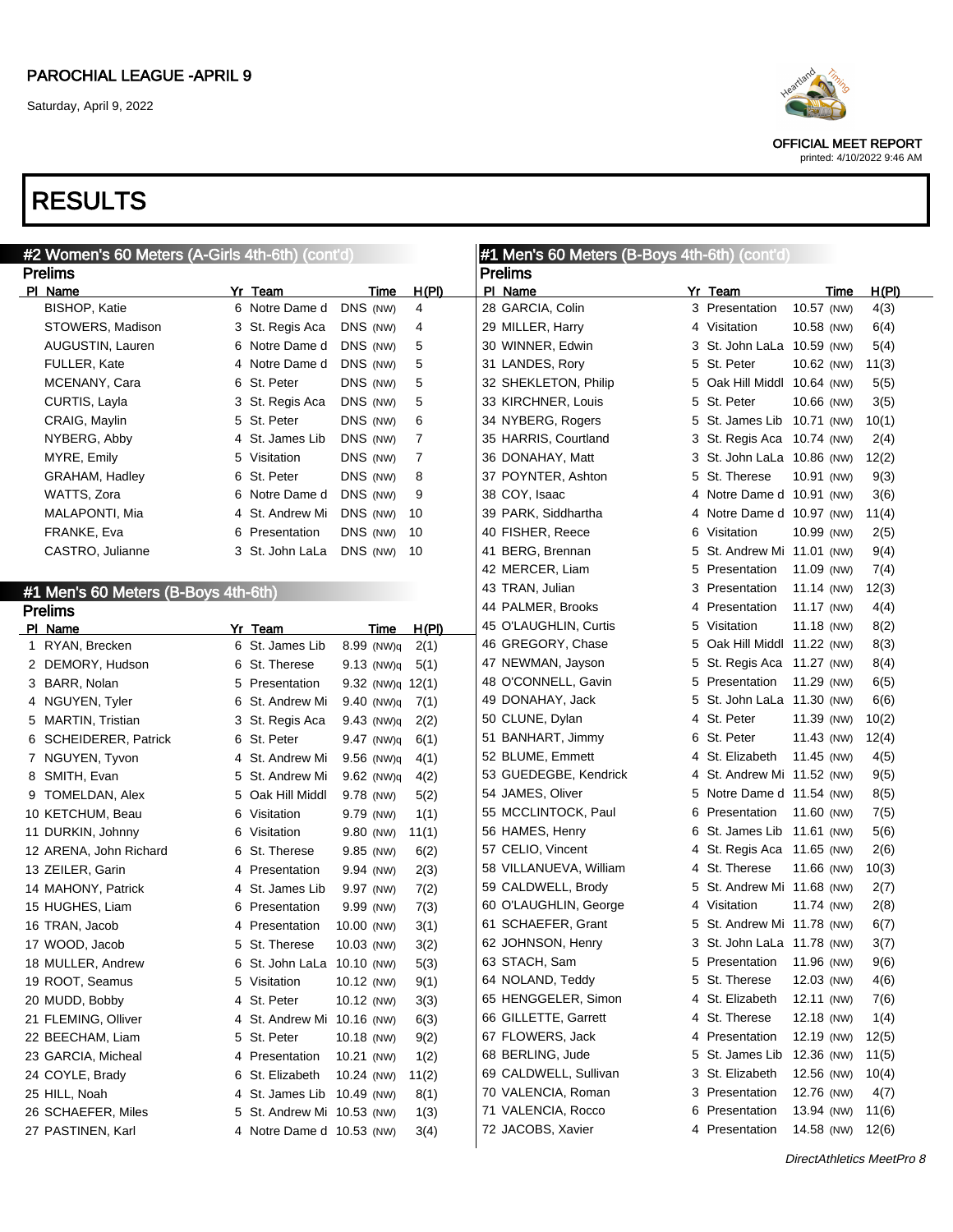# RESULTS

## #2 Women's 60 Meters (A-Girls 4th-6th) (cont'd)

### Prelims

| Pl | Name | Yr | Team | Time | H(Pl) |
|---|---|---|---|---|---|
| | BISHOP, Katie | 6 | Notre Dame d | DNS (NW) | 4 |
| | STOWERS, Madison | 3 | St. Regis Aca | DNS (NW) | 4 |
| | AUGUSTIN, Lauren | 6 | Notre Dame d | DNS (NW) | 5 |
| | FULLER, Kate | 4 | Notre Dame d | DNS (NW) | 5 |
| | MCENANY, Cara | 6 | St. Peter | DNS (NW) | 5 |
| | CURTIS, Layla | 3 | St. Regis Aca | DNS (NW) | 5 |
| | CRAIG, Maylin | 5 | St. Peter | DNS (NW) | 6 |
| | NYBERG, Abby | 4 | St. James Lib | DNS (NW) | 7 |
| | MYRE, Emily | 5 | Visitation | DNS (NW) | 7 |
| | GRAHAM, Hadley | 6 | St. Peter | DNS (NW) | 8 |
| | WATTS, Zora | 6 | Notre Dame d | DNS (NW) | 9 |
| | MALAPONTI, Mia | 4 | St. Andrew Mi | DNS (NW) | 10 |
| | FRANKE, Eva | 6 | Presentation | DNS (NW) | 10 |
| | CASTRO, Julianne | 3 | St. John LaLa | DNS (NW) | 10 |

## #1 Men's 60 Meters (B-Boys 4th-6th)

### Prelims

| Pl | Name | Yr | Team | Time | H(Pl) |
|---|---|---|---|---|---|
| 1 | RYAN, Brecken | 6 | St. James Lib | 8.99 (NW)q | 2(1) |
| 2 | DEMORY, Hudson | 6 | St. Therese | 9.13 (NW)q | 5(1) |
| 3 | BARR, Nolan | 5 | Presentation | 9.32 (NW)q | 12(1) |
| 4 | NGUYEN, Tyler | 6 | St. Andrew Mi | 9.40 (NW)q | 7(1) |
| 5 | MARTIN, Tristian | 3 | St. Regis Aca | 9.43 (NW)q | 2(2) |
| 6 | SCHEIDERER, Patrick | 6 | St. Peter | 9.47 (NW)q | 6(1) |
| 7 | NGUYEN, Tyvon | 4 | St. Andrew Mi | 9.56 (NW)q | 4(1) |
| 8 | SMITH, Evan | 5 | St. Andrew Mi | 9.62 (NW)q | 4(2) |
| 9 | TOMELDAN, Alex | 5 | Oak Hill Middl | 9.78 (NW) | 5(2) |
| 10 | KETCHUM, Beau | 6 | Visitation | 9.79 (NW) | 1(1) |
| 11 | DURKIN, Johnny | 6 | Visitation | 9.80 (NW) | 11(1) |
| 12 | ARENA, John Richard | 6 | St. Therese | 9.85 (NW) | 6(2) |
| 13 | ZEILER, Garin | 4 | Presentation | 9.94 (NW) | 2(3) |
| 14 | MAHONY, Patrick | 4 | St. James Lib | 9.97 (NW) | 7(2) |
| 15 | HUGHES, Liam | 6 | Presentation | 9.99 (NW) | 7(3) |
| 16 | TRAN, Jacob | 4 | Presentation | 10.00 (NW) | 3(1) |
| 17 | WOOD, Jacob | 5 | St. Therese | 10.03 (NW) | 3(2) |
| 18 | MULLER, Andrew | 6 | St. John LaLa | 10.10 (NW) | 5(3) |
| 19 | ROOT, Seamus | 5 | Visitation | 10.12 (NW) | 9(1) |
| 20 | MUDD, Bobby | 4 | St. Peter | 10.12 (NW) | 3(3) |
| 21 | FLEMING, Olliver | 4 | St. Andrew Mi | 10.16 (NW) | 6(3) |
| 22 | BEECHAM, Liam | 5 | St. Peter | 10.18 (NW) | 9(2) |
| 23 | GARCIA, Micheal | 4 | Presentation | 10.21 (NW) | 1(2) |
| 24 | COYLE, Brady | 6 | St. Elizabeth | 10.24 (NW) | 11(2) |
| 25 | HILL, Noah | 4 | St. James Lib | 10.49 (NW) | 8(1) |
| 26 | SCHAEFER, Miles | 5 | St. Andrew Mi | 10.53 (NW) | 1(3) |
| 27 | PASTINEN, Karl | 4 | Notre Dame d | 10.53 (NW) | 3(4) |
| 28 | GARCIA, Colin | 3 | Presentation | 10.57 (NW) | 4(3) |
| 29 | MILLER, Harry | 4 | Visitation | 10.58 (NW) | 6(4) |
| 30 | WINNER, Edwin | 3 | St. John LaLa | 10.59 (NW) | 5(4) |
| 31 | LANDES, Rory | 5 | St. Peter | 10.62 (NW) | 11(3) |
| 32 | SHEKLETON, Philip | 5 | Oak Hill Middl | 10.64 (NW) | 5(5) |
| 33 | KIRCHNER, Louis | 5 | St. Peter | 10.66 (NW) | 3(5) |
| 34 | NYBERG, Rogers | 5 | St. James Lib | 10.71 (NW) | 10(1) |
| 35 | HARRIS, Courtland | 3 | St. Regis Aca | 10.74 (NW) | 2(4) |
| 36 | DONAHAY, Matt | 3 | St. John LaLa | 10.86 (NW) | 12(2) |
| 37 | POYNTER, Ashton | 5 | St. Therese | 10.91 (NW) | 9(3) |
| 38 | COY, Isaac | 4 | Notre Dame d | 10.91 (NW) | 3(6) |
| 39 | PARK, Siddhartha | 4 | Notre Dame d | 10.97 (NW) | 11(4) |
| 40 | FISHER, Reece | 6 | Visitation | 10.99 (NW) | 2(5) |
| 41 | BERG, Brennan | 5 | St. Andrew Mi | 11.01 (NW) | 9(4) |
| 42 | MERCER, Liam | 5 | Presentation | 11.09 (NW) | 7(4) |
| 43 | TRAN, Julian | 3 | Presentation | 11.14 (NW) | 12(3) |
| 44 | PALMER, Brooks | 4 | Presentation | 11.17 (NW) | 4(4) |
| 45 | O'LAUGHLIN, Curtis | 5 | Visitation | 11.18 (NW) | 8(2) |
| 46 | GREGORY, Chase | 5 | Oak Hill Middl | 11.22 (NW) | 8(3) |
| 47 | NEWMAN, Jayson | 5 | St. Regis Aca | 11.27 (NW) | 8(4) |
| 48 | O'CONNELL, Gavin | 5 | Presentation | 11.29 (NW) | 6(5) |
| 49 | DONAHAY, Jack | 5 | St. John LaLa | 11.30 (NW) | 6(6) |
| 50 | CLUNE, Dylan | 4 | St. Peter | 11.39 (NW) | 10(2) |
| 51 | BANHART, Jimmy | 6 | St. Peter | 11.43 (NW) | 12(4) |
| 52 | BLUME, Emmett | 4 | St. Elizabeth | 11.45 (NW) | 4(5) |
| 53 | GUEDEGBE, Kendrick | 4 | St. Andrew Mi | 11.52 (NW) | 9(5) |
| 54 | JAMES, Oliver | 5 | Notre Dame d | 11.54 (NW) | 8(5) |
| 55 | MCCLINTOCK, Paul | 6 | Presentation | 11.60 (NW) | 7(5) |
| 56 | HAMES, Henry | 6 | St. James Lib | 11.61 (NW) | 5(6) |
| 57 | CELIO, Vincent | 4 | St. Regis Aca | 11.65 (NW) | 2(6) |
| 58 | VILLANUEVA, William | 4 | St. Therese | 11.66 (NW) | 10(3) |
| 59 | CALDWELL, Brody | 5 | St. Andrew Mi | 11.68 (NW) | 2(7) |
| 60 | O'LAUGHLIN, George | 4 | Visitation | 11.74 (NW) | 2(8) |
| 61 | SCHAEFER, Grant | 5 | St. Andrew Mi | 11.78 (NW) | 6(7) |
| 62 | JOHNSON, Henry | 3 | St. John LaLa | 11.78 (NW) | 3(7) |
| 63 | STACH, Sam | 5 | Presentation | 11.96 (NW) | 9(6) |
| 64 | NOLAND, Teddy | 5 | St. Therese | 12.03 (NW) | 4(6) |
| 65 | HENGGELER, Simon | 4 | St. Elizabeth | 12.11 (NW) | 7(6) |
| 66 | GILLETTE, Garrett | 4 | St. Therese | 12.18 (NW) | 1(4) |
| 67 | FLOWERS, Jack | 4 | Presentation | 12.19 (NW) | 12(5) |
| 68 | BERLING, Jude | 5 | St. James Lib | 12.36 (NW) | 11(5) |
| 69 | CALDWELL, Sullivan | 3 | St. Elizabeth | 12.56 (NW) | 10(4) |
| 70 | VALENCIA, Roman | 3 | Presentation | 12.76 (NW) | 4(7) |
| 71 | VALENCIA, Rocco | 6 | Presentation | 13.94 (NW) | 11(6) |
| 72 | JACOBS, Xavier | 4 | Presentation | 14.58 (NW) | 12(6) |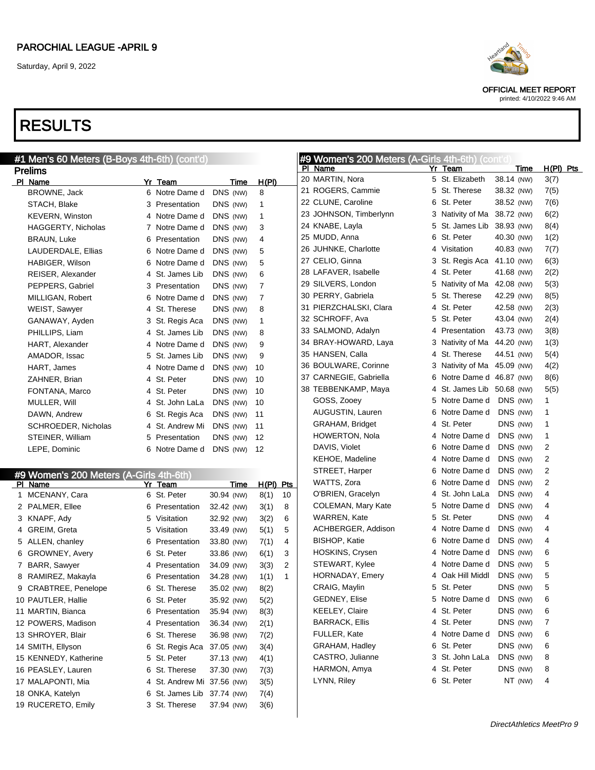PAROCHIAL LEAGUE -APRIL 9

Saturday, April 9, 2022

OFFICIAL MEET REPORT
printed: 4/10/2022 9:46 AM

# RESULTS

## #1 Men's 60 Meters (B-Boys 4th-6th) (cont'd)

### Prelims

| Pl | Name | Yr | Team | Time | H(Pl) |
|---|---|---|---|---|---|
| | BROWNE, Jack | 6 | Notre Dame d | DNS (NW) | 8 |
| | STACH, Blake | 3 | Presentation | DNS (NW) | 1 |
| | KEVERN, Winston | 4 | Notre Dame d | DNS (NW) | 1 |
| | HAGGERTY, Nicholas | 7 | Notre Dame d | DNS (NW) | 3 |
| | BRAUN, Luke | 6 | Presentation | DNS (NW) | 4 |
| | LAUDERDALE, Ellias | 6 | Notre Dame d | DNS (NW) | 5 |
| | HABIGER, Wilson | 6 | Notre Dame d | DNS (NW) | 5 |
| | REISER, Alexander | 4 | St. James Lib | DNS (NW) | 6 |
| | PEPPERS, Gabriel | 3 | Presentation | DNS (NW) | 7 |
| | MILLIGAN, Robert | 6 | Notre Dame d | DNS (NW) | 7 |
| | WEIST, Sawyer | 4 | St. Therese | DNS (NW) | 8 |
| | GANAWAY, Ayden | 3 | St. Regis Aca | DNS (NW) | 1 |
| | PHILLIPS, Liam | 4 | St. James Lib | DNS (NW) | 8 |
| | HART, Alexander | 4 | Notre Dame d | DNS (NW) | 9 |
| | AMADOR, Issac | 5 | St. James Lib | DNS (NW) | 9 |
| | HART, James | 4 | Notre Dame d | DNS (NW) | 10 |
| | ZAHNER, Brian | 4 | St. Peter | DNS (NW) | 10 |
| | FONTANA, Marco | 4 | St. Peter | DNS (NW) | 10 |
| | MULLER, Will | 4 | St. John LaLa | DNS (NW) | 10 |
| | DAWN, Andrew | 6 | St. Regis Aca | DNS (NW) | 11 |
| | SCHROEDER, Nicholas | 4 | St. Andrew Mi | DNS (NW) | 11 |
| | STEINER, William | 5 | Presentation | DNS (NW) | 12 |
| | LEPE, Dominic | 6 | Notre Dame d | DNS (NW) | 12 |

## #9 Women's 200 Meters (A-Girls 4th-6th)

| Pl | Name | Yr | Team | Time | H(Pl) | Pts |
|---|---|---|---|---|---|---|
| 1 | MCENANY, Cara | 6 | St. Peter | 30.94 (NW) | 8(1) | 10 |
| 2 | PALMER, Ellee | 6 | Presentation | 32.42 (NW) | 3(1) | 8 |
| 3 | KNAPF, Ady | 5 | Visitation | 32.92 (NW) | 3(2) | 6 |
| 4 | GREIM, Greta | 5 | Visitation | 33.49 (NW) | 5(1) | 5 |
| 5 | ALLEN, chanley | 6 | Presentation | 33.80 (NW) | 7(1) | 4 |
| 6 | GROWNEY, Avery | 6 | St. Peter | 33.86 (NW) | 6(1) | 3 |
| 7 | BARR, Sawyer | 4 | Presentation | 34.09 (NW) | 3(3) | 2 |
| 8 | RAMIREZ, Makayla | 6 | Presentation | 34.28 (NW) | 1(1) | 1 |
| 9 | CRABTREE, Penelope | 6 | St. Therese | 35.02 (NW) | 8(2) | |
| 10 | PAUTLER, Hallie | 6 | St. Peter | 35.92 (NW) | 5(2) | |
| 11 | MARTIN, Bianca | 6 | Presentation | 35.94 (NW) | 8(3) | |
| 12 | POWERS, Madison | 4 | Presentation | 36.34 (NW) | 2(1) | |
| 13 | SHROYER, Blair | 6 | St. Therese | 36.98 (NW) | 7(2) | |
| 14 | SMITH, Ellyson | 6 | St. Regis Aca | 37.05 (NW) | 3(4) | |
| 15 | KENNEDY, Katherine | 5 | St. Peter | 37.13 (NW) | 4(1) | |
| 16 | PEASLEY, Lauren | 6 | St. Therese | 37.30 (NW) | 7(3) | |
| 17 | MALAPONTI, Mia | 4 | St. Andrew Mi | 37.56 (NW) | 3(5) | |
| 18 | ONKA, Katelyn | 6 | St. James Lib | 37.74 (NW) | 7(4) | |
| 19 | RUCERETO, Emily | 3 | St. Therese | 37.94 (NW) | 3(6) | |
| 20 | MARTIN, Nora | 5 | St. Elizabeth | 38.14 (NW) | 3(7) | |
| 21 | ROGERS, Cammie | 5 | St. Therese | 38.32 (NW) | 7(5) | |
| 22 | CLUNE, Caroline | 6 | St. Peter | 38.52 (NW) | 7(6) | |
| 23 | JOHNSON, Timberlynn | 3 | Nativity of Ma | 38.72 (NW) | 6(2) | |
| 24 | KNABE, Layla | 5 | St. James Lib | 38.93 (NW) | 8(4) | |
| 25 | MUDD, Anna | 6 | St. Peter | 40.30 (NW) | 1(2) | |
| 26 | JUHNKE, Charlotte | 4 | Visitation | 40.83 (NW) | 7(7) | |
| 27 | CELIO, Ginna | 3 | St. Regis Aca | 41.10 (NW) | 6(3) | |
| 28 | LAFAVER, Isabelle | 4 | St. Peter | 41.68 (NW) | 2(2) | |
| 29 | SILVERS, London | 5 | Nativity of Ma | 42.08 (NW) | 5(3) | |
| 30 | PERRY, Gabriela | 5 | St. Therese | 42.29 (NW) | 8(5) | |
| 31 | PIERZCHALSKI, Clara | 4 | St. Peter | 42.58 (NW) | 2(3) | |
| 32 | SCHROFF, Ava | 5 | St. Peter | 43.04 (NW) | 2(4) | |
| 33 | SALMOND, Adalyn | 4 | Presentation | 43.73 (NW) | 3(8) | |
| 34 | BRAY-HOWARD, Laya | 3 | Nativity of Ma | 44.20 (NW) | 1(3) | |
| 35 | HANSEN, Calla | 4 | St. Therese | 44.51 (NW) | 5(4) | |
| 36 | BOULWARE, Corinne | 3 | Nativity of Ma | 45.09 (NW) | 4(2) | |
| 37 | CARNEGIE, Gabriella | 6 | Notre Dame d | 46.87 (NW) | 8(6) | |
| 38 | TEBBENKAMP, Maya | 4 | St. James Lib | 50.68 (NW) | 5(5) | |
| | GOSS, Zooey | 5 | Notre Dame d | DNS (NW) | 1 | |
| | AUGUSTIN, Lauren | 6 | Notre Dame d | DNS (NW) | 1 | |
| | GRAHAM, Bridget | 4 | St. Peter | DNS (NW) | 1 | |
| | HOWERTON, Nola | 4 | Notre Dame d | DNS (NW) | 1 | |
| | DAVIS, Violet | 6 | Notre Dame d | DNS (NW) | 2 | |
| | KEHOE, Madeline | 4 | Notre Dame d | DNS (NW) | 2 | |
| | STREET, Harper | 6 | Notre Dame d | DNS (NW) | 2 | |
| | WATTS, Zora | 6 | Notre Dame d | DNS (NW) | 2 | |
| | O'BRIEN, Gracelyn | 4 | St. John LaLa | DNS (NW) | 4 | |
| | COLEMAN, Mary Kate | 5 | Notre Dame d | DNS (NW) | 4 | |
| | WARREN, Kate | 5 | St. Peter | DNS (NW) | 4 | |
| | ACHBERGER, Addison | 4 | Notre Dame d | DNS (NW) | 4 | |
| | BISHOP, Katie | 6 | Notre Dame d | DNS (NW) | 4 | |
| | HOSKINS, Crysen | 4 | Notre Dame d | DNS (NW) | 6 | |
| | STEWART, Kylee | 4 | Notre Dame d | DNS (NW) | 5 | |
| | HORNADAY, Emery | 4 | Oak Hill Middl | DNS (NW) | 5 | |
| | CRAIG, Maylin | 5 | St. Peter | DNS (NW) | 5 | |
| | GEDNEY, Elise | 5 | Notre Dame d | DNS (NW) | 6 | |
| | KEELEY, Claire | 4 | St. Peter | DNS (NW) | 6 | |
| | BARRACK, Ellis | 4 | St. Peter | DNS (NW) | 7 | |
| | FULLER, Kate | 4 | Notre Dame d | DNS (NW) | 6 | |
| | GRAHAM, Hadley | 6 | St. Peter | DNS (NW) | 6 | |
| | CASTRO, Julianne | 3 | St. John LaLa | DNS (NW) | 8 | |
| | HARMON, Amya | 4 | St. Peter | DNS (NW) | 8 | |
| | LYNN, Riley | 6 | St. Peter | NT (NW) | 4 | |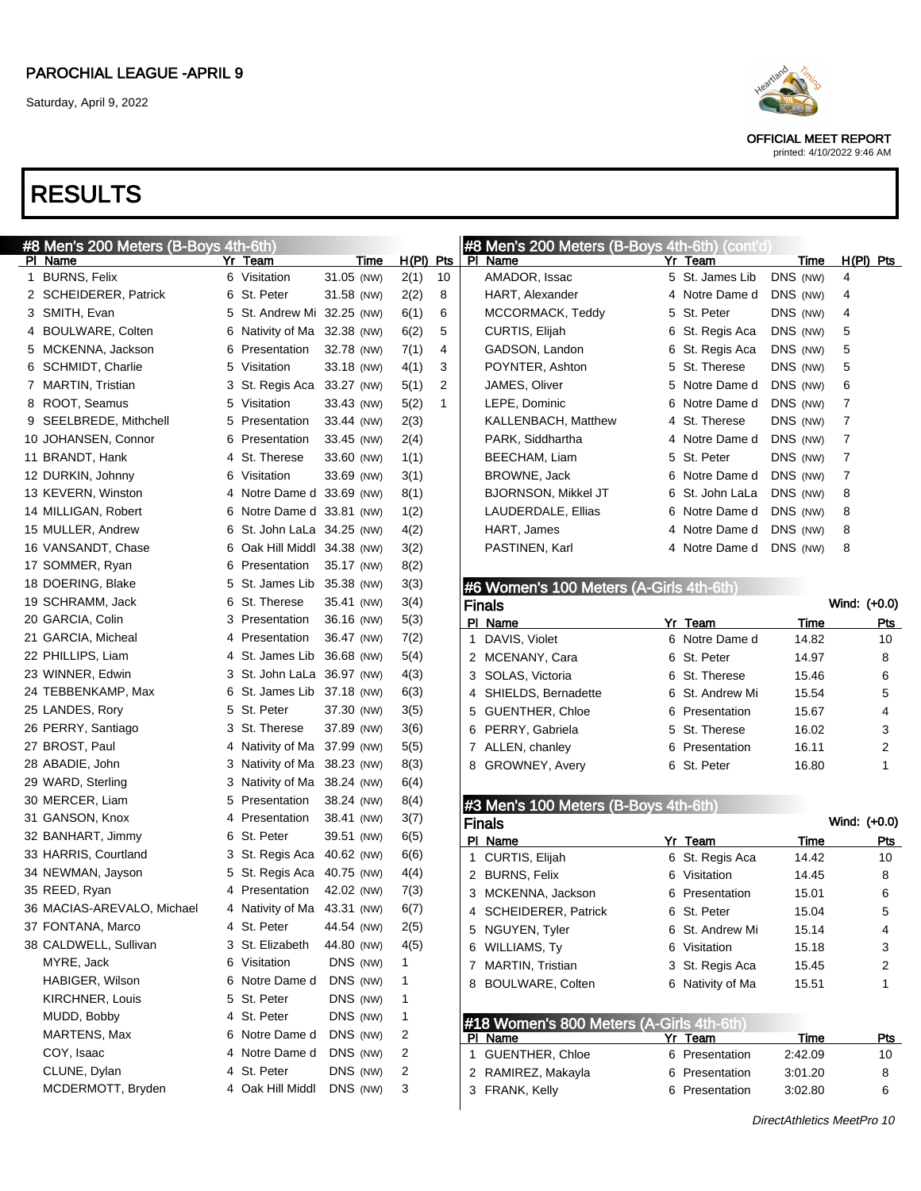PAROCHIAL LEAGUE -APRIL 9

Saturday, April 9, 2022

OFFICIAL MEET REPORT
printed: 4/10/2022 9:46 AM

# RESULTS

## #8 Men's 200 Meters (B-Boys 4th-6th)

| Pl | Name | Yr | Team | Time | H(Pl) | Pts |
|---|---|---|---|---|---|---|
| 1 | BURNS, Felix | 6 | Visitation | 31.05 (NW) | 2(1) | 10 |
| 2 | SCHEIDERER, Patrick | 6 | St. Peter | 31.58 (NW) | 2(2) | 8 |
| 3 | SMITH, Evan | 5 | St. Andrew Mi | 32.25 (NW) | 6(1) | 6 |
| 4 | BOULWARE, Colten | 6 | Nativity of Ma | 32.38 (NW) | 6(2) | 5 |
| 5 | MCKENNA, Jackson | 6 | Presentation | 32.78 (NW) | 7(1) | 4 |
| 6 | SCHMIDT, Charlie | 5 | Visitation | 33.18 (NW) | 4(1) | 3 |
| 7 | MARTIN, Tristian | 3 | St. Regis Aca | 33.27 (NW) | 5(1) | 2 |
| 8 | ROOT, Seamus | 5 | Visitation | 33.43 (NW) | 5(2) | 1 |
| 9 | SEELBREDE, Mithchell | 5 | Presentation | 33.44 (NW) | 2(3) | |
| 10 | JOHANSEN, Connor | 6 | Presentation | 33.45 (NW) | 2(4) | |
| 11 | BRANDT, Hank | 4 | St. Therese | 33.60 (NW) | 1(1) | |
| 12 | DURKIN, Johnny | 6 | Visitation | 33.69 (NW) | 3(1) | |
| 13 | KEVERN, Winston | 4 | Notre Dame d | 33.69 (NW) | 8(1) | |
| 14 | MILLIGAN, Robert | 6 | Notre Dame d | 33.81 (NW) | 1(2) | |
| 15 | MULLER, Andrew | 6 | St. John LaLa | 34.25 (NW) | 4(2) | |
| 16 | VANSANDT, Chase | 6 | Oak Hill Middl | 34.38 (NW) | 3(2) | |
| 17 | SOMMER, Ryan | 6 | Presentation | 35.17 (NW) | 8(2) | |
| 18 | DOERING, Blake | 5 | St. James Lib | 35.38 (NW) | 3(3) | |
| 19 | SCHRAMM, Jack | 6 | St. Therese | 35.41 (NW) | 3(4) | |
| 20 | GARCIA, Colin | 3 | Presentation | 36.16 (NW) | 5(3) | |
| 21 | GARCIA, Micheal | 4 | Presentation | 36.47 (NW) | 7(2) | |
| 22 | PHILLIPS, Liam | 4 | St. James Lib | 36.68 (NW) | 5(4) | |
| 23 | WINNER, Edwin | 3 | St. John LaLa | 36.97 (NW) | 4(3) | |
| 24 | TEBBENKAMP, Max | 6 | St. James Lib | 37.18 (NW) | 6(3) | |
| 25 | LANDES, Rory | 5 | St. Peter | 37.30 (NW) | 3(5) | |
| 26 | PERRY, Santiago | 3 | St. Therese | 37.89 (NW) | 3(6) | |
| 27 | BROST, Paul | 4 | Nativity of Ma | 37.99 (NW) | 5(5) | |
| 28 | ABADIE, John | 3 | Nativity of Ma | 38.23 (NW) | 8(3) | |
| 29 | WARD, Sterling | 3 | Nativity of Ma | 38.24 (NW) | 6(4) | |
| 30 | MERCER, Liam | 5 | Presentation | 38.24 (NW) | 8(4) | |
| 31 | GANSON, Knox | 4 | Presentation | 38.41 (NW) | 3(7) | |
| 32 | BANHART, Jimmy | 6 | St. Peter | 39.51 (NW) | 6(5) | |
| 33 | HARRIS, Courtland | 3 | St. Regis Aca | 40.62 (NW) | 6(6) | |
| 34 | NEWMAN, Jayson | 5 | St. Regis Aca | 40.75 (NW) | 4(4) | |
| 35 | REED, Ryan | 4 | Presentation | 42.02 (NW) | 7(3) | |
| 36 | MACIAS-AREVALO, Michael | 4 | Nativity of Ma | 43.31 (NW) | 6(7) | |
| 37 | FONTANA, Marco | 4 | St. Peter | 44.54 (NW) | 2(5) | |
| 38 | CALDWELL, Sullivan | 3 | St. Elizabeth | 44.80 (NW) | 4(5) | |
| | MYRE, Jack | 6 | Visitation | DNS (NW) | 1 | |
| | HABIGER, Wilson | 6 | Notre Dame d | DNS (NW) | 1 | |
| | KIRCHNER, Louis | 5 | St. Peter | DNS (NW) | 1 | |
| | MUDD, Bobby | 4 | St. Peter | DNS (NW) | 1 | |
| | MARTENS, Max | 6 | Notre Dame d | DNS (NW) | 2 | |
| | COY, Isaac | 4 | Notre Dame d | DNS (NW) | 2 | |
| | CLUNE, Dylan | 4 | St. Peter | DNS (NW) | 2 | |
| | MCDERMOTT, Bryden | 4 | Oak Hill Middl | DNS (NW) | 3 | |
| | AMADOR, Issac | 5 | St. James Lib | DNS (NW) | 4 | |
| | HART, Alexander | 4 | Notre Dame d | DNS (NW) | 4 | |
| | MCCORMACK, Teddy | 5 | St. Peter | DNS (NW) | 4 | |
| | CURTIS, Elijah | 6 | St. Regis Aca | DNS (NW) | 5 | |
| | GADSON, Landon | 6 | St. Regis Aca | DNS (NW) | 5 | |
| | POYNTER, Ashton | 5 | St. Therese | DNS (NW) | 5 | |
| | JAMES, Oliver | 5 | Notre Dame d | DNS (NW) | 6 | |
| | LEPE, Dominic | 6 | Notre Dame d | DNS (NW) | 7 | |
| | KALLENBACH, Matthew | 4 | St. Therese | DNS (NW) | 7 | |
| | PARK, Siddhartha | 4 | Notre Dame d | DNS (NW) | 7 | |
| | BEECHAM, Liam | 5 | St. Peter | DNS (NW) | 7 | |
| | BROWNE, Jack | 6 | Notre Dame d | DNS (NW) | 7 | |
| | BJORNSON, Mikkel JT | 6 | St. John LaLa | DNS (NW) | 8 | |
| | LAUDERDALE, Ellias | 6 | Notre Dame d | DNS (NW) | 8 | |
| | HART, James | 4 | Notre Dame d | DNS (NW) | 8 | |
| | PASTINEN, Karl | 4 | Notre Dame d | DNS (NW) | 8 | |

## #6 Women's 100 Meters (A-Girls 4th-6th)

**Finals** Wind: (+0.0)

| Pl | Name | Yr | Team | Time | Pts |
|---|---|---|---|---|---|
| 1 | DAVIS, Violet | 6 | Notre Dame d | 14.82 | 10 |
| 2 | MCENANY, Cara | 6 | St. Peter | 14.97 | 8 |
| 3 | SOLAS, Victoria | 6 | St. Therese | 15.46 | 6 |
| 4 | SHIELDS, Bernadette | 6 | St. Andrew Mi | 15.54 | 5 |
| 5 | GUENTHER, Chloe | 6 | Presentation | 15.67 | 4 |
| 6 | PERRY, Gabriela | 5 | St. Therese | 16.02 | 3 |
| 7 | ALLEN, chanley | 6 | Presentation | 16.11 | 2 |
| 8 | GROWNEY, Avery | 6 | St. Peter | 16.80 | 1 |

## #3 Men's 100 Meters (B-Boys 4th-6th)

**Finals** Wind: (+0.0)

| Pl | Name | Yr | Team | Time | Pts |
|---|---|---|---|---|---|
| 1 | CURTIS, Elijah | 6 | St. Regis Aca | 14.42 | 10 |
| 2 | BURNS, Felix | 6 | Visitation | 14.45 | 8 |
| 3 | MCKENNA, Jackson | 6 | Presentation | 15.01 | 6 |
| 4 | SCHEIDERER, Patrick | 6 | St. Peter | 15.04 | 5 |
| 5 | NGUYEN, Tyler | 6 | St. Andrew Mi | 15.14 | 4 |
| 6 | WILLIAMS, Ty | 6 | Visitation | 15.18 | 3 |
| 7 | MARTIN, Tristian | 3 | St. Regis Aca | 15.45 | 2 |
| 8 | BOULWARE, Colten | 6 | Nativity of Ma | 15.51 | 1 |

## #18 Women's 800 Meters (A-Girls 4th-6th)

| Pl | Name | Yr | Team | Time | Pts |
|---|---|---|---|---|---|
| 1 | GUENTHER, Chloe | 6 | Presentation | 2:42.09 | 10 |
| 2 | RAMIREZ, Makayla | 6 | Presentation | 3:01.20 | 8 |
| 3 | FRANK, Kelly | 6 | Presentation | 3:02.80 | 6 |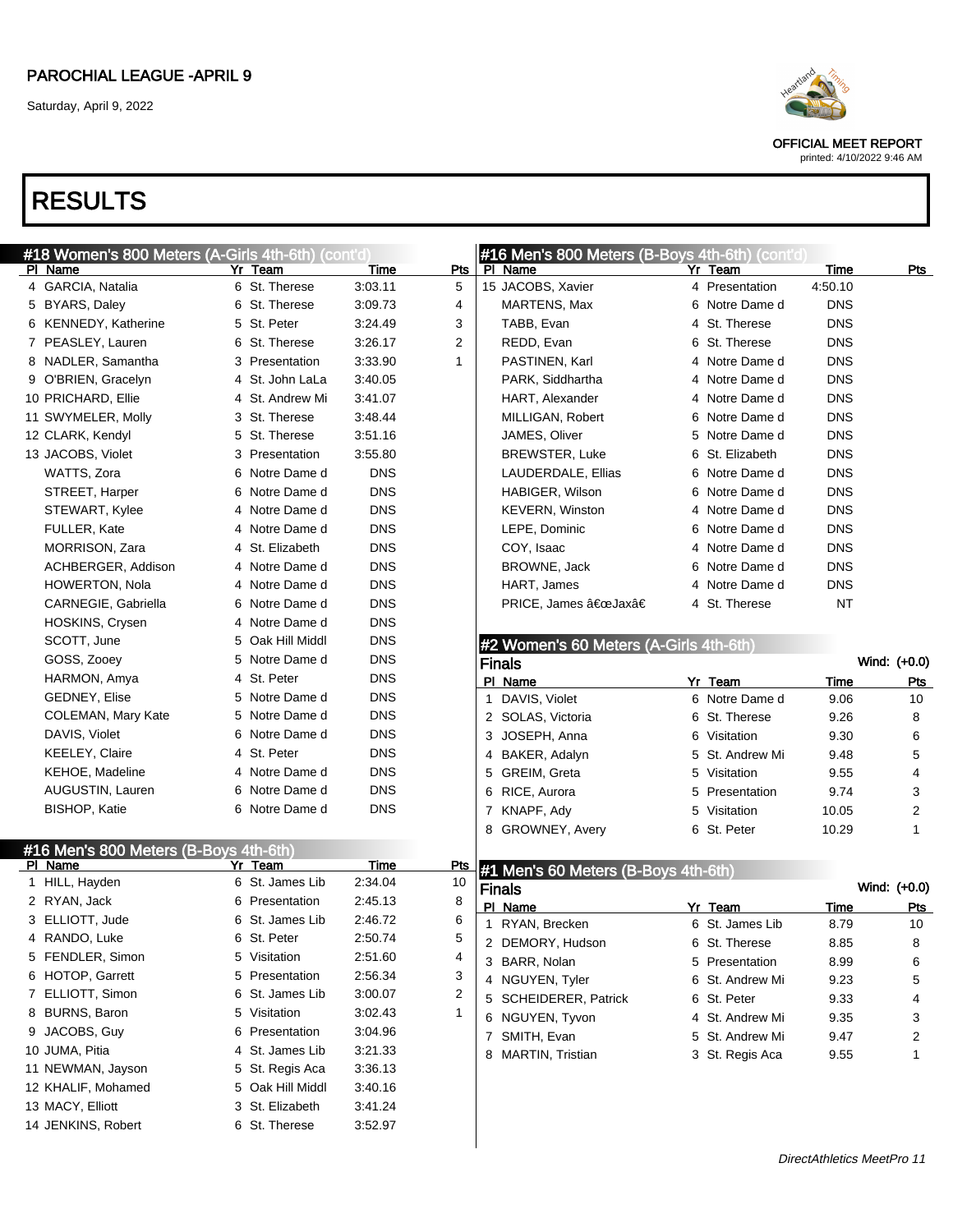PAROCHIAL LEAGUE -APRIL 9

Saturday, April 9, 2022

OFFICIAL MEET REPORT

printed: 4/10/2022 9:46 AM

# RESULTS

## #18 Women's 800 Meters (A-Girls 4th-6th) (cont'd)

| Pl | Name | Yr | Team | Time | Pts |
|---|---|---|---|---|---|
| 4 | GARCIA, Natalia | 6 | St. Therese | 3:03.11 | 5 |
| 5 | BYARS, Daley | 6 | St. Therese | 3:09.73 | 4 |
| 6 | KENNEDY, Katherine | 5 | St. Peter | 3:24.49 | 3 |
| 7 | PEASLEY, Lauren | 6 | St. Therese | 3:26.17 | 2 |
| 8 | NADLER, Samantha | 3 | Presentation | 3:33.90 | 1 |
| 9 | O'BRIEN, Gracelyn | 4 | St. John LaLa | 3:40.05 | |
| 10 | PRICHARD, Ellie | 4 | St. Andrew Mi | 3:41.07 | |
| 11 | SWYMELER, Molly | 3 | St. Therese | 3:48.44 | |
| 12 | CLARK, Kendyl | 5 | St. Therese | 3:51.16 | |
| 13 | JACOBS, Violet | 3 | Presentation | 3:55.80 | |
| | WATTS, Zora | 6 | Notre Dame d | DNS | |
| | STREET, Harper | 6 | Notre Dame d | DNS | |
| | STEWART, Kylee | 4 | Notre Dame d | DNS | |
| | FULLER, Kate | 4 | Notre Dame d | DNS | |
| | MORRISON, Zara | 4 | St. Elizabeth | DNS | |
| | ACHBERGER, Addison | 4 | Notre Dame d | DNS | |
| | HOWERTON, Nola | 4 | Notre Dame d | DNS | |
| | CARNEGIE, Gabriella | 6 | Notre Dame d | DNS | |
| | HOSKINS, Crysen | 4 | Notre Dame d | DNS | |
| | SCOTT, June | 5 | Oak Hill Middl | DNS | |
| | GOSS, Zooey | 5 | Notre Dame d | DNS | |
| | HARMON, Amya | 4 | St. Peter | DNS | |
| | GEDNEY, Elise | 5 | Notre Dame d | DNS | |
| | COLEMAN, Mary Kate | 5 | Notre Dame d | DNS | |
| | DAVIS, Violet | 6 | Notre Dame d | DNS | |
| | KEELEY, Claire | 4 | St. Peter | DNS | |
| | KEHOE, Madeline | 4 | Notre Dame d | DNS | |
| | AUGUSTIN, Lauren | 6 | Notre Dame d | DNS | |
| | BISHOP, Katie | 6 | Notre Dame d | DNS | |

## #16 Men's 800 Meters (B-Boys 4th-6th)

| Pl | Name | Yr | Team | Time | Pts |
|---|---|---|---|---|---|
| 1 | HILL, Hayden | 6 | St. James Lib | 2:34.04 | 10 |
| 2 | RYAN, Jack | 6 | Presentation | 2:45.13 | 8 |
| 3 | ELLIOTT, Jude | 6 | St. James Lib | 2:46.72 | 6 |
| 4 | RANDO, Luke | 6 | St. Peter | 2:50.74 | 5 |
| 5 | FENDLER, Simon | 5 | Visitation | 2:51.60 | 4 |
| 6 | HOTOP, Garrett | 5 | Presentation | 2:56.34 | 3 |
| 7 | ELLIOTT, Simon | 6 | St. James Lib | 3:00.07 | 2 |
| 8 | BURNS, Baron | 5 | Visitation | 3:02.43 | 1 |
| 9 | JACOBS, Guy | 6 | Presentation | 3:04.96 | |
| 10 | JUMA, Pitia | 4 | St. James Lib | 3:21.33 | |
| 11 | NEWMAN, Jayson | 5 | St. Regis Aca | 3:36.13 | |
| 12 | KHALIF, Mohamed | 5 | Oak Hill Middl | 3:40.16 | |
| 13 | MACY, Elliott | 3 | St. Elizabeth | 3:41.24 | |
| 14 | JENKINS, Robert | 6 | St. Therese | 3:52.97 | |
| 15 | JACOBS, Xavier | 4 | Presentation | 4:50.10 | |
| | MARTENS, Max | 6 | Notre Dame d | DNS | |
| | TABB, Evan | 4 | St. Therese | DNS | |
| | REDD, Evan | 6 | St. Therese | DNS | |
| | PASTINEN, Karl | 4 | Notre Dame d | DNS | |
| | PARK, Siddhartha | 4 | Notre Dame d | DNS | |
| | HART, Alexander | 4 | Notre Dame d | DNS | |
| | MILLIGAN, Robert | 6 | Notre Dame d | DNS | |
| | JAMES, Oliver | 5 | Notre Dame d | DNS | |
| | BREWSTER, Luke | 6 | St. Elizabeth | DNS | |
| | LAUDERDALE, Ellias | 6 | Notre Dame d | DNS | |
| | HABIGER, Wilson | 6 | Notre Dame d | DNS | |
| | KEVERN, Winston | 4 | Notre Dame d | DNS | |
| | LEPE, Dominic | 6 | Notre Dame d | DNS | |
| | COY, Isaac | 4 | Notre Dame d | DNS | |
| | BROWNE, Jack | 6 | Notre Dame d | DNS | |
| | HART, James | 4 | Notre Dame d | DNS | |
| | PRICE, James â€œJaxâ€ | 4 | St. Therese | NT | |

## #2 Women's 60 Meters (A-Girls 4th-6th)

**Finals** Wind: (+0.0)

| Pl | Name | Yr | Team | Time | Pts |
|---|---|---|---|---|---|
| 1 | DAVIS, Violet | 6 | Notre Dame d | 9.06 | 10 |
| 2 | SOLAS, Victoria | 6 | St. Therese | 9.26 | 8 |
| 3 | JOSEPH, Anna | 6 | Visitation | 9.30 | 6 |
| 4 | BAKER, Adalyn | 5 | St. Andrew Mi | 9.48 | 5 |
| 5 | GREIM, Greta | 5 | Visitation | 9.55 | 4 |
| 6 | RICE, Aurora | 5 | Presentation | 9.74 | 3 |
| 7 | KNAPF, Ady | 5 | Visitation | 10.05 | 2 |
| 8 | GROWNEY, Avery | 6 | St. Peter | 10.29 | 1 |

## #1 Men's 60 Meters (B-Boys 4th-6th)

**Finals** Wind: (+0.0)

| Pl | Name | Yr | Team | Time | Pts |
|---|---|---|---|---|---|
| 1 | RYAN, Brecken | 6 | St. James Lib | 8.79 | 10 |
| 2 | DEMORY, Hudson | 6 | St. Therese | 8.85 | 8 |
| 3 | BARR, Nolan | 5 | Presentation | 8.99 | 6 |
| 4 | NGUYEN, Tyler | 6 | St. Andrew Mi | 9.23 | 5 |
| 5 | SCHEIDERER, Patrick | 6 | St. Peter | 9.33 | 4 |
| 6 | NGUYEN, Tyvon | 4 | St. Andrew Mi | 9.35 | 3 |
| 7 | SMITH, Evan | 5 | St. Andrew Mi | 9.47 | 2 |
| 8 | MARTIN, Tristian | 3 | St. Regis Aca | 9.55 | 1 |

*DirectAthletics MeetPro 11*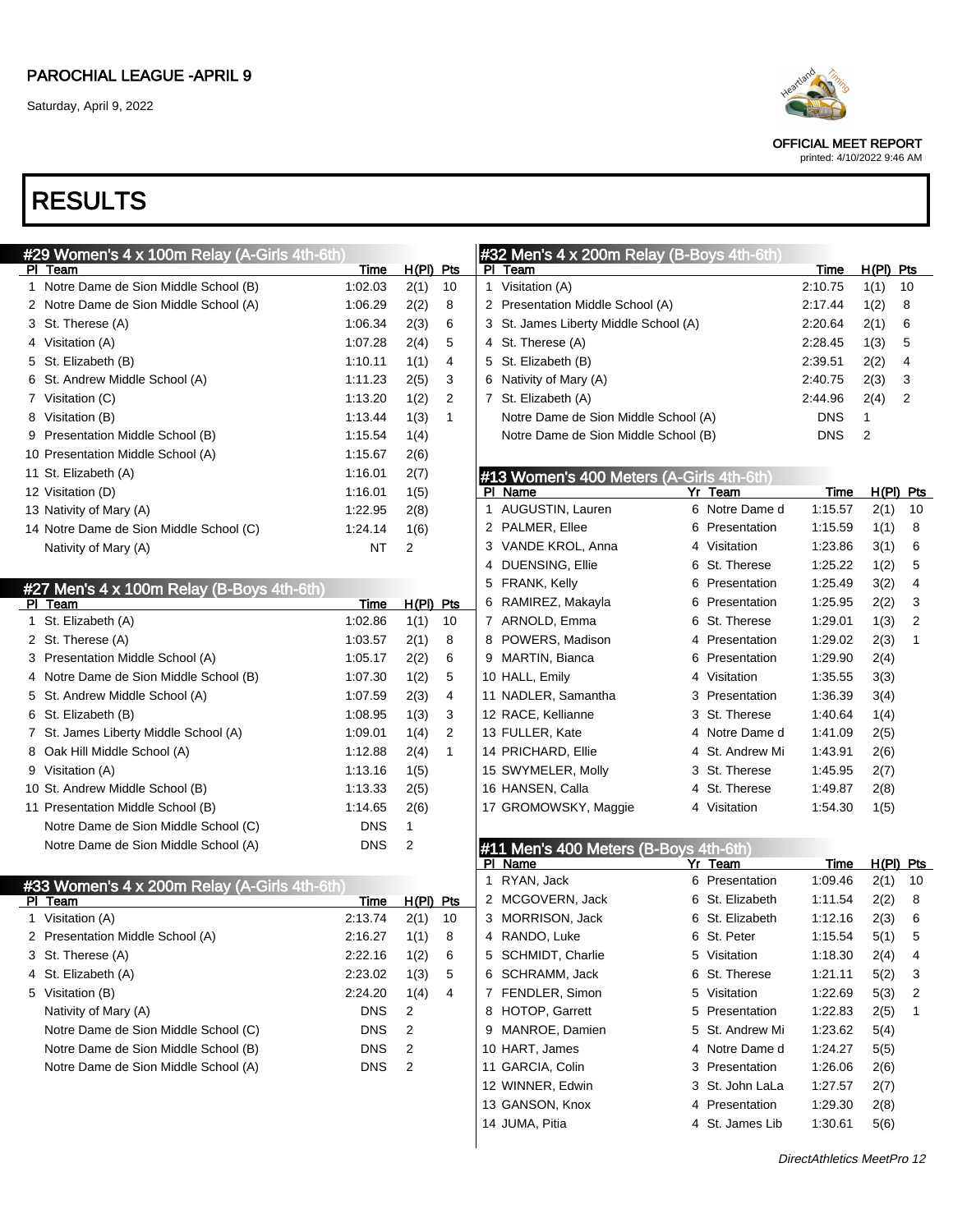PAROCHIAL LEAGUE -APRIL 9

Saturday, April 9, 2022

OFFICIAL MEET REPORT
printed: 4/10/2022 9:46 AM

# RESULTS

## #29 Women's 4 x 100m Relay (A-Girls 4th-6th)

| Pl | Team | Time | H(Pl) | Pts |
|---|---|---|---|---|
| 1 | Notre Dame de Sion Middle School (B) | 1:02.03 | 2(1) | 10 |
| 2 | Notre Dame de Sion Middle School (A) | 1:06.29 | 2(2) | 8 |
| 3 | St. Therese (A) | 1:06.34 | 2(3) | 6 |
| 4 | Visitation (A) | 1:07.28 | 2(4) | 5 |
| 5 | St. Elizabeth (B) | 1:10.11 | 1(1) | 4 |
| 6 | St. Andrew Middle School (A) | 1:11.23 | 2(5) | 3 |
| 7 | Visitation (C) | 1:13.20 | 1(2) | 2 |
| 8 | Visitation (B) | 1:13.44 | 1(3) | 1 |
| 9 | Presentation Middle School (B) | 1:15.54 | 1(4) | |
| 10 | Presentation Middle School (A) | 1:15.67 | 2(6) | |
| 11 | St. Elizabeth (A) | 1:16.01 | 2(7) | |
| 12 | Visitation (D) | 1:16.01 | 1(5) | |
| 13 | Nativity of Mary (A) | 1:22.95 | 2(8) | |
| 14 | Notre Dame de Sion Middle School (C) | 1:24.14 | 1(6) | |
| | Nativity of Mary (A) | NT | 2 | |

## #27 Men's 4 x 100m Relay (B-Boys 4th-6th)

| Pl | Team | Time | H(Pl) | Pts |
|---|---|---|---|---|
| 1 | St. Elizabeth (A) | 1:02.86 | 1(1) | 10 |
| 2 | St. Therese (A) | 1:03.57 | 2(1) | 8 |
| 3 | Presentation Middle School (A) | 1:05.17 | 2(2) | 6 |
| 4 | Notre Dame de Sion Middle School (B) | 1:07.30 | 1(2) | 5 |
| 5 | St. Andrew Middle School (A) | 1:07.59 | 2(3) | 4 |
| 6 | St. Elizabeth (B) | 1:08.95 | 1(3) | 3 |
| 7 | St. James Liberty Middle School (A) | 1:09.01 | 1(4) | 2 |
| 8 | Oak Hill Middle School (A) | 1:12.88 | 2(4) | 1 |
| 9 | Visitation (A) | 1:13.16 | 1(5) | |
| 10 | St. Andrew Middle School (B) | 1:13.33 | 2(5) | |
| 11 | Presentation Middle School (B) | 1:14.65 | 2(6) | |
| | Notre Dame de Sion Middle School (C) | DNS | 1 | |
| | Notre Dame de Sion Middle School (A) | DNS | 2 | |

## #33 Women's 4 x 200m Relay (A-Girls 4th-6th)

| Pl | Team | Time | H(Pl) | Pts |
|---|---|---|---|---|
| 1 | Visitation (A) | 2:13.74 | 2(1) | 10 |
| 2 | Presentation Middle School (A) | 2:16.27 | 1(1) | 8 |
| 3 | St. Therese (A) | 2:22.16 | 1(2) | 6 |
| 4 | St. Elizabeth (A) | 2:23.02 | 1(3) | 5 |
| 5 | Visitation (B) | 2:24.20 | 1(4) | 4 |
| | Nativity of Mary (A) | DNS | 2 | |
| | Notre Dame de Sion Middle School (C) | DNS | 2 | |
| | Notre Dame de Sion Middle School (B) | DNS | 2 | |
| | Notre Dame de Sion Middle School (A) | DNS | 2 | |

## #32 Men's 4 x 200m Relay (B-Boys 4th-6th)

| Pl | Team | Time | H(Pl) | Pts |
|---|---|---|---|---|
| 1 | Visitation (A) | 2:10.75 | 1(1) | 10 |
| 2 | Presentation Middle School (A) | 2:17.44 | 1(2) | 8 |
| 3 | St. James Liberty Middle School (A) | 2:20.64 | 2(1) | 6 |
| 4 | St. Therese (A) | 2:28.45 | 1(3) | 5 |
| 5 | St. Elizabeth (B) | 2:39.51 | 2(2) | 4 |
| 6 | Nativity of Mary (A) | 2:40.75 | 2(3) | 3 |
| 7 | St. Elizabeth (A) | 2:44.96 | 2(4) | 2 |
| | Notre Dame de Sion Middle School (A) | DNS | 1 | |
| | Notre Dame de Sion Middle School (B) | DNS | 2 | |

## #13 Women's 400 Meters (A-Girls 4th-6th)

| Pl | Name | Yr | Team | Time | H(Pl) | Pts |
|---|---|---|---|---|---|---|
| 1 | AUGUSTIN, Lauren | 6 | Notre Dame d | 1:15.57 | 2(1) | 10 |
| 2 | PALMER, Ellee | 6 | Presentation | 1:15.59 | 1(1) | 8 |
| 3 | VANDE KROL, Anna | 4 | Visitation | 1:23.86 | 3(1) | 6 |
| 4 | DUENSING, Ellie | 6 | St. Therese | 1:25.22 | 1(2) | 5 |
| 5 | FRANK, Kelly | 6 | Presentation | 1:25.49 | 3(2) | 4 |
| 6 | RAMIREZ, Makayla | 6 | Presentation | 1:25.95 | 2(2) | 3 |
| 7 | ARNOLD, Emma | 6 | St. Therese | 1:29.01 | 1(3) | 2 |
| 8 | POWERS, Madison | 4 | Presentation | 1:29.02 | 2(3) | 1 |
| 9 | MARTIN, Bianca | 6 | Presentation | 1:29.90 | 2(4) | |
| 10 | HALL, Emily | 4 | Visitation | 1:35.55 | 3(3) | |
| 11 | NADLER, Samantha | 3 | Presentation | 1:36.39 | 3(4) | |
| 12 | RACE, Kellianne | 3 | St. Therese | 1:40.64 | 1(4) | |
| 13 | FULLER, Kate | 4 | Notre Dame d | 1:41.09 | 2(5) | |
| 14 | PRICHARD, Ellie | 4 | St. Andrew Mi | 1:43.91 | 2(6) | |
| 15 | SWYMELER, Molly | 3 | St. Therese | 1:45.95 | 2(7) | |
| 16 | HANSEN, Calla | 4 | St. Therese | 1:49.87 | 2(8) | |
| 17 | GROMOWSKY, Maggie | 4 | Visitation | 1:54.30 | 1(5) | |

## #11 Men's 400 Meters (B-Boys 4th-6th)

| Pl | Name | Yr | Team | Time | H(Pl) | Pts |
|---|---|---|---|---|---|---|
| 1 | RYAN, Jack | 6 | Presentation | 1:09.46 | 2(1) | 10 |
| 2 | MCGOVERN, Jack | 6 | St. Elizabeth | 1:11.54 | 2(2) | 8 |
| 3 | MORRISON, Jack | 6 | St. Elizabeth | 1:12.16 | 2(3) | 6 |
| 4 | RANDO, Luke | 6 | St. Peter | 1:15.54 | 5(1) | 5 |
| 5 | SCHMIDT, Charlie | 5 | Visitation | 1:18.30 | 2(4) | 4 |
| 6 | SCHRAMM, Jack | 6 | St. Therese | 1:21.11 | 5(2) | 3 |
| 7 | FENDLER, Simon | 5 | Visitation | 1:22.69 | 5(3) | 2 |
| 8 | HOTOP, Garrett | 5 | Presentation | 1:22.83 | 2(5) | 1 |
| 9 | MANROE, Damien | 5 | St. Andrew Mi | 1:23.62 | 5(4) | |
| 10 | HART, James | 4 | Notre Dame d | 1:24.27 | 5(5) | |
| 11 | GARCIA, Colin | 3 | Presentation | 1:26.06 | 2(6) | |
| 12 | WINNER, Edwin | 3 | St. John LaLa | 1:27.57 | 2(7) | |
| 13 | GANSON, Knox | 4 | Presentation | 1:29.30 | 2(8) | |
| 14 | JUMA, Pitia | 4 | St. James Lib | 1:30.61 | 5(6) | |

*DirectAthletics MeetPro 12*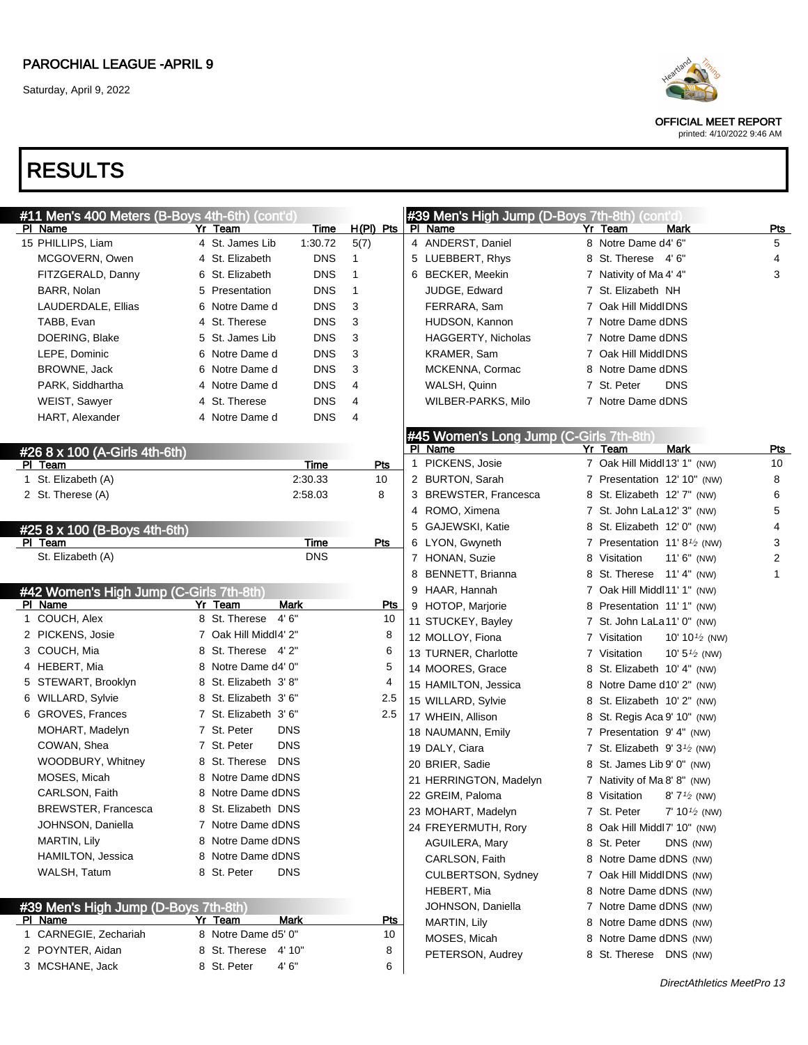# PAROCHIAL LEAGUE -APRIL 9

Saturday, April 9, 2022

OFFICIAL MEET REPORT

printed: 4/10/2022 9:46 AM

# RESULTS

## #11 Men's 400 Meters (B-Boys 4th-6th) (cont'd)

| Pl | Name | Yr | Team | Time | H(Pl) | Pts |
|---|---|---|---|---|---|---|
| 15 | PHILLIPS, Liam | 4 | St. James Lib | 1:30.72 | 5(7) | |
| | MCGOVERN, Owen | 4 | St. Elizabeth | DNS | 1 | |
| | FITZGERALD, Danny | 6 | St. Elizabeth | DNS | 1 | |
| | BARR, Nolan | 5 | Presentation | DNS | 1 | |
| | LAUDERDALE, Ellias | 6 | Notre Dame d | DNS | 3 | |
| | TABB, Evan | 4 | St. Therese | DNS | 3 | |
| | DOERING, Blake | 5 | St. James Lib | DNS | 3 | |
| | LEPE, Dominic | 6 | Notre Dame d | DNS | 3 | |
| | BROWNE, Jack | 6 | Notre Dame d | DNS | 3 | |
| | PARK, Siddhartha | 4 | Notre Dame d | DNS | 4 | |
| | WEIST, Sawyer | 4 | St. Therese | DNS | 4 | |
| | HART, Alexander | 4 | Notre Dame d | DNS | 4 | |

## #26 8 x 100 (A-Girls 4th-6th)

| Pl | Team | Time | Pts |
|---|---|---|---|
| 1 | St. Elizabeth (A) | 2:30.33 | 10 |
| 2 | St. Therese (A) | 2:58.03 | 8 |

## #25 8 x 100 (B-Boys 4th-6th)

| Pl | Team | Time | Pts |
|---|---|---|---|
| | St. Elizabeth (A) | DNS | |

## #42 Women's High Jump (C-Girls 7th-8th)

| Pl | Name | Yr | Team | Mark | Pts |
|---|---|---|---|---|---|
| 1 | COUCH, Alex | 8 | St. Therese | 4' 6" | 10 |
| 2 | PICKENS, Josie | 7 | Oak Hill Middl | 4' 2" | 8 |
| 3 | COUCH, Mia | 8 | St. Therese | 4' 2" | 6 |
| 4 | HEBERT, Mia | 8 | Notre Dame d | 4' 0" | 5 |
| 5 | STEWART, Brooklyn | 8 | St. Elizabeth | 3' 8" | 4 |
| 6 | WILLARD, Sylvie | 8 | St. Elizabeth | 3' 6" | 2.5 |
| 6 | GROVES, Frances | 7 | St. Elizabeth | 3' 6" | 2.5 |
| | MOHART, Madelyn | 7 | St. Peter | DNS | |
| | COWAN, Shea | 7 | St. Peter | DNS | |
| | WOODBURY, Whitney | 8 | St. Therese | DNS | |
| | MOSES, Micah | 8 | Notre Dame d | DNS | |
| | CARLSON, Faith | 8 | Notre Dame d | DNS | |
| | BREWSTER, Francesca | 8 | St. Elizabeth | DNS | |
| | JOHNSON, Daniella | 7 | Notre Dame d | DNS | |
| | MARTIN, Lily | 8 | Notre Dame d | DNS | |
| | HAMILTON, Jessica | 8 | Notre Dame d | DNS | |
| | WALSH, Tatum | 8 | St. Peter | DNS | |

## #39 Men's High Jump (D-Boys 7th-8th)

| Pl | Name | Yr | Team | Mark | Pts |
|---|---|---|---|---|---|
| 1 | CARNEGIE, Zechariah | 8 | Notre Dame d | 5' 0" | 10 |
| 2 | POYNTER, Aidan | 8 | St. Therese | 4' 10" | 8 |
| 3 | MCSHANE, Jack | 8 | St. Peter | 4' 6" | 6 |
| 4 | ANDERST, Daniel | 8 | Notre Dame d | 4' 6" | 5 |
| 5 | LUEBBERT, Rhys | 8 | St. Therese | 4' 6" | 4 |
| 6 | BECKER, Meekin | 7 | Nativity of Ma | 4' 4" | 3 |
| | JUDGE, Edward | 7 | St. Elizabeth | NH | |
| | FERRARA, Sam | 7 | Oak Hill Middl | DNS | |
| | HUDSON, Kannon | 7 | Notre Dame d | DNS | |
| | HAGGERTY, Nicholas | 7 | Notre Dame d | DNS | |
| | KRAMER, Sam | 7 | Oak Hill Middl | DNS | |
| | MCKENNA, Cormac | 8 | Notre Dame d | DNS | |
| | WALSH, Quinn | 7 | St. Peter | DNS | |
| | WILBER-PARKS, Milo | 7 | Notre Dame d | DNS | |

## #45 Women's Long Jump (C-Girls 7th-8th)

| Pl | Name | Yr | Team | Mark | Pts |
|---|---|---|---|---|---|
| 1 | PICKENS, Josie | 7 | Oak Hill Middl | 13' 1" (NW) | 10 |
| 2 | BURTON, Sarah | 7 | Presentation | 12' 10" (NW) | 8 |
| 3 | BREWSTER, Francesca | 8 | St. Elizabeth | 12' 7" (NW) | 6 |
| 4 | ROMO, Ximena | 7 | St. John LaLa | 12' 3" (NW) | 5 |
| 5 | GAJEWSKI, Katie | 8 | St. Elizabeth | 12' 0" (NW) | 4 |
| 6 | LYON, Gwyneth | 7 | Presentation | 11' 8½ (NW) | 3 |
| 7 | HONAN, Suzie | 8 | Visitation | 11' 6" (NW) | 2 |
| 8 | BENNETT, Brianna | 8 | St. Therese | 11' 4" (NW) | 1 |
| 9 | HAAR, Hannah | 7 | Oak Hill Middl | 11' 1" (NW) | |
| 9 | HOTOP, Marjorie | 8 | Presentation | 11' 1" (NW) | |
| 11 | STUCKEY, Bayley | 7 | St. John LaLa | 11' 0" (NW) | |
| 12 | MOLLOY, Fiona | 7 | Visitation | 10' 10½ (NW) | |
| 13 | TURNER, Charlotte | 7 | Visitation | 10' 5½ (NW) | |
| 14 | MOORES, Grace | 8 | St. Elizabeth | 10' 4" (NW) | |
| 15 | HAMILTON, Jessica | 8 | Notre Dame d | 10' 2" (NW) | |
| 15 | WILLARD, Sylvie | 8 | St. Elizabeth | 10' 2" (NW) | |
| 17 | WHEIN, Allison | 8 | St. Regis Aca | 9' 10" (NW) | |
| 18 | NAUMANN, Emily | 7 | Presentation | 9' 4" (NW) | |
| 19 | DALY, Ciara | 7 | St. Elizabeth | 9' 3½ (NW) | |
| 20 | BRIER, Sadie | 8 | St. James Lib | 9' 0" (NW) | |
| 21 | HERRINGTON, Madelyn | 7 | Nativity of Ma | 8' 8" (NW) | |
| 22 | GREIM, Paloma | 8 | Visitation | 8' 7½ (NW) | |
| 23 | MOHART, Madelyn | 7 | St. Peter | 7' 10½ (NW) | |
| 24 | FREYERMUTH, Rory | 8 | Oak Hill Middl | 7' 10" (NW) | |
| | AGUILERA, Mary | 8 | St. Peter | DNS (NW) | |
| | CARLSON, Faith | 8 | Notre Dame d | DNS (NW) | |
| | CULBERTSON, Sydney | 7 | Oak Hill Middl | DNS (NW) | |
| | HEBERT, Mia | 8 | Notre Dame d | DNS (NW) | |
| | JOHNSON, Daniella | 7 | Notre Dame d | DNS (NW) | |
| | MARTIN, Lily | 8 | Notre Dame d | DNS (NW) | |
| | MOSES, Micah | 8 | Notre Dame d | DNS (NW) | |
| | PETERSON, Audrey | 8 | St. Therese | DNS (NW) | |

DirectAthletics MeetPro 13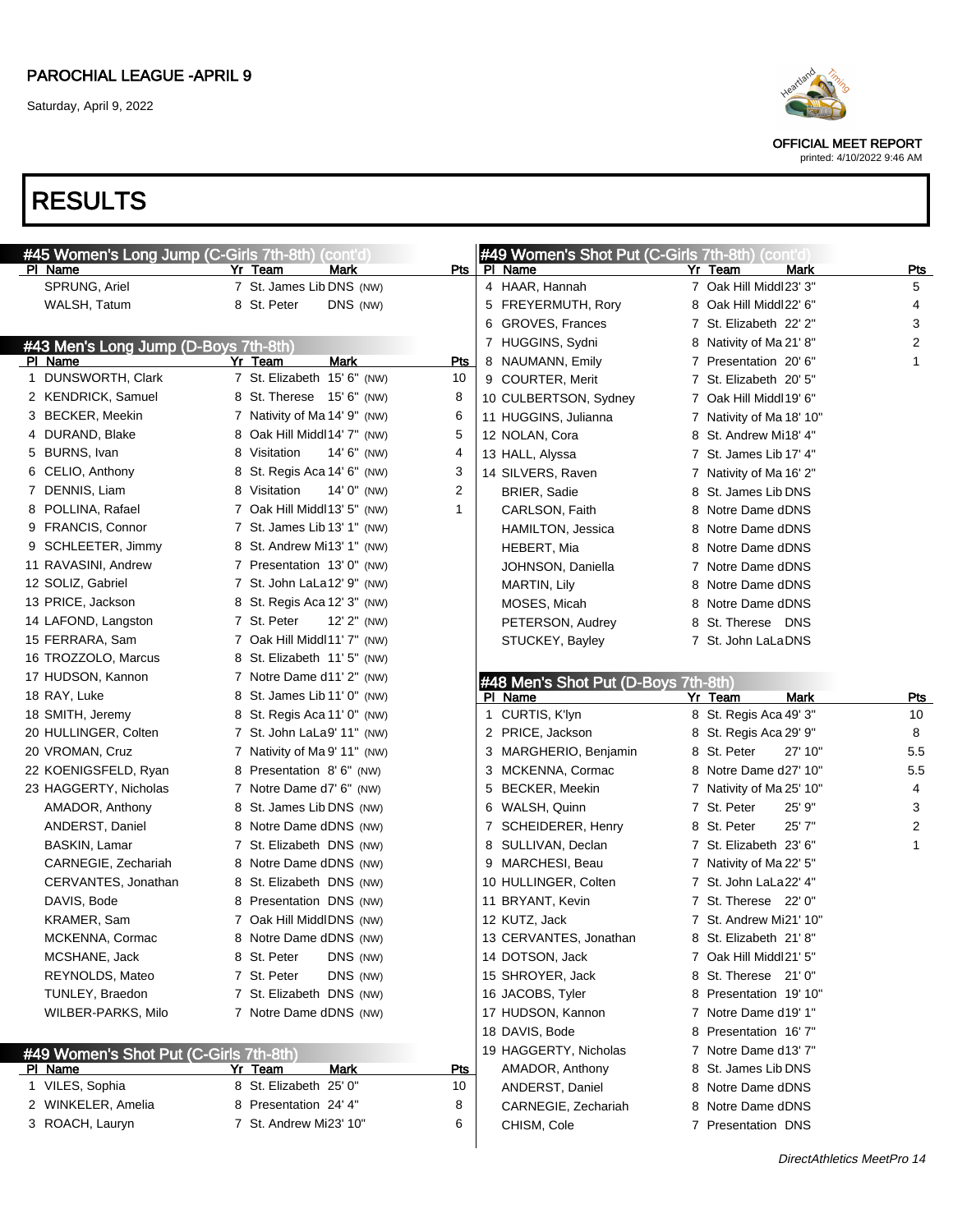# RESULTS

## #45 Women's Long Jump (C-Girls 7th-8th) (cont'd)

| Pl | Name | Yr | Team | Mark | Pts |
|---|---|---|---|---|---|
| | SPRUNG, Ariel | 7 | St. James Lib | DNS (NW) | |
| | WALSH, Tatum | 8 | St. Peter | DNS (NW) | |

## #43 Men's Long Jump (D-Boys 7th-8th)

| Pl | Name | Yr | Team | Mark | Pts |
|---|---|---|---|---|---|
| 1 | DUNSWORTH, Clark | 7 | St. Elizabeth | 15' 6" (NW) | 10 |
| 2 | KENDRICK, Samuel | 8 | St. Therese | 15' 6" (NW) | 8 |
| 3 | BECKER, Meekin | 7 | Nativity of Ma | 14' 9" (NW) | 6 |
| 4 | DURAND, Blake | 8 | Oak Hill Middl | 14' 7" (NW) | 5 |
| 5 | BURNS, Ivan | 8 | Visitation | 14' 6" (NW) | 4 |
| 6 | CELIO, Anthony | 8 | St. Regis Aca | 14' 6" (NW) | 3 |
| 7 | DENNIS, Liam | 8 | Visitation | 14' 0" (NW) | 2 |
| 8 | POLLINA, Rafael | 7 | Oak Hill Middl | 13' 5" (NW) | 1 |
| 9 | FRANCIS, Connor | 7 | St. James Lib | 13' 1" (NW) | |
| 9 | SCHLEETER, Jimmy | 8 | St. Andrew Mi | 13' 1" (NW) | |
| 11 | RAVASINI, Andrew | 7 | Presentation | 13' 0" (NW) | |
| 12 | SOLIZ, Gabriel | 7 | St. John LaLa | 12' 9" (NW) | |
| 13 | PRICE, Jackson | 8 | St. Regis Aca | 12' 3" (NW) | |
| 14 | LAFOND, Langston | 7 | St. Peter | 12' 2" (NW) | |
| 15 | FERRARA, Sam | 7 | Oak Hill Middl | 11' 7" (NW) | |
| 16 | TROZZOLO, Marcus | 8 | St. Elizabeth | 11' 5" (NW) | |
| 17 | HUDSON, Kannon | 7 | Notre Dame d | 11' 2" (NW) | |
| 18 | RAY, Luke | 8 | St. James Lib | 11' 0" (NW) | |
| 18 | SMITH, Jeremy | 8 | St. Regis Aca | 11' 0" (NW) | |
| 20 | HULLINGER, Colten | 7 | St. John LaLa | 9' 11" (NW) | |
| 20 | VROMAN, Cruz | 7 | Nativity of Ma | 9' 11" (NW) | |
| 22 | KOENIGSFELD, Ryan | 8 | Presentation | 8' 6" (NW) | |
| 23 | HAGGERTY, Nicholas | 7 | Notre Dame d | 7' 6" (NW) | |
| | AMADOR, Anthony | 8 | St. James Lib | DNS (NW) | |
| | ANDERST, Daniel | 8 | Notre Dame d | DNS (NW) | |
| | BASKIN, Lamar | 7 | St. Elizabeth | DNS (NW) | |
| | CARNEGIE, Zechariah | 8 | Notre Dame d | DNS (NW) | |
| | CERVANTES, Jonathan | 8 | St. Elizabeth | DNS (NW) | |
| | DAVIS, Bode | 8 | Presentation | DNS (NW) | |
| | KRAMER, Sam | 7 | Oak Hill Middl | DNS (NW) | |
| | MCKENNA, Cormac | 8 | Notre Dame d | DNS (NW) | |
| | MCSHANE, Jack | 8 | St. Peter | DNS (NW) | |
| | REYNOLDS, Mateo | 7 | St. Peter | DNS (NW) | |
| | TUNLEY, Braedon | 7 | St. Elizabeth | DNS (NW) | |
| | WILBER-PARKS, Milo | 7 | Notre Dame d | DNS (NW) | |

## #49 Women's Shot Put (C-Girls 7th-8th)

| Pl | Name | Yr | Team | Mark | Pts |
|---|---|---|---|---|---|
| 1 | VILES, Sophia | 8 | St. Elizabeth | 25' 0" | 10 |
| 2 | WINKELER, Amelia | 8 | Presentation | 24' 4" | 8 |
| 3 | ROACH, Lauryn | 7 | St. Andrew Mi | 23' 10" | 6 |
| 4 | HAAR, Hannah | 7 | Oak Hill Middl | 23' 3" | 5 |
| 5 | FREYERMUTH, Rory | 8 | Oak Hill Middl | 22' 6" | 4 |
| 6 | GROVES, Frances | 7 | St. Elizabeth | 22' 2" | 3 |
| 7 | HUGGINS, Sydni | 8 | Nativity of Ma | 21' 8" | 2 |
| 8 | NAUMANN, Emily | 7 | Presentation | 20' 6" | 1 |
| 9 | COURTER, Merit | 7 | St. Elizabeth | 20' 5" | |
| 10 | CULBERTSON, Sydney | 7 | Oak Hill Middl | 19' 6" | |
| 11 | HUGGINS, Julianna | 7 | Nativity of Ma | 18' 10" | |
| 12 | NOLAN, Cora | 8 | St. Andrew Mi | 18' 4" | |
| 13 | HALL, Alyssa | 7 | St. James Lib | 17' 4" | |
| 14 | SILVERS, Raven | 7 | Nativity of Ma | 16' 2" | |
| | BRIER, Sadie | 8 | St. James Lib | DNS | |
| | CARLSON, Faith | 8 | Notre Dame d | DNS | |
| | HAMILTON, Jessica | 8 | Notre Dame d | DNS | |
| | HEBERT, Mia | 8 | Notre Dame d | DNS | |
| | JOHNSON, Daniella | 7 | Notre Dame d | DNS | |
| | MARTIN, Lily | 8 | Notre Dame d | DNS | |
| | MOSES, Micah | 8 | Notre Dame d | DNS | |
| | PETERSON, Audrey | 8 | St. Therese | DNS | |
| | STUCKEY, Bayley | 7 | St. John LaLa | DNS | |

## #48 Men's Shot Put (D-Boys 7th-8th)

| Pl | Name | Yr | Team | Mark | Pts |
|---|---|---|---|---|---|
| 1 | CURTIS, K'lyn | 8 | St. Regis Aca | 49' 3" | 10 |
| 2 | PRICE, Jackson | 8 | St. Regis Aca | 29' 9" | 8 |
| 3 | MARGHERIO, Benjamin | 8 | St. Peter | 27' 10" | 5.5 |
| 3 | MCKENNA, Cormac | 8 | Notre Dame d | 27' 10" | 5.5 |
| 5 | BECKER, Meekin | 7 | Nativity of Ma | 25' 10" | 4 |
| 6 | WALSH, Quinn | 7 | St. Peter | 25' 9" | 3 |
| 7 | SCHEIDERER, Henry | 8 | St. Peter | 25' 7" | 2 |
| 8 | SULLIVAN, Declan | 7 | St. Elizabeth | 23' 6" | 1 |
| 9 | MARCHESI, Beau | 7 | Nativity of Ma | 22' 5" | |
| 10 | HULLINGER, Colten | 7 | St. John LaLa | 22' 4" | |
| 11 | BRYANT, Kevin | 7 | St. Therese | 22' 0" | |
| 12 | KUTZ, Jack | 7 | St. Andrew Mi | 21' 10" | |
| 13 | CERVANTES, Jonathan | 8 | St. Elizabeth | 21' 8" | |
| 14 | DOTSON, Jack | 7 | Oak Hill Middl | 21' 5" | |
| 15 | SHROYER, Jack | 8 | St. Therese | 21' 0" | |
| 16 | JACOBS, Tyler | 8 | Presentation | 19' 10" | |
| 17 | HUDSON, Kannon | 7 | Notre Dame d | 19' 1" | |
| 18 | DAVIS, Bode | 8 | Presentation | 16' 7" | |
| 19 | HAGGERTY, Nicholas | 7 | Notre Dame d | 13' 7" | |
| | AMADOR, Anthony | 8 | St. James Lib | DNS | |
| | ANDERST, Daniel | 8 | Notre Dame d | DNS | |
| | CARNEGIE, Zechariah | 8 | Notre Dame d | DNS | |
| | CHISM, Cole | 7 | Presentation | DNS | |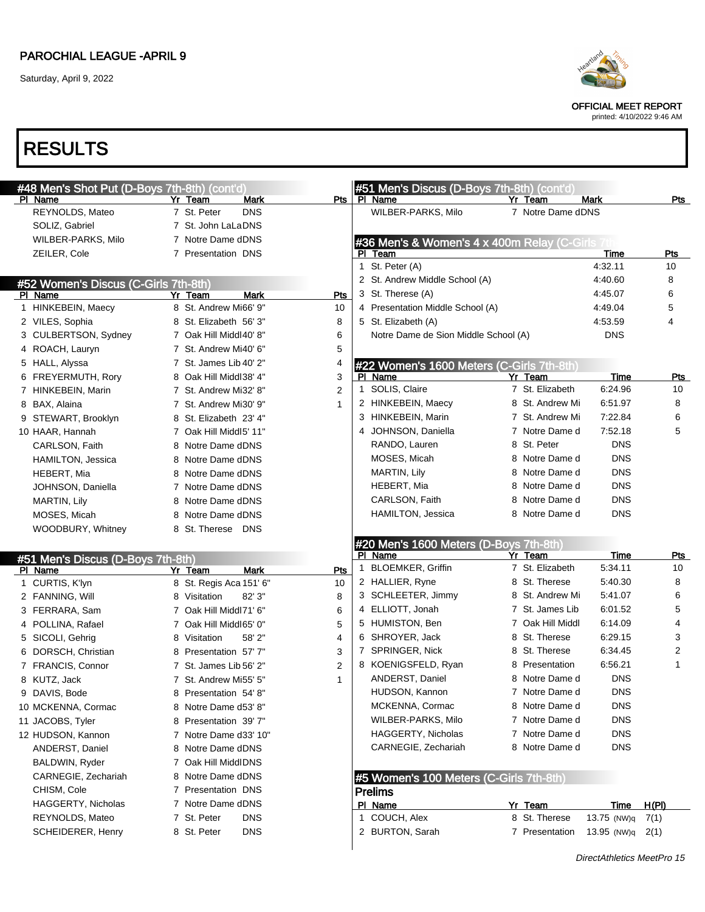# RESULTS

## #48 Men's Shot Put (D-Boys 7th-8th) (cont'd)

| Pl | Name | Yr | Team | Mark | Pts |
|---|---|---|---|---|---|
| | REYNOLDS, Mateo | 7 | St. Peter | DNS | |
| | SOLIZ, Gabriel | 7 | St. John LaLa | DNS | |
| | WILBER-PARKS, Milo | 7 | Notre Dame d | DNS | |
| | ZEILER, Cole | 7 | Presentation | DNS | |

## #52 Women's Discus (C-Girls 7th-8th)

| Pl | Name | Yr | Team | Mark | Pts |
|---|---|---|---|---|---|
| 1 | HINKEBEIN, Maecy | 8 | St. Andrew Mi | 66' 9" | 10 |
| 2 | VILES, Sophia | 8 | St. Elizabeth | 56' 3" | 8 |
| 3 | CULBERTSON, Sydney | 7 | Oak Hill Middl | 40' 8" | 6 |
| 4 | ROACH, Lauryn | 7 | St. Andrew Mi | 40' 6" | 5 |
| 5 | HALL, Alyssa | 7 | St. James Lib | 40' 2" | 4 |
| 6 | FREYERMUTH, Rory | 8 | Oak Hill Middl | 38' 4" | 3 |
| 7 | HINKEBEIN, Marin | 7 | St. Andrew Mi | 32' 8" | 2 |
| 8 | BAX, Alaina | 7 | St. Andrew Mi | 30' 9" | 1 |
| 9 | STEWART, Brooklyn | 8 | St. Elizabeth | 23' 4" | |
| 10 | HAAR, Hannah | 7 | Oak Hill Middl | 5' 11" | |
| | CARLSON, Faith | 8 | Notre Dame d | DNS | |
| | HAMILTON, Jessica | 8 | Notre Dame d | DNS | |
| | HEBERT, Mia | 8 | Notre Dame d | DNS | |
| | JOHNSON, Daniella | 7 | Notre Dame d | DNS | |
| | MARTIN, Lily | 8 | Notre Dame d | DNS | |
| | MOSES, Micah | 8 | Notre Dame d | DNS | |
| | WOODBURY, Whitney | 8 | St. Therese | DNS | |

## #51 Men's Discus (D-Boys 7th-8th)

| Pl | Name | Yr | Team | Mark | Pts |
|---|---|---|---|---|---|
| 1 | CURTIS, K'lyn | 8 | St. Regis Aca | 151' 6" | 10 |
| 2 | FANNING, Will | 8 | Visitation | 82' 3" | 8 |
| 3 | FERRARA, Sam | 7 | Oak Hill Middl | 71' 6" | 6 |
| 4 | POLLINA, Rafael | 7 | Oak Hill Middl | 65' 0" | 5 |
| 5 | SICOLI, Gehrig | 8 | Visitation | 58' 2" | 4 |
| 6 | DORSCH, Christian | 8 | Presentation | 57' 7" | 3 |
| 7 | FRANCIS, Connor | 7 | St. James Lib | 56' 2" | 2 |
| 8 | KUTZ, Jack | 7 | St. Andrew Mi | 55' 5" | 1 |
| 9 | DAVIS, Bode | 8 | Presentation | 54' 8" | |
| 10 | MCKENNA, Cormac | 8 | Notre Dame d | 53' 8" | |
| 11 | JACOBS, Tyler | 8 | Presentation | 39' 7" | |
| 12 | HUDSON, Kannon | 7 | Notre Dame d | 33' 10" | |
| | ANDERST, Daniel | 8 | Notre Dame d | DNS | |
| | BALDWIN, Ryder | 7 | Oak Hill Middl | DNS | |
| | CARNEGIE, Zechariah | 8 | Notre Dame d | DNS | |
| | CHISM, Cole | 7 | Presentation | DNS | |
| | HAGGERTY, Nicholas | 7 | Notre Dame d | DNS | |
| | REYNOLDS, Mateo | 7 | St. Peter | DNS | |
| | SCHEIDERER, Henry | 8 | St. Peter | DNS | |
| | WILBER-PARKS, Milo | 7 | Notre Dame d | DNS | |

## #36 Men's & Women's 4 x 400m Relay (C-Girls 7th-8th)

| Pl | Team | Time | Pts |
|---|---|---|---|
| 1 | St. Peter (A) | 4:32.11 | 10 |
| 2 | St. Andrew Middle School (A) | 4:40.60 | 8 |
| 3 | St. Therese (A) | 4:45.07 | 6 |
| 4 | Presentation Middle School (A) | 4:49.04 | 5 |
| 5 | St. Elizabeth (A) | 4:53.59 | 4 |
| | Notre Dame de Sion Middle School (A) | DNS | |

## #22 Women's 1600 Meters (C-Girls 7th-8th)

| Pl | Name | Yr | Team | Time | Pts |
|---|---|---|---|---|---|
| 1 | SOLIS, Claire | 7 | St. Elizabeth | 6:24.96 | 10 |
| 2 | HINKEBEIN, Maecy | 8 | St. Andrew Mi | 6:51.97 | 8 |
| 3 | HINKEBEIN, Marin | 7 | St. Andrew Mi | 7:22.84 | 6 |
| 4 | JOHNSON, Daniella | 7 | Notre Dame d | 7:52.18 | 5 |
| | RANDO, Lauren | 8 | St. Peter | DNS | |
| | MOSES, Micah | 8 | Notre Dame d | DNS | |
| | MARTIN, Lily | 8 | Notre Dame d | DNS | |
| | HEBERT, Mia | 8 | Notre Dame d | DNS | |
| | CARLSON, Faith | 8 | Notre Dame d | DNS | |
| | HAMILTON, Jessica | 8 | Notre Dame d | DNS | |

## #20 Men's 1600 Meters (D-Boys 7th-8th)

| Pl | Name | Yr | Team | Time | Pts |
|---|---|---|---|---|---|
| 1 | BLOEMKER, Griffin | 7 | St. Elizabeth | 5:34.11 | 10 |
| 2 | HALLIER, Ryne | 8 | St. Therese | 5:40.30 | 8 |
| 3 | SCHLEETER, Jimmy | 8 | St. Andrew Mi | 5:41.07 | 6 |
| 4 | ELLIOTT, Jonah | 7 | St. James Lib | 6:01.52 | 5 |
| 5 | HUMISTON, Ben | 7 | Oak Hill Middl | 6:14.09 | 4 |
| 6 | SHROYER, Jack | 8 | St. Therese | 6:29.15 | 3 |
| 7 | SPRINGER, Nick | 8 | St. Therese | 6:34.45 | 2 |
| 8 | KOENIGSFELD, Ryan | 8 | Presentation | 6:56.21 | 1 |
| | ANDERST, Daniel | 8 | Notre Dame d | DNS | |
| | HUDSON, Kannon | 7 | Notre Dame d | DNS | |
| | MCKENNA, Cormac | 8 | Notre Dame d | DNS | |
| | WILBER-PARKS, Milo | 7 | Notre Dame d | DNS | |
| | HAGGERTY, Nicholas | 7 | Notre Dame d | DNS | |
| | CARNEGIE, Zechariah | 8 | Notre Dame d | DNS | |

## #5 Women's 100 Meters (C-Girls 7th-8th)

### Prelims

| Pl | Name | Yr | Team | Time | H(Pl) |
|---|---|---|---|---|---|
| 1 | COUCH, Alex | 8 | St. Therese | 13.75 (NW)q | 7(1) |
| 2 | BURTON, Sarah | 7 | Presentation | 13.95 (NW)q | 2(1) |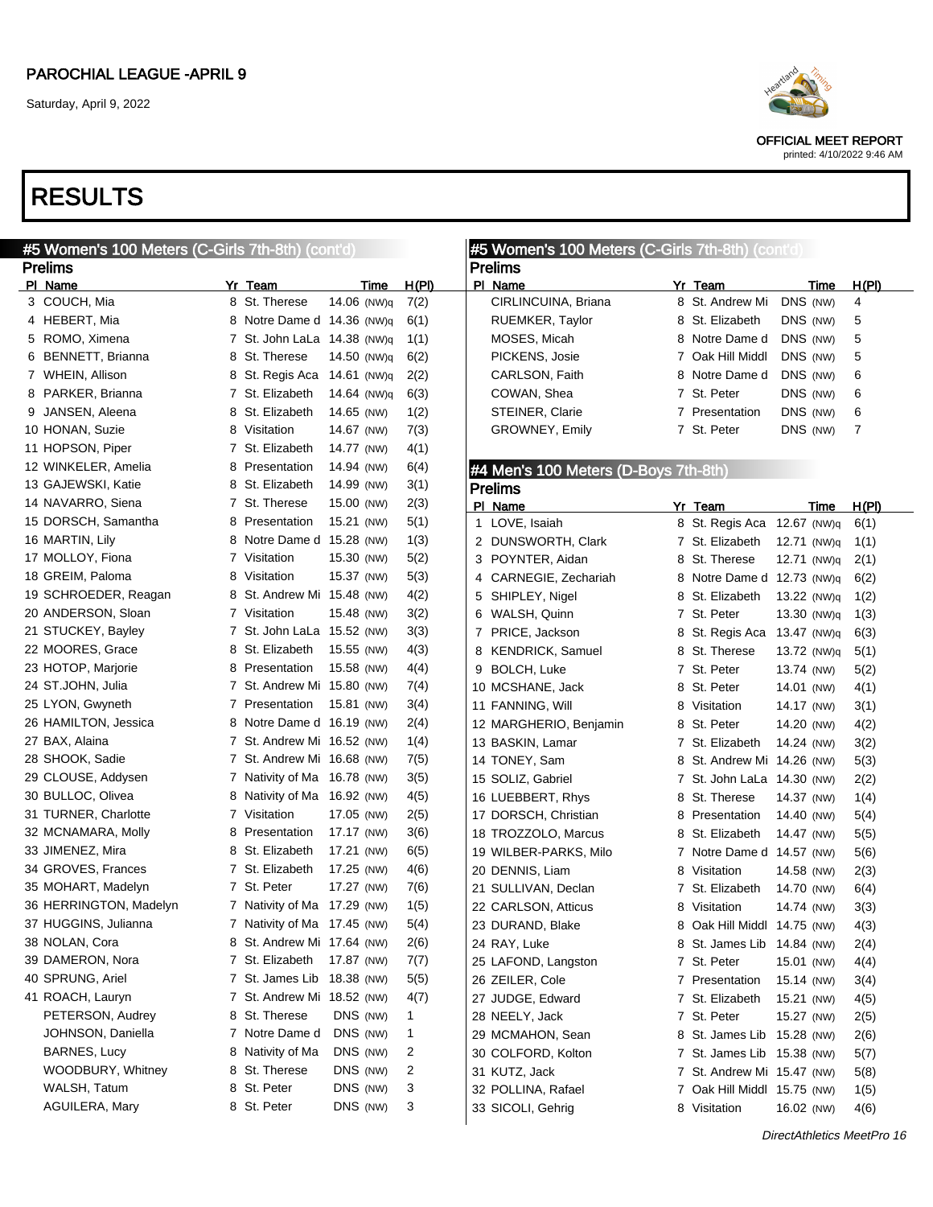PAROCHIAL LEAGUE -APRIL 9

Saturday, April 9, 2022

OFFICIAL MEET REPORT
printed: 4/10/2022 9:46 AM

# RESULTS

## #5 Women's 100 Meters (C-Girls 7th-8th) (cont'd)

### Prelims

| Pl | Name | Yr | Team | Time | | H(Pl) |
|---|---|---|---|---|---|---|
| 3 | COUCH, Mia | 8 | St. Therese | 14.06 | (NW)q | 7(2) |
| 4 | HEBERT, Mia | 8 | Notre Dame d | 14.36 | (NW)q | 6(1) |
| 5 | ROMO, Ximena | 7 | St. John LaLa | 14.38 | (NW)q | 1(1) |
| 6 | BENNETT, Brianna | 8 | St. Therese | 14.50 | (NW)q | 6(2) |
| 7 | WHEIN, Allison | 8 | St. Regis Aca | 14.61 | (NW)q | 2(2) |
| 8 | PARKER, Brianna | 7 | St. Elizabeth | 14.64 | (NW)q | 6(3) |
| 9 | JANSEN, Aleena | 8 | St. Elizabeth | 14.65 | (NW) | 1(2) |
| 10 | HONAN, Suzie | 8 | Visitation | 14.67 | (NW) | 7(3) |
| 11 | HOPSON, Piper | 7 | St. Elizabeth | 14.77 | (NW) | 4(1) |
| 12 | WINKELER, Amelia | 8 | Presentation | 14.94 | (NW) | 6(4) |
| 13 | GAJEWSKI, Katie | 8 | St. Elizabeth | 14.99 | (NW) | 3(1) |
| 14 | NAVARRO, Siena | 7 | St. Therese | 15.00 | (NW) | 2(3) |
| 15 | DORSCH, Samantha | 8 | Presentation | 15.21 | (NW) | 5(1) |
| 16 | MARTIN, Lily | 8 | Notre Dame d | 15.28 | (NW) | 1(3) |
| 17 | MOLLOY, Fiona | 7 | Visitation | 15.30 | (NW) | 5(2) |
| 18 | GREIM, Paloma | 8 | Visitation | 15.37 | (NW) | 5(3) |
| 19 | SCHROEDER, Reagan | 8 | St. Andrew Mi | 15.48 | (NW) | 4(2) |
| 20 | ANDERSON, Sloan | 7 | Visitation | 15.48 | (NW) | 3(2) |
| 21 | STUCKEY, Bayley | 7 | St. John LaLa | 15.52 | (NW) | 3(3) |
| 22 | MOORES, Grace | 8 | St. Elizabeth | 15.55 | (NW) | 4(3) |
| 23 | HOTOP, Marjorie | 8 | Presentation | 15.58 | (NW) | 4(4) |
| 24 | ST.JOHN, Julia | 7 | St. Andrew Mi | 15.80 | (NW) | 7(4) |
| 25 | LYON, Gwyneth | 7 | Presentation | 15.81 | (NW) | 3(4) |
| 26 | HAMILTON, Jessica | 8 | Notre Dame d | 16.19 | (NW) | 2(4) |
| 27 | BAX, Alaina | 7 | St. Andrew Mi | 16.52 | (NW) | 1(4) |
| 28 | SHOOK, Sadie | 7 | St. Andrew Mi | 16.68 | (NW) | 7(5) |
| 29 | CLOUSE, Addysen | 7 | Nativity of Ma | 16.78 | (NW) | 3(5) |
| 30 | BULLOC, Olivea | 8 | Nativity of Ma | 16.92 | (NW) | 4(5) |
| 31 | TURNER, Charlotte | 7 | Visitation | 17.05 | (NW) | 2(5) |
| 32 | MCNAMARA, Molly | 8 | Presentation | 17.17 | (NW) | 3(6) |
| 33 | JIMENEZ, Mira | 8 | St. Elizabeth | 17.21 | (NW) | 6(5) |
| 34 | GROVES, Frances | 7 | St. Elizabeth | 17.25 | (NW) | 4(6) |
| 35 | MOHART, Madelyn | 7 | St. Peter | 17.27 | (NW) | 7(6) |
| 36 | HERRINGTON, Madelyn | 7 | Nativity of Ma | 17.29 | (NW) | 1(5) |
| 37 | HUGGINS, Julianna | 7 | Nativity of Ma | 17.45 | (NW) | 5(4) |
| 38 | NOLAN, Cora | 8 | St. Andrew Mi | 17.64 | (NW) | 2(6) |
| 39 | DAMERON, Nora | 7 | St. Elizabeth | 17.87 | (NW) | 7(7) |
| 40 | SPRUNG, Ariel | 7 | St. James Lib | 18.38 | (NW) | 5(5) |
| 41 | ROACH, Lauryn | 7 | St. Andrew Mi | 18.52 | (NW) | 4(7) |
| | PETERSON, Audrey | 8 | St. Therese | DNS | (NW) | 1 |
| | JOHNSON, Daniella | 7 | Notre Dame d | DNS | (NW) | 1 |
| | BARNES, Lucy | 8 | Nativity of Ma | DNS | (NW) | 2 |
| | WOODBURY, Whitney | 8 | St. Therese | DNS | (NW) | 2 |
| | WALSH, Tatum | 8 | St. Peter | DNS | (NW) | 3 |
| | AGUILERA, Mary | 8 | St. Peter | DNS | (NW) | 3 |
| | CIRLINCUINA, Briana | 8 | St. Andrew Mi | DNS | (NW) | 4 |
| | RUEMKER, Taylor | 8 | St. Elizabeth | DNS | (NW) | 5 |
| | MOSES, Micah | 8 | Notre Dame d | DNS | (NW) | 5 |
| | PICKENS, Josie | 7 | Oak Hill Middl | DNS | (NW) | 5 |
| | CARLSON, Faith | 8 | Notre Dame d | DNS | (NW) | 6 |
| | COWAN, Shea | 7 | St. Peter | DNS | (NW) | 6 |
| | STEINER, Clarie | 7 | Presentation | DNS | (NW) | 6 |
| | GROWNEY, Emily | 7 | St. Peter | DNS | (NW) | 7 |

## #4 Men's 100 Meters (D-Boys 7th-8th)

### Prelims

| Pl | Name | Yr | Team | Time | | H(Pl) |
|---|---|---|---|---|---|---|
| 1 | LOVE, Isaiah | 8 | St. Regis Aca | 12.67 | (NW)q | 6(1) |
| 2 | DUNSWORTH, Clark | 7 | St. Elizabeth | 12.71 | (NW)q | 1(1) |
| 3 | POYNTER, Aidan | 8 | St. Therese | 12.71 | (NW)q | 2(1) |
| 4 | CARNEGIE, Zechariah | 8 | Notre Dame d | 12.73 | (NW)q | 6(2) |
| 5 | SHIPLEY, Nigel | 8 | St. Elizabeth | 13.22 | (NW)q | 1(2) |
| 6 | WALSH, Quinn | 7 | St. Peter | 13.30 | (NW)q | 1(3) |
| 7 | PRICE, Jackson | 8 | St. Regis Aca | 13.47 | (NW)q | 6(3) |
| 8 | KENDRICK, Samuel | 8 | St. Therese | 13.72 | (NW)q | 5(1) |
| 9 | BOLCH, Luke | 7 | St. Peter | 13.74 | (NW) | 5(2) |
| 10 | MCSHANE, Jack | 8 | St. Peter | 14.01 | (NW) | 4(1) |
| 11 | FANNING, Will | 8 | Visitation | 14.17 | (NW) | 3(1) |
| 12 | MARGHERIO, Benjamin | 8 | St. Peter | 14.20 | (NW) | 4(2) |
| 13 | BASKIN, Lamar | 7 | St. Elizabeth | 14.24 | (NW) | 3(2) |
| 14 | TONEY, Sam | 8 | St. Andrew Mi | 14.26 | (NW) | 5(3) |
| 15 | SOLIZ, Gabriel | 7 | St. John LaLa | 14.30 | (NW) | 2(2) |
| 16 | LUEBBERT, Rhys | 8 | St. Therese | 14.37 | (NW) | 1(4) |
| 17 | DORSCH, Christian | 8 | Presentation | 14.40 | (NW) | 5(4) |
| 18 | TROZZOLO, Marcus | 8 | St. Elizabeth | 14.47 | (NW) | 5(5) |
| 19 | WILBER-PARKS, Milo | 7 | Notre Dame d | 14.57 | (NW) | 5(6) |
| 20 | DENNIS, Liam | 8 | Visitation | 14.58 | (NW) | 2(3) |
| 21 | SULLIVAN, Declan | 7 | St. Elizabeth | 14.70 | (NW) | 6(4) |
| 22 | CARLSON, Atticus | 8 | Visitation | 14.74 | (NW) | 3(3) |
| 23 | DURAND, Blake | 8 | Oak Hill Middl | 14.75 | (NW) | 4(3) |
| 24 | RAY, Luke | 8 | St. James Lib | 14.84 | (NW) | 2(4) |
| 25 | LAFOND, Langston | 7 | St. Peter | 15.01 | (NW) | 4(4) |
| 26 | ZEILER, Cole | 7 | Presentation | 15.14 | (NW) | 3(4) |
| 27 | JUDGE, Edward | 7 | St. Elizabeth | 15.21 | (NW) | 4(5) |
| 28 | NEELY, Jack | 7 | St. Peter | 15.27 | (NW) | 2(5) |
| 29 | MCMAHON, Sean | 8 | St. James Lib | 15.28 | (NW) | 2(6) |
| 30 | COLFORD, Kolton | 7 | St. James Lib | 15.38 | (NW) | 5(7) |
| 31 | KUTZ, Jack | 7 | St. Andrew Mi | 15.47 | (NW) | 5(8) |
| 32 | POLLINA, Rafael | 7 | Oak Hill Middl | 15.75 | (NW) | 1(5) |
| 33 | SICOLI, Gehrig | 8 | Visitation | 16.02 | (NW) | 4(6) |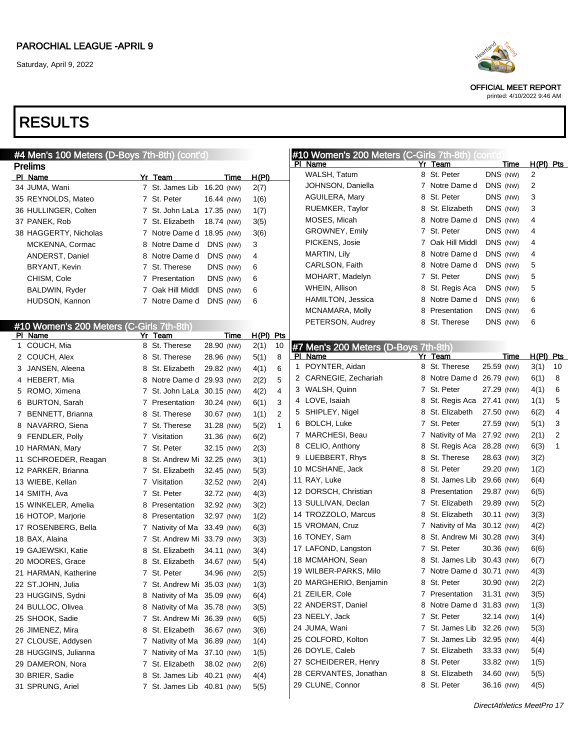PAROCHIAL LEAGUE -APRIL 9

Saturday, April 9, 2022

OFFICIAL MEET REPORT

printed: 4/10/2022 9:46 AM

# RESULTS

## #4 Men's 100 Meters (D-Boys 7th-8th) (cont'd)

### Prelims

| Pl | Name | Yr | Team | Time | H(Pl) |
|---|---|---|---|---|---|
| 34 | JUMA, Wani | 7 | St. James Lib | 16.20 (NW) | 2(7) |
| 35 | REYNOLDS, Mateo | 7 | St. Peter | 16.44 (NW) | 1(6) |
| 36 | HULLINGER, Colten | 7 | St. John LaLa | 17.35 (NW) | 1(7) |
| 37 | PANEK, Rob | 7 | St. Elizabeth | 18.74 (NW) | 3(5) |
| 38 | HAGGERTY, Nicholas | 7 | Notre Dame d | 18.95 (NW) | 3(6) |
| | MCKENNA, Cormac | 8 | Notre Dame d | DNS (NW) | 3 |
| | ANDERST, Daniel | 8 | Notre Dame d | DNS (NW) | 4 |
| | BRYANT, Kevin | 7 | St. Therese | DNS (NW) | 6 |
| | CHISM, Cole | 7 | Presentation | DNS (NW) | 6 |
| | BALDWIN, Ryder | 7 | Oak Hill Middl | DNS (NW) | 6 |
| | HUDSON, Kannon | 7 | Notre Dame d | DNS (NW) | 6 |

## #10 Women's 200 Meters (C-Girls 7th-8th)

| Pl | Name | Yr | Team | Time | H(Pl) | Pts |
|---|---|---|---|---|---|---|
| 1 | COUCH, Mia | 8 | St. Therese | 28.90 (NW) | 2(1) | 10 |
| 2 | COUCH, Alex | 8 | St. Therese | 28.96 (NW) | 5(1) | 8 |
| 3 | JANSEN, Aleena | 8 | St. Elizabeth | 29.82 (NW) | 4(1) | 6 |
| 4 | HEBERT, Mia | 8 | Notre Dame d | 29.93 (NW) | 2(2) | 5 |
| 5 | ROMO, Ximena | 7 | St. John LaLa | 30.15 (NW) | 4(2) | 4 |
| 6 | BURTON, Sarah | 7 | Presentation | 30.24 (NW) | 6(1) | 3 |
| 7 | BENNETT, Brianna | 8 | St. Therese | 30.67 (NW) | 1(1) | 2 |
| 8 | NAVARRO, Siena | 7 | St. Therese | 31.28 (NW) | 5(2) | 1 |
| 9 | FENDLER, Polly | 7 | Visitation | 31.36 (NW) | 6(2) | |
| 10 | HARMAN, Mary | 7 | St. Peter | 32.15 (NW) | 2(3) | |
| 11 | SCHROEDER, Reagan | 8 | St. Andrew Mi | 32.25 (NW) | 3(1) | |
| 12 | PARKER, Brianna | 7 | St. Elizabeth | 32.45 (NW) | 5(3) | |
| 13 | WIEBE, Kellan | 7 | Visitation | 32.52 (NW) | 2(4) | |
| 14 | SMITH, Ava | 7 | St. Peter | 32.72 (NW) | 4(3) | |
| 15 | WINKELER, Amelia | 8 | Presentation | 32.92 (NW) | 3(2) | |
| 16 | HOTOP, Marjorie | 8 | Presentation | 32.97 (NW) | 1(2) | |
| 17 | ROSENBERG, Bella | 7 | Nativity of Ma | 33.49 (NW) | 6(3) | |
| 18 | BAX, Alaina | 7 | St. Andrew Mi | 33.79 (NW) | 3(3) | |
| 19 | GAJEWSKI, Katie | 8 | St. Elizabeth | 34.11 (NW) | 3(4) | |
| 20 | MOORES, Grace | 8 | St. Elizabeth | 34.67 (NW) | 5(4) | |
| 21 | HARMAN, Katherine | 7 | St. Peter | 34.96 (NW) | 2(5) | |
| 22 | ST.JOHN, Julia | 7 | St. Andrew Mi | 35.03 (NW) | 1(3) | |
| 23 | HUGGINS, Sydni | 8 | Nativity of Ma | 35.09 (NW) | 6(4) | |
| 24 | BULLOC, Olivea | 8 | Nativity of Ma | 35.78 (NW) | 3(5) | |
| 25 | SHOOK, Sadie | 7 | St. Andrew Mi | 36.39 (NW) | 6(5) | |
| 26 | JIMENEZ, Mira | 8 | St. Elizabeth | 36.67 (NW) | 3(6) | |
| 27 | CLOUSE, Addysen | 7 | Nativity of Ma | 36.89 (NW) | 1(4) | |
| 28 | HUGGINS, Julianna | 7 | Nativity of Ma | 37.10 (NW) | 1(5) | |
| 29 | DAMERON, Nora | 7 | St. Elizabeth | 38.02 (NW) | 2(6) | |
| 30 | BRIER, Sadie | 8 | St. James Lib | 40.21 (NW) | 4(4) | |
| 31 | SPRUNG, Ariel | 7 | St. James Lib | 40.81 (NW) | 5(5) | |

## #10 Women's 200 Meters (C-Girls 7th-8th) (cont'd)

| Pl | Name | Yr | Team | Time | H(Pl) | Pts |
|---|---|---|---|---|---|---|
| | WALSH, Tatum | 8 | St. Peter | DNS (NW) | 2 | |
| | JOHNSON, Daniella | 7 | Notre Dame d | DNS (NW) | 2 | |
| | AGUILERA, Mary | 8 | St. Peter | DNS (NW) | 3 | |
| | RUEMKER, Taylor | 8 | St. Elizabeth | DNS (NW) | 3 | |
| | MOSES, Micah | 8 | Notre Dame d | DNS (NW) | 4 | |
| | GROWNEY, Emily | 7 | St. Peter | DNS (NW) | 4 | |
| | PICKENS, Josie | 7 | Oak Hill Middl | DNS (NW) | 4 | |
| | MARTIN, Lily | 8 | Notre Dame d | DNS (NW) | 4 | |
| | CARLSON, Faith | 8 | Notre Dame d | DNS (NW) | 5 | |
| | MOHART, Madelyn | 7 | St. Peter | DNS (NW) | 5 | |
| | WHEIN, Allison | 8 | St. Regis Aca | DNS (NW) | 5 | |
| | HAMILTON, Jessica | 8 | Notre Dame d | DNS (NW) | 6 | |
| | MCNAMARA, Molly | 8 | Presentation | DNS (NW) | 6 | |
| | PETERSON, Audrey | 8 | St. Therese | DNS (NW) | 6 | |

## #7 Men's 200 Meters (D-Boys 7th-8th)

| Pl | Name | Yr | Team | Time | H(Pl) | Pts |
|---|---|---|---|---|---|---|
| 1 | POYNTER, Aidan | 8 | St. Therese | 25.59 (NW) | 3(1) | 10 |
| 2 | CARNEGIE, Zechariah | 8 | Notre Dame d | 26.79 (NW) | 6(1) | 8 |
| 3 | WALSH, Quinn | 7 | St. Peter | 27.29 (NW) | 4(1) | 6 |
| 4 | LOVE, Isaiah | 8 | St. Regis Aca | 27.41 (NW) | 1(1) | 5 |
| 5 | SHIPLEY, Nigel | 8 | St. Elizabeth | 27.50 (NW) | 6(2) | 4 |
| 6 | BOLCH, Luke | 7 | St. Peter | 27.59 (NW) | 5(1) | 3 |
| 7 | MARCHESI, Beau | 7 | Nativity of Ma | 27.92 (NW) | 2(1) | 2 |
| 8 | CELIO, Anthony | 8 | St. Regis Aca | 28.28 (NW) | 6(3) | 1 |
| 9 | LUEBBERT, Rhys | 8 | St. Therese | 28.63 (NW) | 3(2) | |
| 10 | MCSHANE, Jack | 8 | St. Peter | 29.20 (NW) | 1(2) | |
| 11 | RAY, Luke | 8 | St. James Lib | 29.66 (NW) | 6(4) | |
| 12 | DORSCH, Christian | 8 | Presentation | 29.87 (NW) | 6(5) | |
| 13 | SULLIVAN, Declan | 7 | St. Elizabeth | 29.89 (NW) | 5(2) | |
| 14 | TROZZOLO, Marcus | 8 | St. Elizabeth | 30.11 (NW) | 3(3) | |
| 15 | VROMAN, Cruz | 7 | Nativity of Ma | 30.12 (NW) | 4(2) | |
| 16 | TONEY, Sam | 8 | St. Andrew Mi | 30.28 (NW) | 3(4) | |
| 17 | LAFOND, Langston | 7 | St. Peter | 30.36 (NW) | 6(6) | |
| 18 | MCMAHON, Sean | 8 | St. James Lib | 30.43 (NW) | 6(7) | |
| 19 | WILBER-PARKS, Milo | 7 | Notre Dame d | 30.71 (NW) | 4(3) | |
| 20 | MARGHERIO, Benjamin | 8 | St. Peter | 30.90 (NW) | 2(2) | |
| 21 | ZEILER, Cole | 7 | Presentation | 31.31 (NW) | 3(5) | |
| 22 | ANDERST, Daniel | 8 | Notre Dame d | 31.83 (NW) | 1(3) | |
| 23 | NEELY, Jack | 7 | St. Peter | 32.14 (NW) | 1(4) | |
| 24 | JUMA, Wani | 7 | St. James Lib | 32.26 (NW) | 5(3) | |
| 25 | COLFORD, Kolton | 7 | St. James Lib | 32.95 (NW) | 4(4) | |
| 26 | DOYLE, Caleb | 7 | St. Elizabeth | 33.33 (NW) | 5(4) | |
| 27 | SCHEIDERER, Henry | 8 | St. Peter | 33.82 (NW) | 1(5) | |
| 28 | CERVANTES, Jonathan | 8 | St. Elizabeth | 34.60 (NW) | 5(5) | |
| 29 | CLUNE, Connor | 8 | St. Peter | 36.16 (NW) | 4(5) | |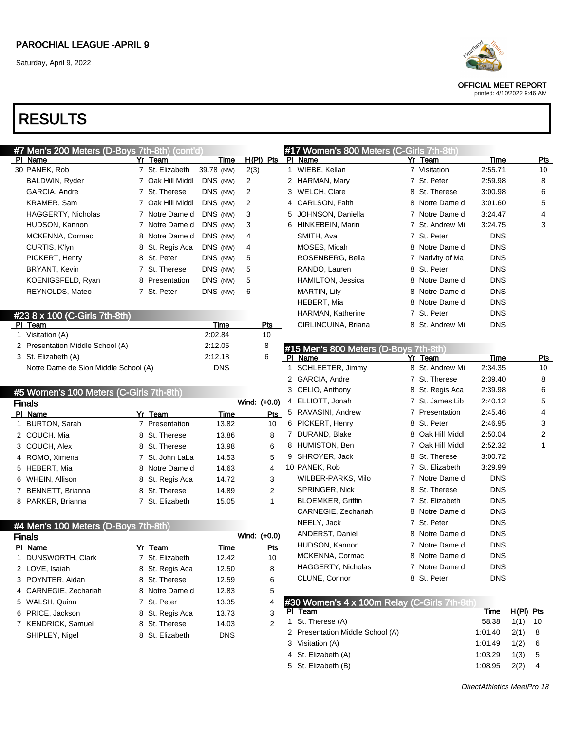# RESULTS

## #7 Men's 200 Meters (D-Boys 7th-8th) (cont'd)

| Pl | Name | Yr | Team | Time | H(Pl) | Pts |
|---|---|---|---|---|---|---|
| 30 | PANEK, Rob | 7 | St. Elizabeth | 39.78 (NW) | 2(3) | |
| | BALDWIN, Ryder | 7 | Oak Hill Middl | DNS (NW) | 2 | |
| | GARCIA, Andre | 7 | St. Therese | DNS (NW) | 2 | |
| | KRAMER, Sam | 7 | Oak Hill Middl | DNS (NW) | 2 | |
| | HAGGERTY, Nicholas | 7 | Notre Dame d | DNS (NW) | 3 | |
| | HUDSON, Kannon | 7 | Notre Dame d | DNS (NW) | 3 | |
| | MCKENNA, Cormac | 8 | Notre Dame d | DNS (NW) | 4 | |
| | CURTIS, K'lyn | 8 | St. Regis Aca | DNS (NW) | 4 | |
| | PICKERT, Henry | 8 | St. Peter | DNS (NW) | 5 | |
| | BRYANT, Kevin | 7 | St. Therese | DNS (NW) | 5 | |
| | KOENIGSFELD, Ryan | 8 | Presentation | DNS (NW) | 5 | |
| | REYNOLDS, Mateo | 7 | St. Peter | DNS (NW) | 6 | |

## #23 8 x 100 (C-Girls 7th-8th)

| Pl | Team | Time | Pts |
|---|---|---|---|
| 1 | Visitation (A) | 2:02.84 | 10 |
| 2 | Presentation Middle School (A) | 2:12.05 | 8 |
| 3 | St. Elizabeth (A) | 2:12.18 | 6 |
| | Notre Dame de Sion Middle School (A) | DNS | |

## #5 Women's 100 Meters (C-Girls 7th-8th)

**Finals** Wind: (+0.0)

| Pl | Name | Yr | Team | Time | Pts |
|---|---|---|---|---|---|
| 1 | BURTON, Sarah | 7 | Presentation | 13.82 | 10 |
| 2 | COUCH, Mia | 8 | St. Therese | 13.86 | 8 |
| 3 | COUCH, Alex | 8 | St. Therese | 13.98 | 6 |
| 4 | ROMO, Ximena | 7 | St. John LaLa | 14.53 | 5 |
| 5 | HEBERT, Mia | 8 | Notre Dame d | 14.63 | 4 |
| 6 | WHEIN, Allison | 8 | St. Regis Aca | 14.72 | 3 |
| 7 | BENNETT, Brianna | 8 | St. Therese | 14.89 | 2 |
| 8 | PARKER, Brianna | 7 | St. Elizabeth | 15.05 | 1 |

## #4 Men's 100 Meters (D-Boys 7th-8th)

**Finals** Wind: (+0.0)

| Pl | Name | Yr | Team | Time | Pts |
|---|---|---|---|---|---|
| 1 | DUNSWORTH, Clark | 7 | St. Elizabeth | 12.42 | 10 |
| 2 | LOVE, Isaiah | 8 | St. Regis Aca | 12.50 | 8 |
| 3 | POYNTER, Aidan | 8 | St. Therese | 12.59 | 6 |
| 4 | CARNEGIE, Zechariah | 8 | Notre Dame d | 12.83 | 5 |
| 5 | WALSH, Quinn | 7 | St. Peter | 13.35 | 4 |
| 6 | PRICE, Jackson | 8 | St. Regis Aca | 13.73 | 3 |
| 7 | KENDRICK, Samuel | 8 | St. Therese | 14.03 | 2 |
| | SHIPLEY, Nigel | 8 | St. Elizabeth | DNS | |

## #17 Women's 800 Meters (C-Girls 7th-8th)

| Pl | Name | Yr | Team | Time | Pts |
|---|---|---|---|---|---|
| 1 | WIEBE, Kellan | 7 | Visitation | 2:55.71 | 10 |
| 2 | HARMAN, Mary | 7 | St. Peter | 2:59.98 | 8 |
| 3 | WELCH, Clare | 8 | St. Therese | 3:00.98 | 6 |
| 4 | CARLSON, Faith | 8 | Notre Dame d | 3:01.60 | 5 |
| 5 | JOHNSON, Daniella | 7 | Notre Dame d | 3:24.47 | 4 |
| 6 | HINKEBEIN, Marin | 7 | St. Andrew Mi | 3:24.75 | 3 |
| | SMITH, Ava | 7 | St. Peter | DNS | |
| | MOSES, Micah | 8 | Notre Dame d | DNS | |
| | ROSENBERG, Bella | 7 | Nativity of Ma | DNS | |
| | RANDO, Lauren | 8 | St. Peter | DNS | |
| | HAMILTON, Jessica | 8 | Notre Dame d | DNS | |
| | MARTIN, Lily | 8 | Notre Dame d | DNS | |
| | HEBERT, Mia | 8 | Notre Dame d | DNS | |
| | HARMAN, Katherine | 7 | St. Peter | DNS | |
| | CIRLINCUINA, Briana | 8 | St. Andrew Mi | DNS | |

## #15 Men's 800 Meters (D-Boys 7th-8th)

| Pl | Name | Yr | Team | Time | Pts |
|---|---|---|---|---|---|
| 1 | SCHLEETER, Jimmy | 8 | St. Andrew Mi | 2:34.35 | 10 |
| 2 | GARCIA, Andre | 7 | St. Therese | 2:39.40 | 8 |
| 3 | CELIO, Anthony | 8 | St. Regis Aca | 2:39.98 | 6 |
| 4 | ELLIOTT, Jonah | 7 | St. James Lib | 2:40.12 | 5 |
| 5 | RAVASINI, Andrew | 7 | Presentation | 2:45.46 | 4 |
| 6 | PICKERT, Henry | 8 | St. Peter | 2:46.95 | 3 |
| 7 | DURAND, Blake | 8 | Oak Hill Middl | 2:50.04 | 2 |
| 8 | HUMISTON, Ben | 7 | Oak Hill Middl | 2:52.32 | 1 |
| 9 | SHROYER, Jack | 8 | St. Therese | 3:00.72 | |
| 10 | PANEK, Rob | 7 | St. Elizabeth | 3:29.99 | |
| | WILBER-PARKS, Milo | 7 | Notre Dame d | DNS | |
| | SPRINGER, Nick | 8 | St. Therese | DNS | |
| | BLOEMKER, Griffin | 7 | St. Elizabeth | DNS | |
| | CARNEGIE, Zechariah | 8 | Notre Dame d | DNS | |
| | NEELY, Jack | 7 | St. Peter | DNS | |
| | ANDERST, Daniel | 8 | Notre Dame d | DNS | |
| | HUDSON, Kannon | 7 | Notre Dame d | DNS | |
| | MCKENNA, Cormac | 8 | Notre Dame d | DNS | |
| | HAGGERTY, Nicholas | 7 | Notre Dame d | DNS | |
| | CLUNE, Connor | 8 | St. Peter | DNS | |

## #30 Women's 4 x 100m Relay (C-Girls 7th-8th)

| Pl | Team | Time | H(Pl) | Pts |
|---|---|---|---|---|
| 1 | St. Therese (A) | 58.38 | 1(1) | 10 |
| 2 | Presentation Middle School (A) | 1:01.40 | 2(1) | 8 |
| 3 | Visitation (A) | 1:01.49 | 1(2) | 6 |
| 4 | St. Elizabeth (A) | 1:03.29 | 1(3) | 5 |
| 5 | St. Elizabeth (B) | 1:08.95 | 2(2) | 4 |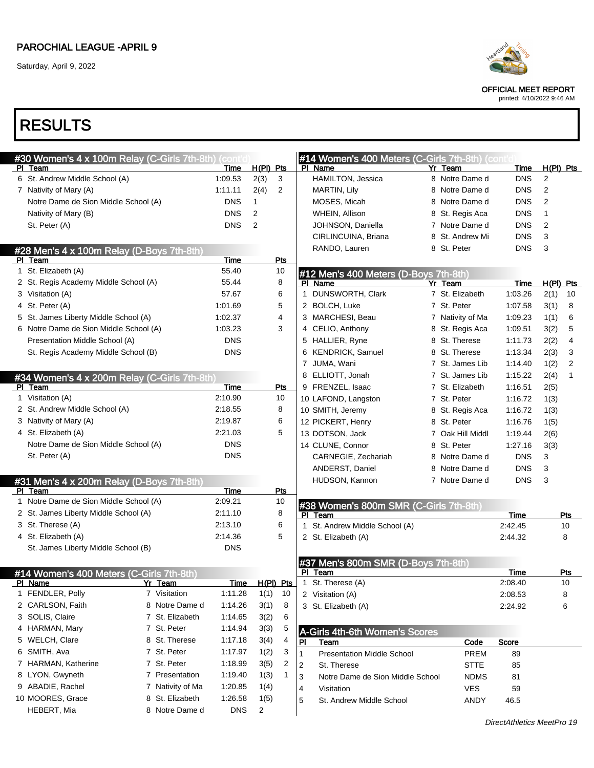# RESULTS

### #30 Women's 4 x 100m Relay (C-Girls 7th-8th) (cont'd)

| Pl | Team | Time | H(Pl) | Pts |
|---|---|---|---|---|
| 6 | St. Andrew Middle School (A) | 1:09.53 | 2(3) | 3 |
| 7 | Nativity of Mary (A) | 1:11.11 | 2(4) | 2 |
| | Notre Dame de Sion Middle School (A) | DNS | 1 | |
| | Nativity of Mary (B) | DNS | 2 | |
| | St. Peter (A) | DNS | 2 | |

### #28 Men's 4 x 100m Relay (D-Boys 7th-8th)

| Pl | Team | Time | Pts |
|---|---|---|---|
| 1 | St. Elizabeth (A) | 55.40 | 10 |
| 2 | St. Regis Academy Middle School (A) | 55.44 | 8 |
| 3 | Visitation (A) | 57.67 | 6 |
| 4 | St. Peter (A) | 1:01.69 | 5 |
| 5 | St. James Liberty Middle School (A) | 1:02.37 | 4 |
| 6 | Notre Dame de Sion Middle School (A) | 1:03.23 | 3 |
| | Presentation Middle School (A) | DNS | |
| | St. Regis Academy Middle School (B) | DNS | |

### #34 Women's 4 x 200m Relay (C-Girls 7th-8th)

| Pl | Team | Time | Pts |
|---|---|---|---|
| 1 | Visitation (A) | 2:10.90 | 10 |
| 2 | St. Andrew Middle School (A) | 2:18.55 | 8 |
| 3 | Nativity of Mary (A) | 2:19.87 | 6 |
| 4 | St. Elizabeth (A) | 2:21.03 | 5 |
| | Notre Dame de Sion Middle School (A) | DNS | |
| | St. Peter (A) | DNS | |

### #31 Men's 4 x 200m Relay (D-Boys 7th-8th)

| Pl | Team | Time | Pts |
|---|---|---|---|
| 1 | Notre Dame de Sion Middle School (A) | 2:09.21 | 10 |
| 2 | St. James Liberty Middle School (A) | 2:11.10 | 8 |
| 3 | St. Therese (A) | 2:13.10 | 6 |
| 4 | St. Elizabeth (A) | 2:14.36 | 5 |
| | St. James Liberty Middle School (B) | DNS | |

### #14 Women's 400 Meters (C-Girls 7th-8th)

| Pl | Name | Yr | Team | Time | H(Pl) | Pts |
|---|---|---|---|---|---|---|
| 1 | FENDLER, Polly | 7 | Visitation | 1:11.28 | 1(1) | 10 |
| 2 | CARLSON, Faith | 8 | Notre Dame d | 1:14.26 | 3(1) | 8 |
| 3 | SOLIS, Claire | 7 | St. Elizabeth | 1:14.65 | 3(2) | 6 |
| 4 | HARMAN, Mary | 7 | St. Peter | 1:14.94 | 3(3) | 5 |
| 5 | WELCH, Clare | 8 | St. Therese | 1:17.18 | 3(4) | 4 |
| 6 | SMITH, Ava | 7 | St. Peter | 1:17.97 | 1(2) | 3 |
| 7 | HARMAN, Katherine | 7 | St. Peter | 1:18.99 | 3(5) | 2 |
| 8 | LYON, Gwyneth | 7 | Presentation | 1:19.40 | 1(3) | 1 |
| 9 | ABADIE, Rachel | 7 | Nativity of Ma | 1:20.85 | 1(4) | |
| 10 | MOORES, Grace | 8 | St. Elizabeth | 1:26.58 | 1(5) | |
| | HEBERT, Mia | 8 | Notre Dame d | DNS | 2 | |
| | HAMILTON, Jessica | 8 | Notre Dame d | DNS | 2 | |
| | MARTIN, Lily | 8 | Notre Dame d | DNS | 2 | |
| | MOSES, Micah | 8 | Notre Dame d | DNS | 2 | |
| | WHEIN, Allison | 8 | St. Regis Aca | DNS | 1 | |
| | JOHNSON, Daniella | 7 | Notre Dame d | DNS | 2 | |
| | CIRLINCUINA, Briana | 8 | St. Andrew Mi | DNS | 3 | |
| | RANDO, Lauren | 8 | St. Peter | DNS | 3 | |

### #12 Men's 400 Meters (D-Boys 7th-8th)

| Pl | Name | Yr | Team | Time | H(Pl) | Pts |
|---|---|---|---|---|---|---|
| 1 | DUNSWORTH, Clark | 7 | St. Elizabeth | 1:03.26 | 2(1) | 10 |
| 2 | BOLCH, Luke | 7 | St. Peter | 1:07.58 | 3(1) | 8 |
| 3 | MARCHESI, Beau | 7 | Nativity of Ma | 1:09.23 | 1(1) | 6 |
| 4 | CELIO, Anthony | 8 | St. Regis Aca | 1:09.51 | 3(2) | 5 |
| 5 | HALLIER, Ryne | 8 | St. Therese | 1:11.73 | 2(2) | 4 |
| 6 | KENDRICK, Samuel | 8 | St. Therese | 1:13.34 | 2(3) | 3 |
| 7 | JUMA, Wani | 7 | St. James Lib | 1:14.40 | 1(2) | 2 |
| 8 | ELLIOTT, Jonah | 7 | St. James Lib | 1:15.22 | 2(4) | 1 |
| 9 | FRENZEL, Isaac | 7 | St. Elizabeth | 1:16.51 | 2(5) | |
| 10 | LAFOND, Langston | 7 | St. Peter | 1:16.72 | 1(3) | |
| 10 | SMITH, Jeremy | 8 | St. Regis Aca | 1:16.72 | 1(3) | |
| 12 | PICKERT, Henry | 8 | St. Peter | 1:16.76 | 1(5) | |
| 13 | DOTSON, Jack | 7 | Oak Hill Middl | 1:19.44 | 2(6) | |
| 14 | CLUNE, Connor | 8 | St. Peter | 1:27.16 | 3(3) | |
| | CARNEGIE, Zechariah | 8 | Notre Dame d | DNS | 3 | |
| | ANDERST, Daniel | 8 | Notre Dame d | DNS | 3 | |
| | HUDSON, Kannon | 7 | Notre Dame d | DNS | 3 | |

### #38 Women's 800m SMR (C-Girls 7th-8th)

| Pl | Team | Time | Pts |
|---|---|---|---|
| 1 | St. Andrew Middle School (A) | 2:42.45 | 10 |
| 2 | St. Elizabeth (A) | 2:44.32 | 8 |

### #37 Men's 800m SMR (D-Boys 7th-8th)

| Pl | Team | Time | Pts |
|---|---|---|---|
| 1 | St. Therese (A) | 2:08.40 | 10 |
| 2 | Visitation (A) | 2:08.53 | 8 |
| 3 | St. Elizabeth (A) | 2:24.92 | 6 |

### A-Girls 4th-6th Women's Scores

| Pl | Team | Code | Score |
|---|---|---|---|
| 1 | Presentation Middle School | PREM | 89 |
| 2 | St. Therese | STTE | 85 |
| 3 | Notre Dame de Sion Middle School | NDMS | 81 |
| 4 | Visitation | VES | 59 |
| 5 | St. Andrew Middle School | ANDY | 46.5 |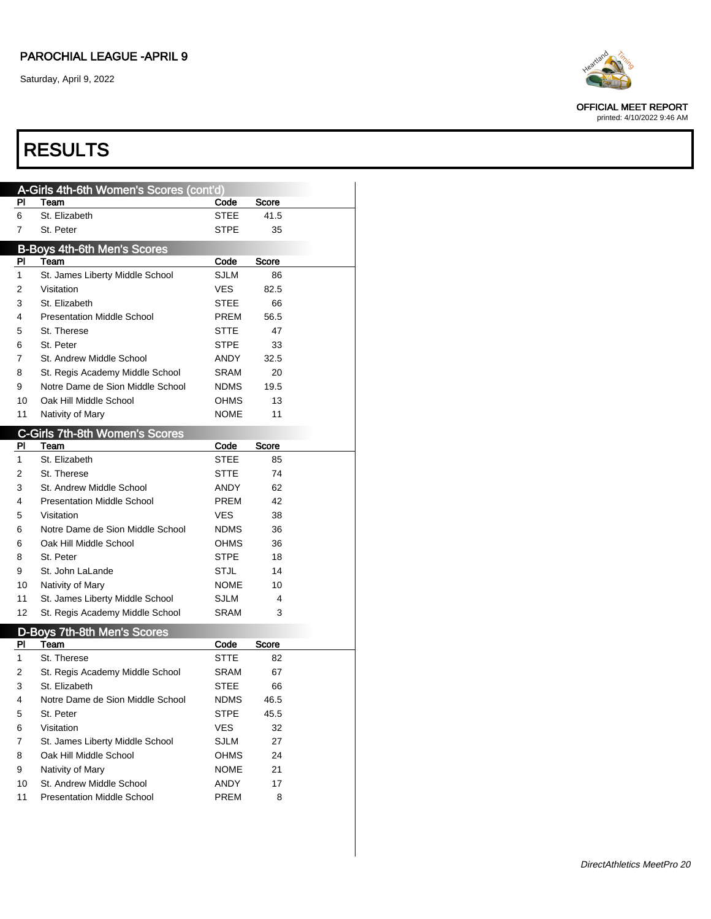## RESULTS

### A-Girls 4th-6th Women's Scores (cont'd)

| Pl | Team | Code | Score |
|---|---|---|---|
| 6 | St. Elizabeth | STEE | 41.5 |
| 7 | St. Peter | STPE | 35 |

### B-Boys 4th-6th Men's Scores

| Pl | Team | Code | Score |
|---|---|---|---|
| 1 | St. James Liberty Middle School | SJLM | 86 |
| 2 | Visitation | VES | 82.5 |
| 3 | St. Elizabeth | STEE | 66 |
| 4 | Presentation Middle School | PREM | 56.5 |
| 5 | St. Therese | STTE | 47 |
| 6 | St. Peter | STPE | 33 |
| 7 | St. Andrew Middle School | ANDY | 32.5 |
| 8 | St. Regis Academy Middle School | SRAM | 20 |
| 9 | Notre Dame de Sion Middle School | NDMS | 19.5 |
| 10 | Oak Hill Middle School | OHMS | 13 |
| 11 | Nativity of Mary | NOME | 11 |

### C-Girls 7th-8th Women's Scores

| Pl | Team | Code | Score |
|---|---|---|---|
| 1 | St. Elizabeth | STEE | 85 |
| 2 | St. Therese | STTE | 74 |
| 3 | St. Andrew Middle School | ANDY | 62 |
| 4 | Presentation Middle School | PREM | 42 |
| 5 | Visitation | VES | 38 |
| 6 | Notre Dame de Sion Middle School | NDMS | 36 |
| 6 | Oak Hill Middle School | OHMS | 36 |
| 8 | St. Peter | STPE | 18 |
| 9 | St. John LaLande | STJL | 14 |
| 10 | Nativity of Mary | NOME | 10 |
| 11 | St. James Liberty Middle School | SJLM | 4 |
| 12 | St. Regis Academy Middle School | SRAM | 3 |

### D-Boys 7th-8th Men's Scores

| Pl | Team | Code | Score |
|---|---|---|---|
| 1 | St. Therese | STTE | 82 |
| 2 | St. Regis Academy Middle School | SRAM | 67 |
| 3 | St. Elizabeth | STEE | 66 |
| 4 | Notre Dame de Sion Middle School | NDMS | 46.5 |
| 5 | St. Peter | STPE | 45.5 |
| 6 | Visitation | VES | 32 |
| 7 | St. James Liberty Middle School | SJLM | 27 |
| 8 | Oak Hill Middle School | OHMS | 24 |
| 9 | Nativity of Mary | NOME | 21 |
| 10 | St. Andrew Middle School | ANDY | 17 |
| 11 | Presentation Middle School | PREM | 8 |